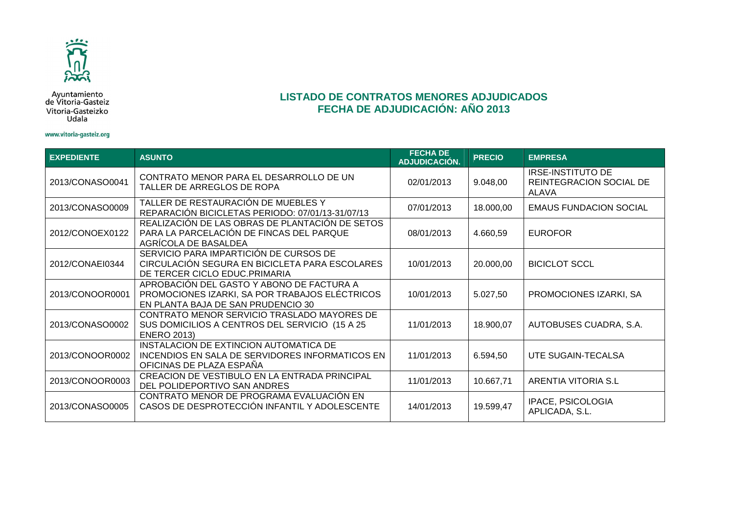Ayuntamiento de Vitoria-Gasteiz
Vitoria-Gasteizko Udala

www.vitoria-gasteiz.org

## LISTADO DE CONTRATOS MENORES ADJUDICADOS
## FECHA DE ADJUDICACIÓN: AÑO 2013

| EXPEDIENTE | ASUNTO | FECHA DE ADJUDICACIÓN. | PRECIO | EMPRESA |
|---|---|---|---|---|
| 2013/CONASO0041 | CONTRATO MENOR PARA EL DESARROLLO DE UN TALLER DE ARREGLOS DE ROPA | 02/01/2013 | 9.048,00 | IRSE-INSTITUTO DE REINTEGRACION SOCIAL DE ALAVA |
| 2013/CONASO0009 | TALLER DE RESTAURACIÓN DE MUEBLES Y REPARACIÓN BICICLETAS PERIODO: 07/01/13-31/07/13 | 07/01/2013 | 18.000,00 | EMAUS FUNDACION SOCIAL |
| 2012/CONOEX0122 | REALIZACIÓN DE LAS OBRAS DE PLANTACIÓN DE SETOS PARA LA PARCELACIÓN DE FINCAS DEL PARQUE AGRÍCOLA DE BASALDEA | 08/01/2013 | 4.660,59 | EUROFOR |
| 2012/CONAEI0344 | SERVICIO PARA IMPARTICIÓN DE CURSOS DE CIRCULACIÓN SEGURA EN BICICLETA PARA ESCOLARES DE TERCER CICLO EDUC.PRIMARIA | 10/01/2013 | 20.000,00 | BICICLOT SCCL |
| 2013/CONOOR0001 | APROBACIÓN DEL GASTO Y ABONO DE FACTURA A PROMOCIONES IZARKI, SA POR TRABAJOS ELÉCTRICOS EN PLANTA BAJA DE SAN PRUDENCIO 30 | 10/01/2013 | 5.027,50 | PROMOCIONES IZARKI, SA |
| 2013/CONASO0002 | CONTRATO MENOR SERVICIO TRASLADO MAYORES DE SUS DOMICILIOS A CENTROS DEL SERVICIO (15 A 25 ENERO 2013) | 11/01/2013 | 18.900,07 | AUTOBUSES CUADRA, S.A. |
| 2013/CONOOR0002 | INSTALACION DE EXTINCION AUTOMATICA DE INCENDIOS EN SALA DE SERVIDORES INFORMATICOS EN OFICINAS DE PLAZA ESPAÑA | 11/01/2013 | 6.594,50 | UTE SUGAIN-TECALSA |
| 2013/CONOOR0003 | CREACION DE VESTIBULO EN LA ENTRADA PRINCIPAL DEL POLIDEPORTIVO SAN ANDRES | 11/01/2013 | 10.667,71 | ARENTIA VITORIA S.L |
| 2013/CONASO0005 | CONTRATO MENOR DE PROGRAMA EVALUACIÓN EN CASOS DE DESPROTECCIÓN INFANTIL Y ADOLESCENTE | 14/01/2013 | 19.599,47 | IPACE, PSICOLOGIA APLICADA, S.L. |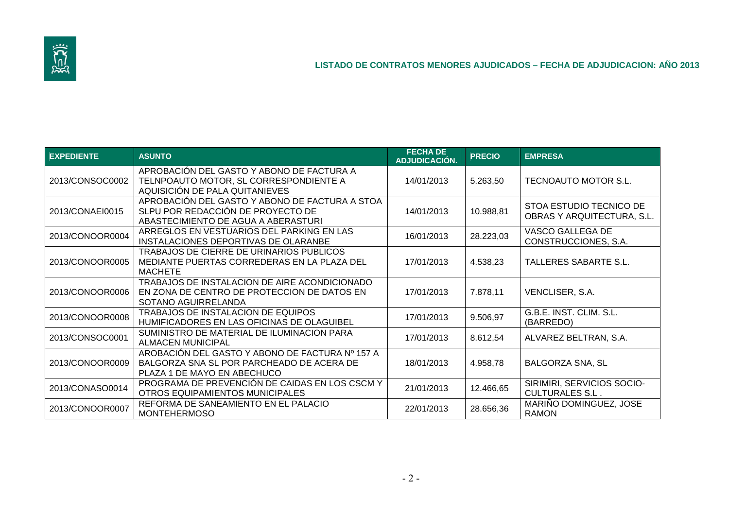## LISTADO DE CONTRATOS MENORES AJUDICADOS – FECHA DE ADJUDICACION: AÑO 2013

| EXPEDIENTE | ASUNTO | FECHA DE ADJUDICACIÓN. | PRECIO | EMPRESA |
|---|---|---|---|---|
| 2013/CONSOC0002 | APROBACIÓN DEL GASTO Y ABONO DE FACTURA A TELNPOAUTO MOTOR, SL CORRESPONDIENTE A AQUISICIÓN DE PALA QUITANIEVES | 14/01/2013 | 5.263,50 | TECNOAUTO MOTOR S.L. |
| 2013/CONAEI0015 | APROBACIÓN DEL GASTO Y ABONO DE FACTURA A STOA SLPU POR REDACCIÓN DE PROYECTO DE ABASTECIMIENTO DE AGUA A ABERASTURI | 14/01/2013 | 10.988,81 | STOA ESTUDIO TECNICO DE OBRAS Y ARQUITECTURA, S.L. |
| 2013/CONOOR0004 | ARREGLOS EN VESTUARIOS DEL PARKING EN LAS INSTALACIONES DEPORTIVAS DE OLARANBE | 16/01/2013 | 28.223,03 | VASCO GALLEGA DE CONSTRUCCIONES, S.A. |
| 2013/CONOOR0005 | TRABAJOS DE CIERRE DE URINARIOS PUBLICOS MEDIANTE PUERTAS CORREDERAS EN LA PLAZA DEL MACHETE | 17/01/2013 | 4.538,23 | TALLERES SABARTE S.L. |
| 2013/CONOOR0006 | TRABAJOS DE INSTALACION DE AIRE ACONDICIONADO EN ZONA DE CENTRO DE PROTECCION DE DATOS EN SOTANO AGUIRRELANDA | 17/01/2013 | 7.878,11 | VENCLISER, S.A. |
| 2013/CONOOR0008 | TRABAJOS DE INSTALACION DE EQUIPOS HUMIFICADORES EN LAS OFICINAS DE OLAGUIBEL | 17/01/2013 | 9.506,97 | G.B.E. INST. CLIM. S.L. (BARREDO) |
| 2013/CONSOC0001 | SUMINISTRO DE MATERIAL DE ILUMINACION PARA ALMACEN MUNICIPAL | 17/01/2013 | 8.612,54 | ALVAREZ BELTRAN, S.A. |
| 2013/CONOOR0009 | AROBACIÓN DEL GASTO Y ABONO DE FACTURA Nº 157 A BALGORZA SNA SL POR PARCHEADO DE ACERA DE PLAZA 1 DE MAYO EN ABECHUCO | 18/01/2013 | 4.958,78 | BALGORZA SNA, SL |
| 2013/CONASO0014 | PROGRAMA DE PREVENCIÓN DE CAIDAS EN LOS CSCM Y OTROS EQUIPAMIENTOS MUNICIPALES | 21/01/2013 | 12.466,65 | SIRIMIRI, SERVICIOS SOCIO-CULTURALES S.L . |
| 2013/CONOOR0007 | REFORMA DE SANEAMIENTO EN EL PALACIO MONTEHERMOSO | 22/01/2013 | 28.656,36 | MARIÑO DOMINGUEZ, JOSE RAMON |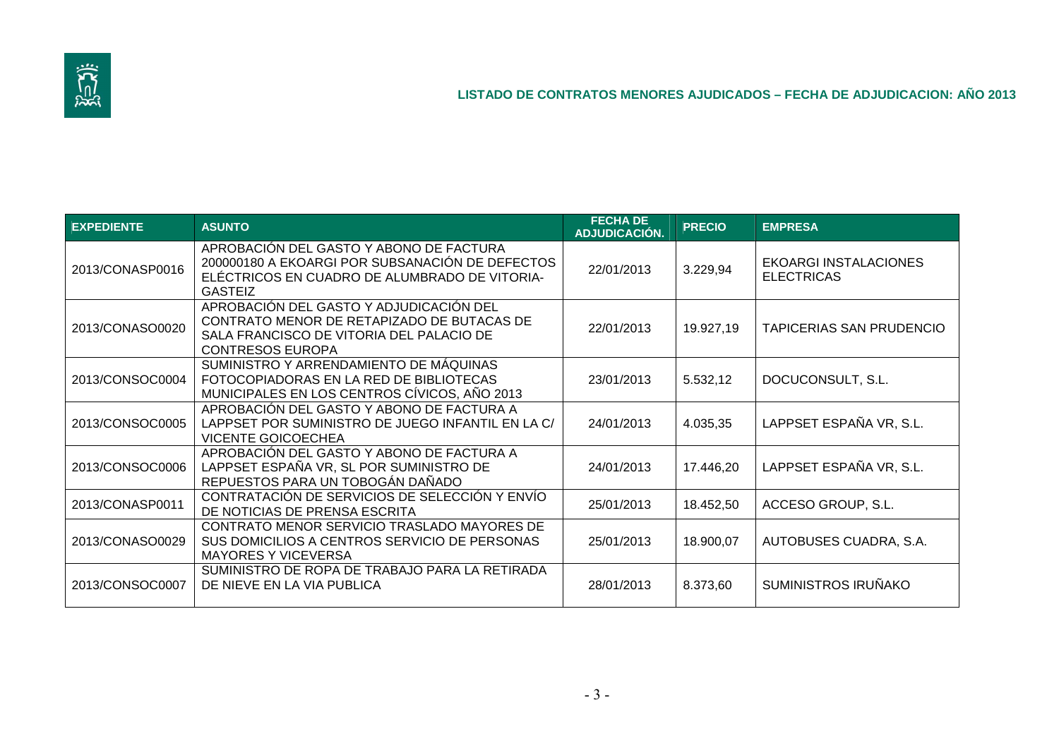## LISTADO DE CONTRATOS MENORES AJUDICADOS – FECHA DE ADJUDICACION: AÑO 2013

| EXPEDIENTE | ASUNTO | FECHA DE ADJUDICACIÓN. | PRECIO | EMPRESA |
|---|---|---|---|---|
| 2013/CONASP0016 | APROBACIÓN DEL GASTO Y ABONO DE FACTURA 200000180 A EKOARGI POR SUBSANACIÓN DE DEFECTOS ELÉCTRICOS EN CUADRO DE ALUMBRADO DE VITORIA-GASTEIZ | 22/01/2013 | 3.229,94 | EKOARGI INSTALACIONES ELECTRICAS |
| 2013/CONASO0020 | APROBACIÓN DEL GASTO Y ADJUDICACIÓN DEL CONTRATO MENOR DE RETAPIZADO DE BUTACAS DE SALA FRANCISCO DE VITORIA DEL PALACIO DE CONTRESOS EUROPA | 22/01/2013 | 19.927,19 | TAPICERIAS SAN PRUDENCIO |
| 2013/CONSOC0004 | SUMINISTRO Y ARRENDAMIENTO DE MÁQUINAS FOTOCOPIADORAS EN LA RED DE BIBLIOTECAS MUNICIPALES EN LOS CENTROS CÍVICOS, AÑO 2013 | 23/01/2013 | 5.532,12 | DOCUCONSULT, S.L. |
| 2013/CONSOC0005 | APROBACIÓN DEL GASTO Y ABONO DE FACTURA A LAPPSET POR SUMINISTRO DE JUEGO INFANTIL EN LA C/ VICENTE GOICOECHEA | 24/01/2013 | 4.035,35 | LAPPSET ESPAÑA VR, S.L. |
| 2013/CONSOC0006 | APROBACIÓN DEL GASTO Y ABONO DE FACTURA A LAPPSET ESPAÑA VR, SL POR SUMINISTRO DE REPUESTOS PARA UN TOBOGÁN DAÑADO | 24/01/2013 | 17.446,20 | LAPPSET ESPAÑA VR, S.L. |
| 2013/CONASP0011 | CONTRATACIÓN DE SERVICIOS DE SELECCIÓN Y ENVÍO DE NOTICIAS DE PRENSA ESCRITA | 25/01/2013 | 18.452,50 | ACCESO GROUP, S.L. |
| 2013/CONASO0029 | CONTRATO MENOR SERVICIO TRASLADO MAYORES DE SUS DOMICILIOS A CENTROS SERVICIO DE PERSONAS MAYORES Y VICEVERSA | 25/01/2013 | 18.900,07 | AUTOBUSES CUADRA, S.A. |
| 2013/CONSOC0007 | SUMINISTRO DE ROPA DE TRABAJO PARA LA RETIRADA DE NIEVE EN LA VIA PUBLICA | 28/01/2013 | 8.373,60 | SUMINISTROS IRUÑAKO |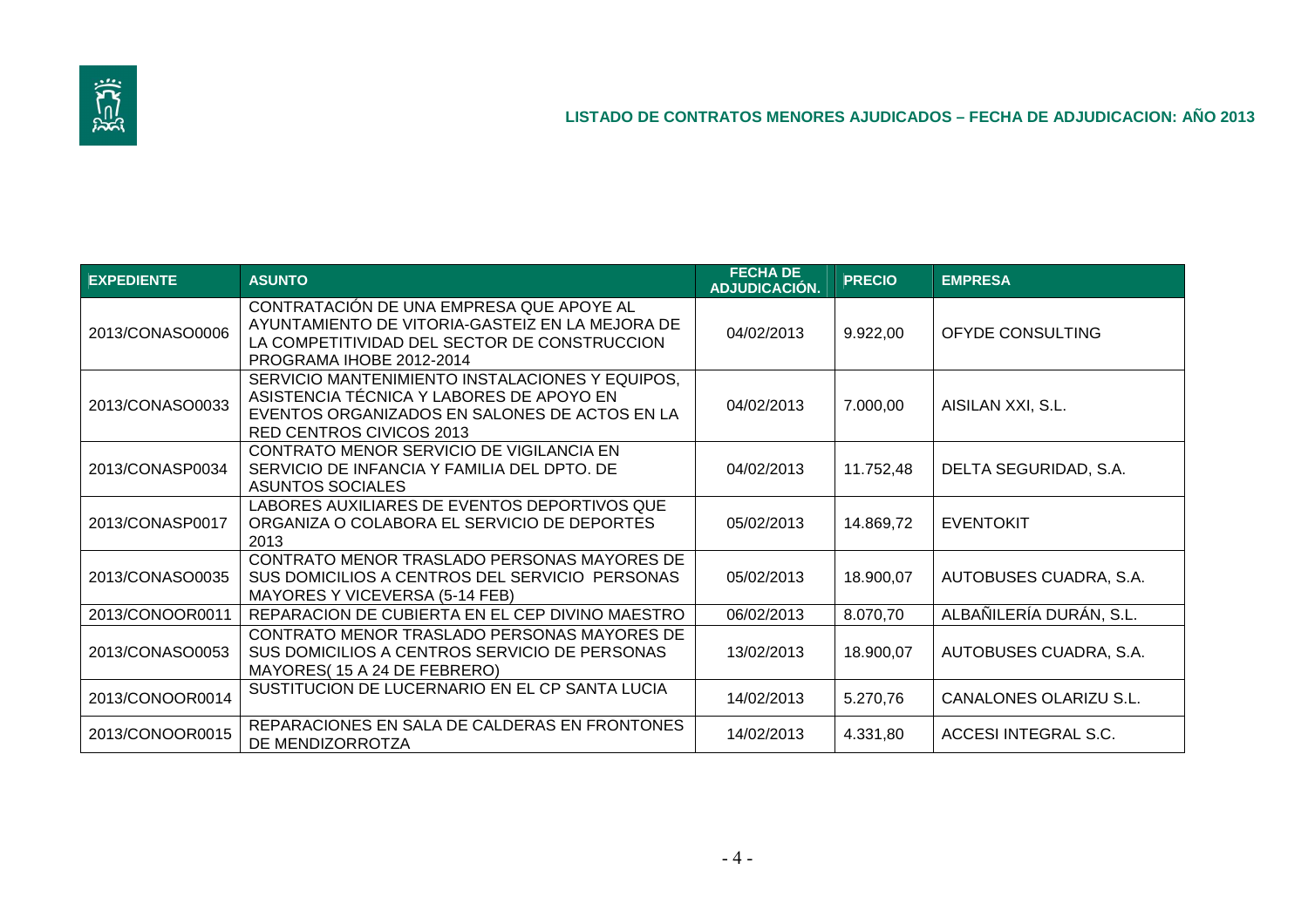## LISTADO DE CONTRATOS MENORES AJUDICADOS – FECHA DE ADJUDICACION: AÑO 2013

| EXPEDIENTE | ASUNTO | FECHA DE ADJUDICACIÓN. | PRECIO | EMPRESA |
|---|---|---|---|---|
| 2013/CONASO0006 | CONTRATACIÓN DE UNA EMPRESA QUE APOYE AL AYUNTAMIENTO DE VITORIA-GASTEIZ EN LA MEJORA DE LA COMPETITIVIDAD DEL SECTOR DE CONSTRUCCION PROGRAMA IHOBE 2012-2014 | 04/02/2013 | 9.922,00 | OFYDE CONSULTING |
| 2013/CONASO0033 | SERVICIO MANTENIMIENTO INSTALACIONES Y EQUIPOS, ASISTENCIA TÉCNICA Y LABORES DE APOYO EN EVENTOS ORGANIZADOS EN SALONES DE ACTOS EN LA RED CENTROS CIVICOS 2013 | 04/02/2013 | 7.000,00 | AISILAN XXI, S.L. |
| 2013/CONASP0034 | CONTRATO MENOR SERVICIO DE VIGILANCIA EN SERVICIO DE INFANCIA Y FAMILIA DEL DPTO. DE ASUNTOS SOCIALES | 04/02/2013 | 11.752,48 | DELTA SEGURIDAD, S.A. |
| 2013/CONASP0017 | LABORES AUXILIARES DE EVENTOS DEPORTIVOS QUE ORGANIZA O COLABORA EL SERVICIO DE DEPORTES 2013 | 05/02/2013 | 14.869,72 | EVENTOKIT |
| 2013/CONASO0035 | CONTRATO MENOR TRASLADO PERSONAS MAYORES DE SUS DOMICILIOS A CENTROS DEL SERVICIO PERSONAS MAYORES Y VICEVERSA (5-14 FEB) | 05/02/2013 | 18.900,07 | AUTOBUSES CUADRA, S.A. |
| 2013/CONOOR0011 | REPARACION DE CUBIERTA EN EL CEP DIVINO MAESTRO | 06/02/2013 | 8.070,70 | ALBAÑILERÍA DURÁN, S.L. |
| 2013/CONASO0053 | CONTRATO MENOR TRASLADO PERSONAS MAYORES DE SUS DOMICILIOS A CENTROS SERVICIO DE PERSONAS MAYORES( 15 A 24 DE FEBRERO) | 13/02/2013 | 18.900,07 | AUTOBUSES CUADRA, S.A. |
| 2013/CONOOR0014 | SUSTITUCION DE LUCERNARIO EN EL CP SANTA LUCIA | 14/02/2013 | 5.270,76 | CANALONES OLARIZU S.L. |
| 2013/CONOOR0015 | REPARACIONES EN SALA DE CALDERAS EN FRONTONES DE MENDIZORROTZA | 14/02/2013 | 4.331,80 | ACCESI INTEGRAL S.C. |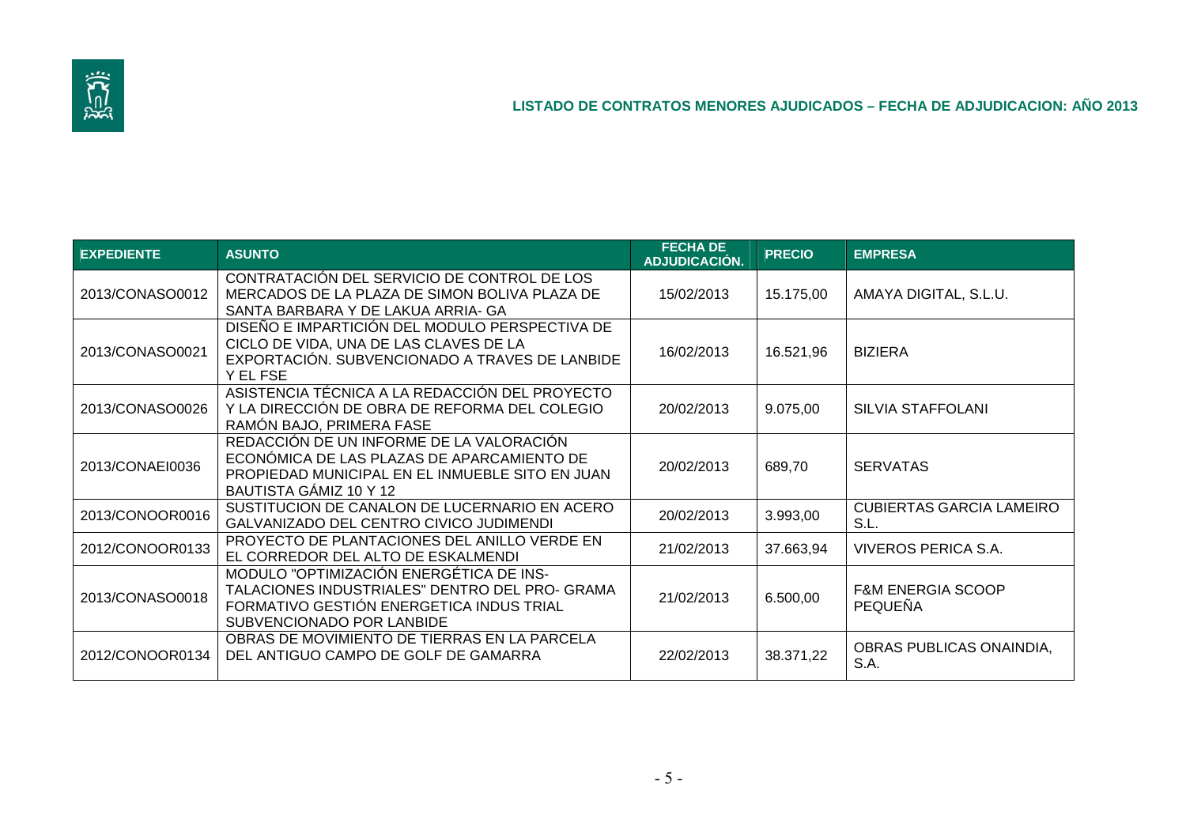## LISTADO DE CONTRATOS MENORES AJUDICADOS – FECHA DE ADJUDICACION: AÑO 2013

| EXPEDIENTE | ASUNTO | FECHA DE ADJUDICACIÓN. | PRECIO | EMPRESA |
|---|---|---|---|---|
| 2013/CONASO0012 | CONTRATACIÓN DEL SERVICIO DE CONTROL DE LOS MERCADOS DE LA PLAZA DE SIMON BOLIVA PLAZA DE SANTA BARBARA Y DE LAKUA ARRIA- GA | 15/02/2013 | 15.175,00 | AMAYA DIGITAL, S.L.U. |
| 2013/CONASO0021 | DISEÑO E IMPARTICIÓN DEL MODULO PERSPECTIVA DE CICLO DE VIDA, UNA DE LAS CLAVES DE LA EXPORTACIÓN. SUBVENCIONADO A TRAVES DE LANBIDE Y EL FSE | 16/02/2013 | 16.521,96 | BIZIERA |
| 2013/CONASO0026 | ASISTENCIA TÉCNICA A LA REDACCIÓN DEL PROYECTO Y LA DIRECCIÓN DE OBRA DE REFORMA DEL COLEGIO RAMÓN BAJO, PRIMERA FASE | 20/02/2013 | 9.075,00 | SILVIA STAFFOLANI |
| 2013/CONAEI0036 | REDACCIÓN DE UN INFORME DE LA VALORACIÓN ECONÓMICA DE LAS PLAZAS DE APARCAMIENTO DE PROPIEDAD MUNICIPAL EN EL INMUEBLE SITO EN JUAN BAUTISTA GÁMIZ 10 Y 12 | 20/02/2013 | 689,70 | SERVATAS |
| 2013/CONOOR0016 | SUSTITUCION DE CANALON DE LUCERNARIO EN ACERO GALVANIZADO DEL CENTRO CIVICO JUDIMENDI | 20/02/2013 | 3.993,00 | CUBIERTAS GARCIA LAMEIRO S.L. |
| 2012/CONOOR0133 | PROYECTO DE PLANTACIONES DEL ANILLO VERDE EN EL CORREDOR DEL ALTO DE ESKALMENDI | 21/02/2013 | 37.663,94 | VIVEROS PERICA S.A. |
| 2013/CONASO0018 | MODULO "OPTIMIZACIÓN ENERGÉTICA DE INS- TALACIONES INDUSTRIALES" DENTRO DEL PRO- GRAMA FORMATIVO GESTIÓN ENERGETICA INDUS TRIAL SUBVENCIONADO POR LANBIDE | 21/02/2013 | 6.500,00 | F&M ENERGIA SCOOP PEQUEÑA |
| 2012/CONOOR0134 | OBRAS DE MOVIMIENTO DE TIERRAS EN LA PARCELA DEL ANTIGUO CAMPO DE GOLF DE GAMARRA | 22/02/2013 | 38.371,22 | OBRAS PUBLICAS ONAINDIA, S.A. |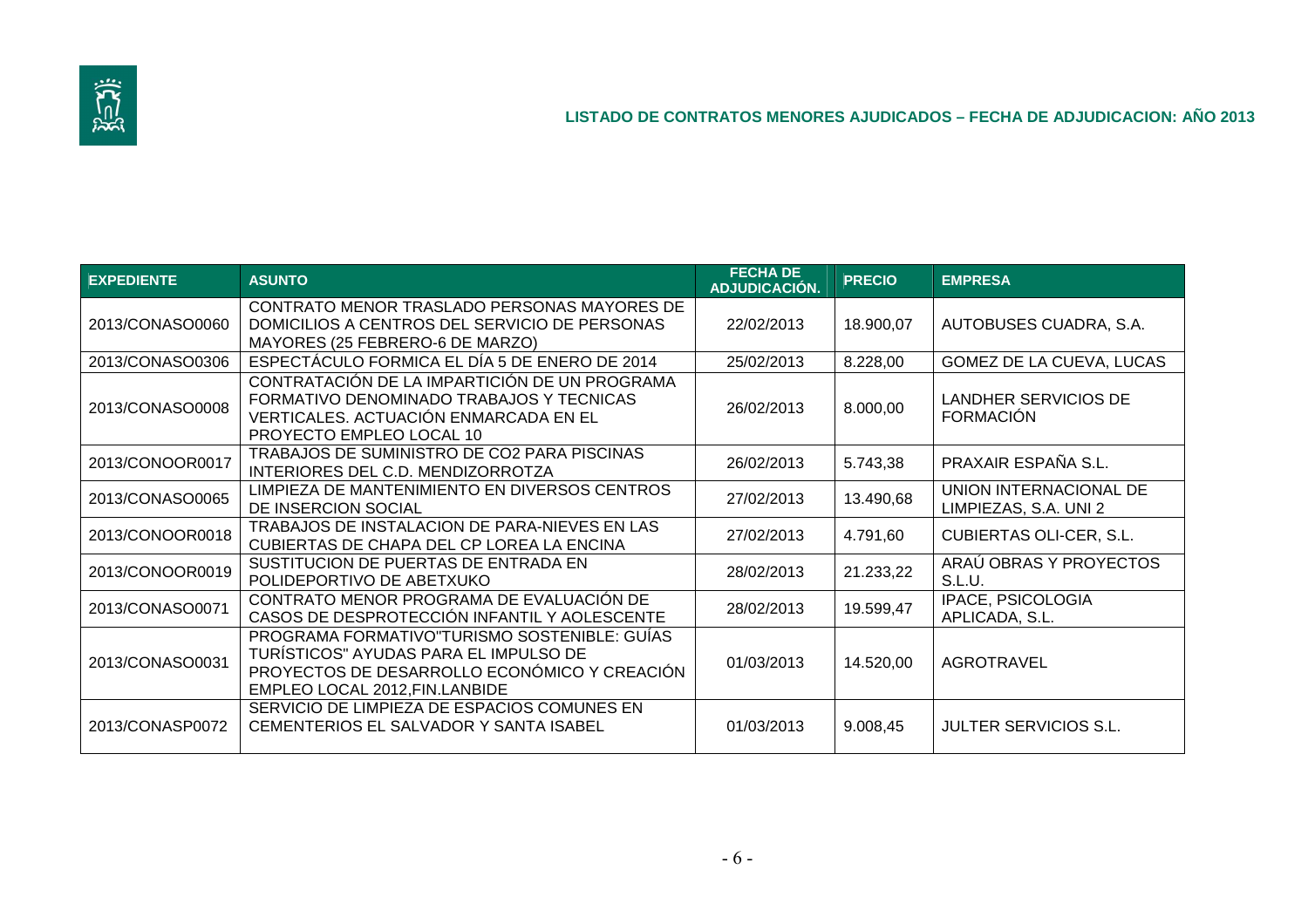## LISTADO DE CONTRATOS MENORES AJUDICADOS – FECHA DE ADJUDICACION: AÑO 2013

| EXPEDIENTE | ASUNTO | FECHA DE ADJUDICACIÓN. | PRECIO | EMPRESA |
|---|---|---|---|---|
| 2013/CONASO0060 | CONTRATO MENOR TRASLADO PERSONAS MAYORES DE DOMICILIOS A CENTROS DEL SERVICIO DE PERSONAS MAYORES (25 FEBRERO-6 DE MARZO) | 22/02/2013 | 18.900,07 | AUTOBUSES CUADRA, S.A. |
| 2013/CONASO0306 | ESPECTÁCULO FORMICA EL DÍA 5 DE ENERO DE 2014 | 25/02/2013 | 8.228,00 | GOMEZ DE LA CUEVA, LUCAS |
| 2013/CONASO0008 | CONTRATACIÓN DE LA IMPARTICIÓN DE UN PROGRAMA FORMATIVO DENOMINADO TRABAJOS Y TECNICAS VERTICALES. ACTUACIÓN ENMARCADA EN EL PROYECTO EMPLEO LOCAL 10 | 26/02/2013 | 8.000,00 | LANDHER SERVICIOS DE FORMACIÓN |
| 2013/CONOOR0017 | TRABAJOS DE SUMINISTRO DE CO2 PARA PISCINAS INTERIORES DEL C.D. MENDIZORROTZA | 26/02/2013 | 5.743,38 | PRAXAIR ESPAÑA S.L. |
| 2013/CONASO0065 | LIMPIEZA DE MANTENIMIENTO EN DIVERSOS CENTROS DE INSERCION SOCIAL | 27/02/2013 | 13.490,68 | UNION INTERNACIONAL DE LIMPIEZAS, S.A. UNI 2 |
| 2013/CONOOR0018 | TRABAJOS DE INSTALACION DE PARA-NIEVES EN LAS CUBIERTAS DE CHAPA DEL CP LOREA LA ENCINA | 27/02/2013 | 4.791,60 | CUBIERTAS OLI-CER, S.L. |
| 2013/CONOOR0019 | SUSTITUCION DE PUERTAS DE ENTRADA EN POLIDEPORTIVO DE ABETXUKO | 28/02/2013 | 21.233,22 | ARAÚ OBRAS Y PROYECTOS S.L.U. |
| 2013/CONASO0071 | CONTRATO MENOR PROGRAMA DE EVALUACIÓN DE CASOS DE DESPROTECCIÓN INFANTIL Y AOLESCENTE | 28/02/2013 | 19.599,47 | IPACE, PSICOLOGIA APLICADA, S.L. |
| 2013/CONASO0031 | PROGRAMA FORMATIVO"TURISMO SOSTENIBLE: GUÍAS TURÍSTICOS" AYUDAS PARA EL IMPULSO DE PROYECTOS DE DESARROLLO ECONÓMICO Y CREACIÓN EMPLEO LOCAL 2012,FIN.LANBIDE | 01/03/2013 | 14.520,00 | AGROTRAVEL |
| 2013/CONASP0072 | SERVICIO DE LIMPIEZA DE ESPACIOS COMUNES EN CEMENTERIOS EL SALVADOR Y SANTA ISABEL | 01/03/2013 | 9.008,45 | JULTER SERVICIOS S.L. |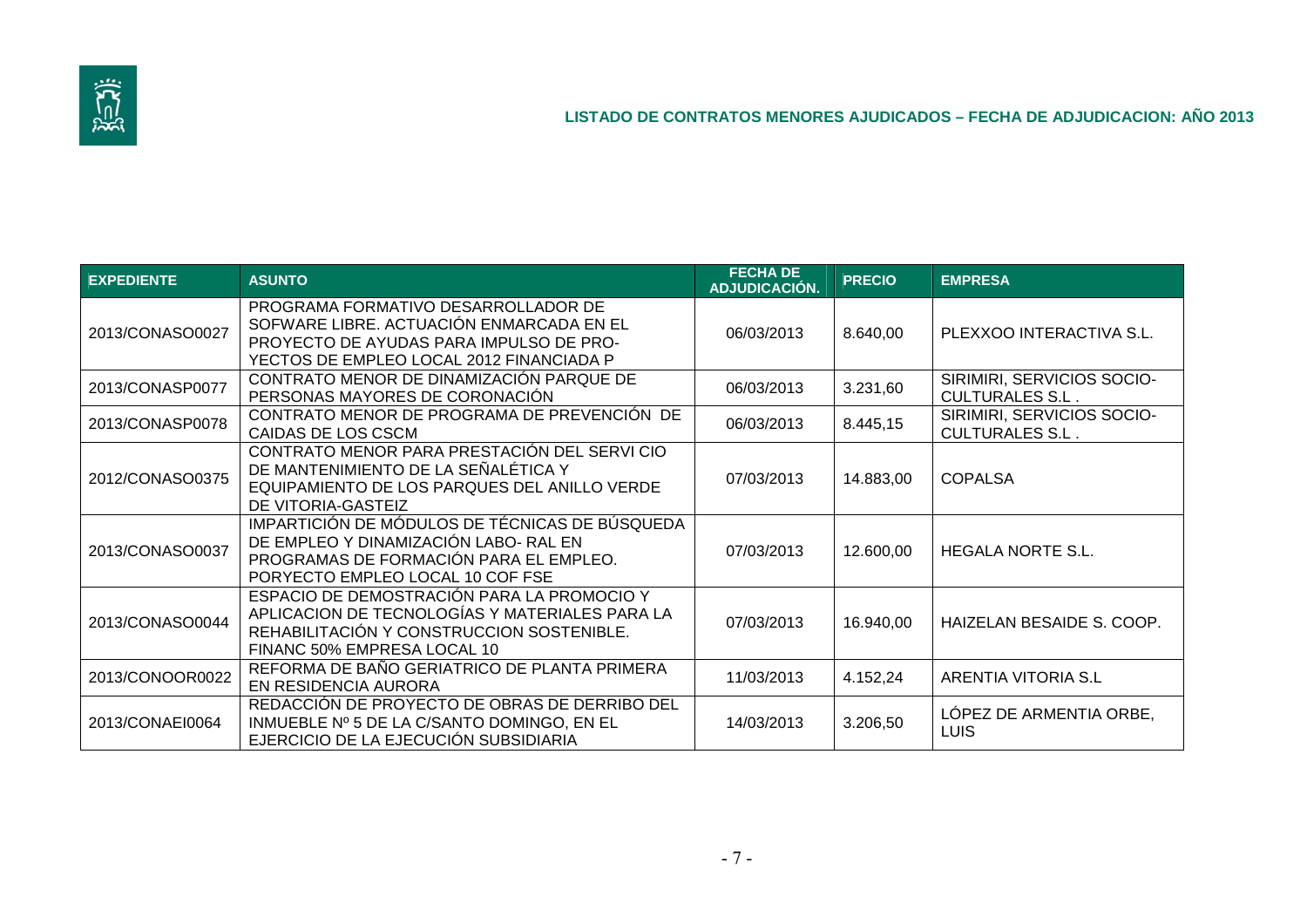## LISTADO DE CONTRATOS MENORES AJUDICADOS – FECHA DE ADJUDICACION: AÑO 2013

| EXPEDIENTE | ASUNTO | FECHA DE ADJUDICACIÓN. | PRECIO | EMPRESA |
|---|---|---|---|---|
| 2013/CONASO0027 | PROGRAMA FORMATIVO DESARROLLADOR DE SOFWARE LIBRE. ACTUACIÓN ENMARCADA EN EL PROYECTO DE AYUDAS PARA IMPULSO DE PRO-YECTOS DE EMPLEO LOCAL 2012 FINANCIADA P | 06/03/2013 | 8.640,00 | PLEXXOO INTERACTIVA S.L. |
| 2013/CONASP0077 | CONTRATO MENOR DE DINAMIZACIÓN PARQUE DE PERSONAS MAYORES DE CORONACIÓN | 06/03/2013 | 3.231,60 | SIRIMIRI, SERVICIOS SOCIO-CULTURALES S.L . |
| 2013/CONASP0078 | CONTRATO MENOR DE PROGRAMA DE PREVENCIÓN DE CAIDAS DE LOS CSCM | 06/03/2013 | 8.445,15 | SIRIMIRI, SERVICIOS SOCIO-CULTURALES S.L . |
| 2012/CONASO0375 | CONTRATO MENOR PARA PRESTACIÓN DEL SERVI CIO DE MANTENIMIENTO DE LA SEÑALÉTICA Y EQUIPAMIENTO DE LOS PARQUES DEL ANILLO VERDE DE VITORIA-GASTEIZ | 07/03/2013 | 14.883,00 | COPALSA |
| 2013/CONASO0037 | IMPARTICIÓN DE MÓDULOS DE TÉCNICAS DE BÚSQUEDA DE EMPLEO Y DINAMIZACIÓN LABO- RAL EN PROGRAMAS DE FORMACIÓN PARA EL EMPLEO. PORYECTO EMPLEO LOCAL 10 COF FSE | 07/03/2013 | 12.600,00 | HEGALA NORTE S.L. |
| 2013/CONASO0044 | ESPACIO DE DEMOSTRACIÓN PARA LA PROMOCIO Y APLICACION DE TECNOLOGÍAS Y MATERIALES PARA LA REHABILITACIÓN Y CONSTRUCCION SOSTENIBLE. FINANC 50% EMPRESA LOCAL 10 | 07/03/2013 | 16.940,00 | HAIZELAN BESAIDE S. COOP. |
| 2013/CONOOR0022 | REFORMA DE BAÑO GERIATRICO DE PLANTA PRIMERA EN RESIDENCIA AURORA | 11/03/2013 | 4.152,24 | ARENTIA VITORIA S.L |
| 2013/CONAEI0064 | REDACCIÓN DE PROYECTO DE OBRAS DE DERRIBO DEL INMUEBLE Nº 5 DE LA C/SANTO DOMINGO, EN EL EJERCICIO DE LA EJECUCIÓN SUBSIDIARIA | 14/03/2013 | 3.206,50 | LÓPEZ DE ARMENTIA ORBE, LUIS |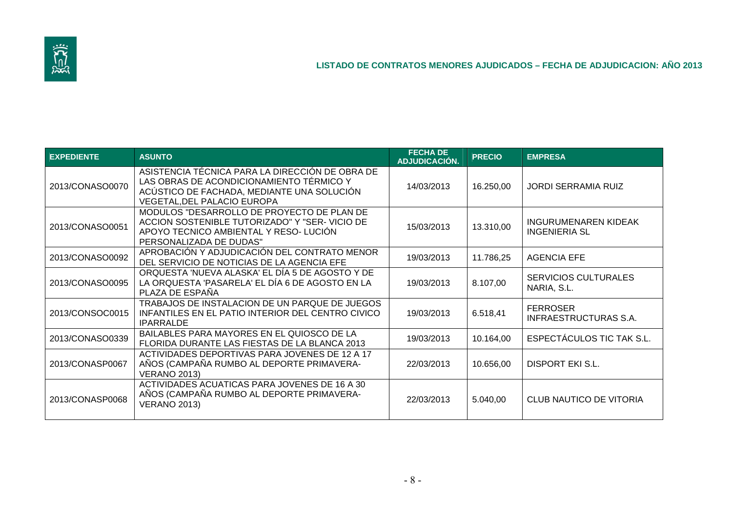## LISTADO DE CONTRATOS MENORES AJUDICADOS – FECHA DE ADJUDICACION: AÑO 2013

| EXPEDIENTE | ASUNTO | FECHA DE ADJUDICACIÓN. | PRECIO | EMPRESA |
|---|---|---|---|---|
| 2013/CONASO0070 | ASISTENCIA TÉCNICA PARA LA DIRECCIÓN DE OBRA DE LAS OBRAS DE ACONDICIONAMIENTO TÉRMICO Y ACÚSTICO DE FACHADA, MEDIANTE UNA SOLUCIÓN VEGETAL,DEL PALACIO EUROPA | 14/03/2013 | 16.250,00 | JORDI SERRAMIA RUIZ |
| 2013/CONASO0051 | MODULOS "DESARROLLO DE PROYECTO DE PLAN DE ACCION SOSTENIBLE TUTORIZADO" Y "SER- VICIO DE APOYO TECNICO AMBIENTAL Y RESO- LUCIÓN PERSONALIZADA DE DUDAS" | 15/03/2013 | 13.310,00 | INGURUMENAREN KIDEAK INGENIERIA SL |
| 2013/CONASO0092 | APROBACIÓN Y ADJUDICACIÓN DEL CONTRATO MENOR DEL SERVICIO DE NOTICIAS DE LA AGENCIA EFE | 19/03/2013 | 11.786,25 | AGENCIA EFE |
| 2013/CONASO0095 | ORQUESTA 'NUEVA ALASKA' EL DÍA 5 DE AGOSTO Y DE LA ORQUESTA 'PASARELA' EL DÍA 6 DE AGOSTO EN LA PLAZA DE ESPAÑA | 19/03/2013 | 8.107,00 | SERVICIOS CULTURALES NARIA, S.L. |
| 2013/CONSOC0015 | TRABAJOS DE INSTALACION DE UN PARQUE DE JUEGOS INFANTILES EN EL PATIO INTERIOR DEL CENTRO CIVICO IPARRALDE | 19/03/2013 | 6.518,41 | FERROSER INFRAESTRUCTURAS S.A. |
| 2013/CONASO0339 | BAILABLES PARA MAYORES EN EL QUIOSCO DE LA FLORIDA DURANTE LAS FIESTAS DE LA BLANCA 2013 | 19/03/2013 | 10.164,00 | ESPECTÁCULOS TIC TAK S.L. |
| 2013/CONASP0067 | ACTIVIDADES DEPORTIVAS PARA JOVENES DE 12 A 17 AÑOS (CAMPAÑA RUMBO AL DEPORTE PRIMAVERA-VERANO 2013) | 22/03/2013 | 10.656,00 | DISPORT EKI S.L. |
| 2013/CONASP0068 | ACTIVIDADES ACUATICAS PARA JOVENES DE 16 A 30 AÑOS (CAMPAÑA RUMBO AL DEPORTE PRIMAVERA-VERANO 2013) | 22/03/2013 | 5.040,00 | CLUB NAUTICO DE VITORIA |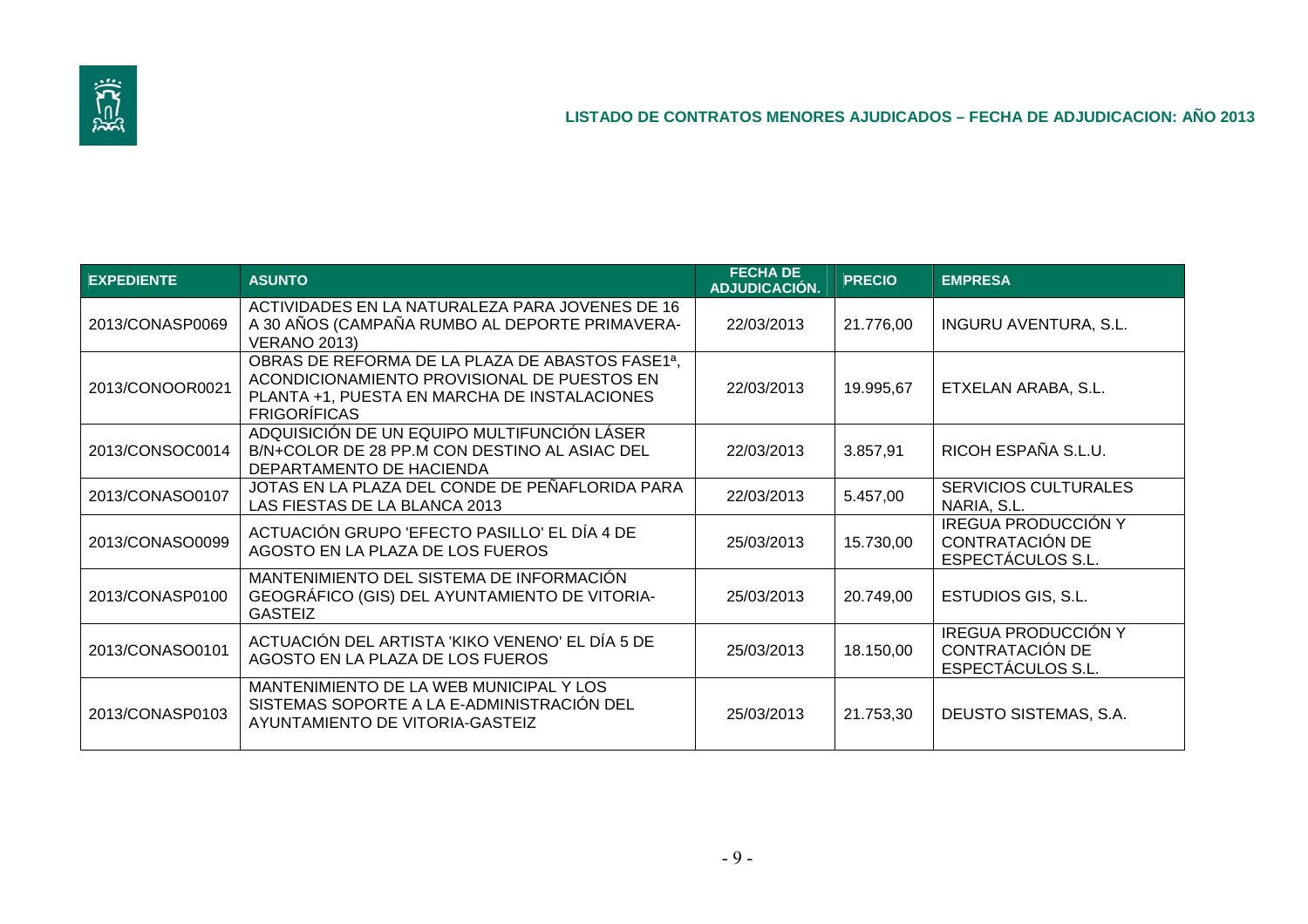## LISTADO DE CONTRATOS MENORES AJUDICADOS – FECHA DE ADJUDICACION: AÑO 2013

| EXPEDIENTE | ASUNTO | FECHA DE ADJUDICACIÓN. | PRECIO | EMPRESA |
|---|---|---|---|---|
| 2013/CONASP0069 | ACTIVIDADES EN LA NATURALEZA PARA JOVENES DE 16 A 30 AÑOS (CAMPAÑA RUMBO AL DEPORTE PRIMAVERA-VERANO 2013) | 22/03/2013 | 21.776,00 | INGURU AVENTURA, S.L. |
| 2013/CONOOR0021 | OBRAS DE REFORMA DE LA PLAZA DE ABASTOS FASE1ª, ACONDICIONAMIENTO PROVISIONAL DE PUESTOS EN PLANTA +1, PUESTA EN MARCHA DE INSTALACIONES FRIGORÍFICAS | 22/03/2013 | 19.995,67 | ETXELAN ARABA, S.L. |
| 2013/CONSOC0014 | ADQUISICIÓN DE UN EQUIPO MULTIFUNCIÓN LÁSER B/N+COLOR DE 28 PP.M CON DESTINO AL ASIAC DEL DEPARTAMENTO DE HACIENDA | 22/03/2013 | 3.857,91 | RICOH ESPAÑA S.L.U. |
| 2013/CONASO0107 | JOTAS EN LA PLAZA DEL CONDE DE PEÑAFLORIDA PARA LAS FIESTAS DE LA BLANCA 2013 | 22/03/2013 | 5.457,00 | SERVICIOS CULTURALES NARIA, S.L. |
| 2013/CONASO0099 | ACTUACIÓN GRUPO 'EFECTO PASILLO' EL DÍA 4 DE AGOSTO EN LA PLAZA DE LOS FUEROS | 25/03/2013 | 15.730,00 | IREGUA PRODUCCIÓN Y CONTRATACIÓN DE ESPECTÁCULOS S.L. |
| 2013/CONASP0100 | MANTENIMIENTO DEL SISTEMA DE INFORMACIÓN GEOGRÁFICO (GIS) DEL AYUNTAMIENTO DE VITORIA-GASTEIZ | 25/03/2013 | 20.749,00 | ESTUDIOS GIS, S.L. |
| 2013/CONASO0101 | ACTUACIÓN DEL ARTISTA 'KIKO VENENO' EL DÍA 5 DE AGOSTO EN LA PLAZA DE LOS FUEROS | 25/03/2013 | 18.150,00 | IREGUA PRODUCCIÓN Y CONTRATACIÓN DE ESPECTÁCULOS S.L. |
| 2013/CONASP0103 | MANTENIMIENTO DE LA WEB MUNICIPAL Y LOS SISTEMAS SOPORTE A LA E-ADMINISTRACIÓN DEL AYUNTAMIENTO DE VITORIA-GASTEIZ | 25/03/2013 | 21.753,30 | DEUSTO SISTEMAS, S.A. |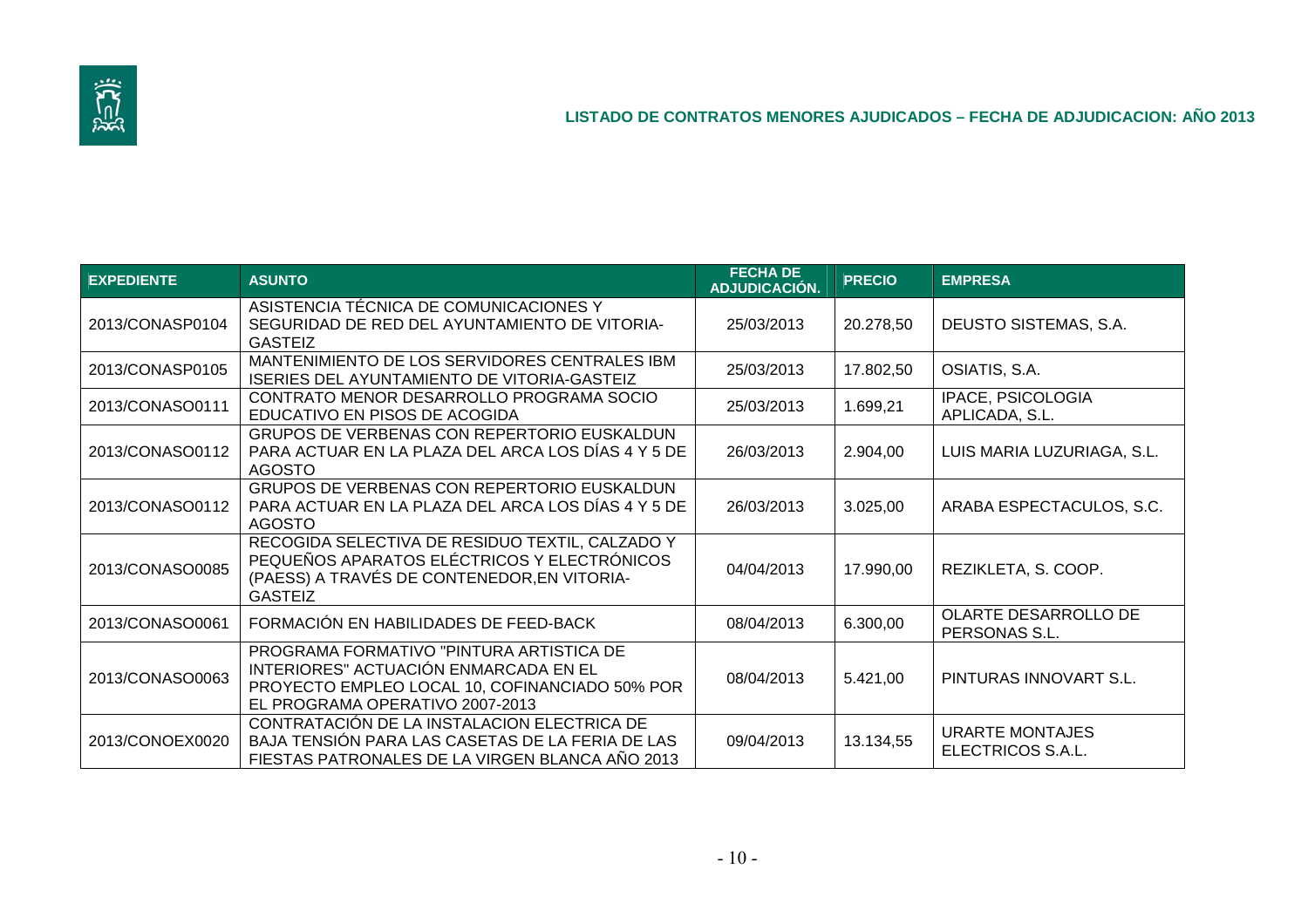## LISTADO DE CONTRATOS MENORES AJUDICADOS – FECHA DE ADJUDICACION: AÑO 2013

| EXPEDIENTE | ASUNTO | FECHA DE ADJUDICACIÓN. | PRECIO | EMPRESA |
|---|---|---|---|---|
| 2013/CONASP0104 | ASISTENCIA TÉCNICA DE COMUNICACIONES Y SEGURIDAD DE RED DEL AYUNTAMIENTO DE VITORIA-GASTEIZ | 25/03/2013 | 20.278,50 | DEUSTO SISTEMAS, S.A. |
| 2013/CONASP0105 | MANTENIMIENTO DE LOS SERVIDORES CENTRALES IBM ISERIES DEL AYUNTAMIENTO DE VITORIA-GASTEIZ | 25/03/2013 | 17.802,50 | OSIATIS, S.A. |
| 2013/CONASO0111 | CONTRATO MENOR DESARROLLO PROGRAMA SOCIO EDUCATIVO EN PISOS DE ACOGIDA | 25/03/2013 | 1.699,21 | IPACE, PSICOLOGIA APLICADA, S.L. |
| 2013/CONASO0112 | GRUPOS DE VERBENAS CON REPERTORIO EUSKALDUN PARA ACTUAR EN LA PLAZA DEL ARCA LOS DÍAS 4 Y 5 DE AGOSTO | 26/03/2013 | 2.904,00 | LUIS MARIA LUZURIAGA, S.L. |
| 2013/CONASO0112 | GRUPOS DE VERBENAS CON REPERTORIO EUSKALDUN PARA ACTUAR EN LA PLAZA DEL ARCA LOS DÍAS 4 Y 5 DE AGOSTO | 26/03/2013 | 3.025,00 | ARABA ESPECTACULOS, S.C. |
| 2013/CONASO0085 | RECOGIDA SELECTIVA DE RESIDUO TEXTIL, CALZADO Y PEQUEÑOS APARATOS ELÉCTRICOS Y ELECTRÓNICOS (PAESS) A TRAVÉS DE CONTENEDOR,EN VITORIA-GASTEIZ | 04/04/2013 | 17.990,00 | REZIKLETA, S. COOP. |
| 2013/CONASO0061 | FORMACIÓN EN HABILIDADES DE FEED-BACK | 08/04/2013 | 6.300,00 | OLARTE DESARROLLO DE PERSONAS S.L. |
| 2013/CONASO0063 | PROGRAMA FORMATIVO "PINTURA ARTISTICA DE INTERIORES" ACTUACIÓN ENMARCADA EN EL PROYECTO EMPLEO LOCAL 10, COFINANCIADO 50% POR EL PROGRAMA OPERATIVO 2007-2013 | 08/04/2013 | 5.421,00 | PINTURAS INNOVART S.L. |
| 2013/CONOEX0020 | CONTRATACIÓN DE LA INSTALACION ELECTRICA DE BAJA TENSIÓN PARA LAS CASETAS DE LA FERIA DE LAS FIESTAS PATRONALES DE LA VIRGEN BLANCA AÑO 2013 | 09/04/2013 | 13.134,55 | URARTE MONTAJES ELECTRICOS S.A.L. |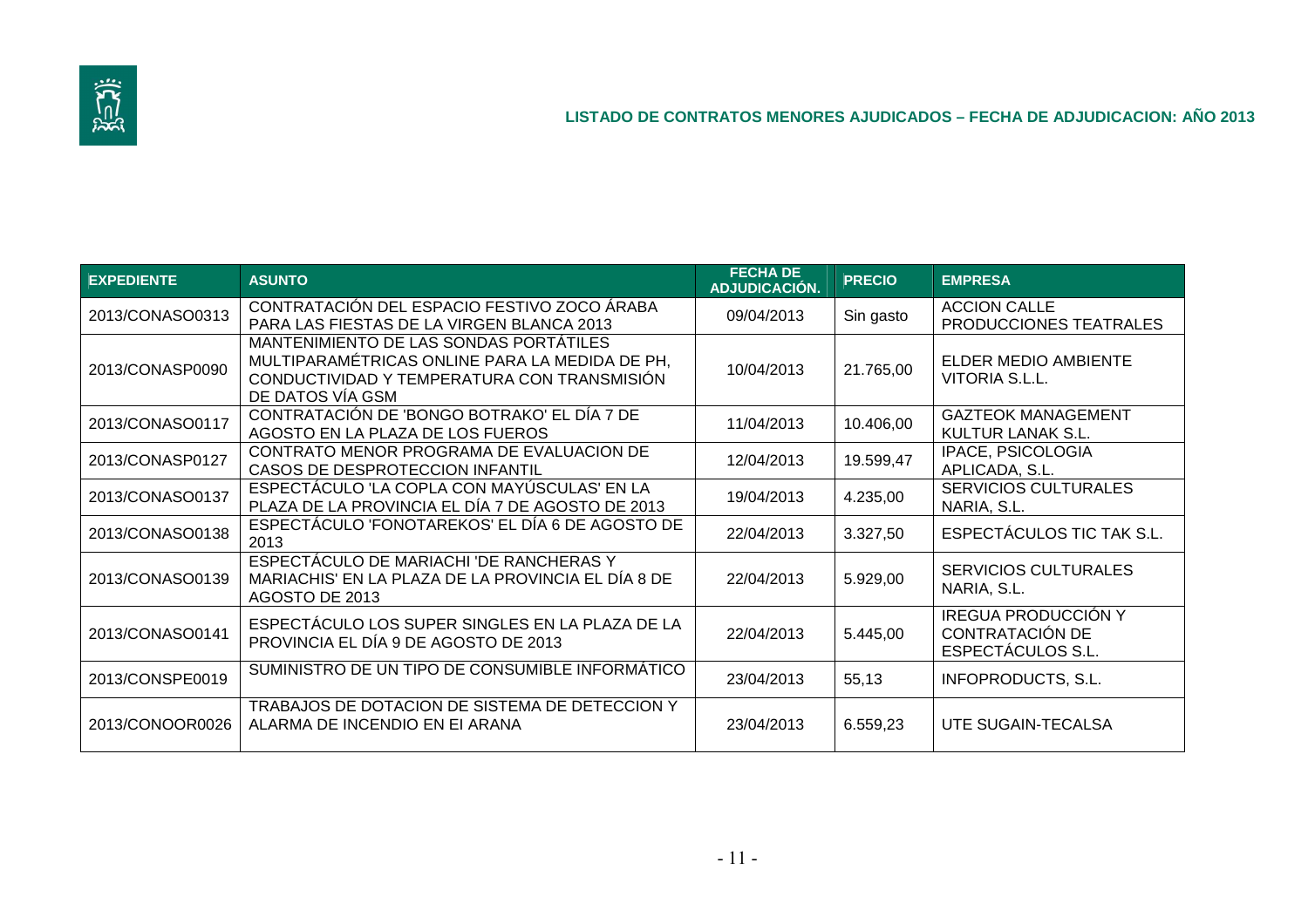## LISTADO DE CONTRATOS MENORES AJUDICADOS – FECHA DE ADJUDICACION: AÑO 2013

| EXPEDIENTE | ASUNTO | FECHA DE ADJUDICACIÓN. | PRECIO | EMPRESA |
|---|---|---|---|---|
| 2013/CONASO0313 | CONTRATACIÓN DEL ESPACIO FESTIVO ZOCO ÁRABA PARA LAS FIESTAS DE LA VIRGEN BLANCA 2013 | 09/04/2013 | Sin gasto | ACCION CALLE PRODUCCIONES TEATRALES |
| 2013/CONASP0090 | MANTENIMIENTO DE LAS SONDAS PORTÁTILES MULTIPARAMÉTRICAS ONLINE PARA LA MEDIDA DE PH, CONDUCTIVIDAD Y TEMPERATURA CON TRANSMISIÓN DE DATOS VÍA GSM | 10/04/2013 | 21.765,00 | ELDER MEDIO AMBIENTE VITORIA S.L.L. |
| 2013/CONASO0117 | CONTRATACIÓN DE 'BONGO BOTRAKO' EL DÍA 7 DE AGOSTO EN LA PLAZA DE LOS FUEROS | 11/04/2013 | 10.406,00 | GAZTEOK MANAGEMENT KULTUR LANAK S.L. |
| 2013/CONASP0127 | CONTRATO MENOR PROGRAMA DE EVALUACION DE CASOS DE DESPROTECCION INFANTIL | 12/04/2013 | 19.599,47 | IPACE, PSICOLOGIA APLICADA, S.L. |
| 2013/CONASO0137 | ESPECTÁCULO 'LA COPLA CON MAYÚSCULAS' EN LA PLAZA DE LA PROVINCIA EL DÍA 7 DE AGOSTO DE 2013 | 19/04/2013 | 4.235,00 | SERVICIOS CULTURALES NARIA, S.L. |
| 2013/CONASO0138 | ESPECTÁCULO 'FONOTAREKOS' EL DÍA 6 DE AGOSTO DE 2013 | 22/04/2013 | 3.327,50 | ESPECTÁCULOS TIC TAK S.L. |
| 2013/CONASO0139 | ESPECTÁCULO DE MARIACHI 'DE RANCHERAS Y MARIACHIS' EN LA PLAZA DE LA PROVINCIA EL DÍA 8 DE AGOSTO DE 2013 | 22/04/2013 | 5.929,00 | SERVICIOS CULTURALES NARIA, S.L. |
| 2013/CONASO0141 | ESPECTÁCULO LOS SUPER SINGLES EN LA PLAZA DE LA PROVINCIA EL DÍA 9 DE AGOSTO DE 2013 | 22/04/2013 | 5.445,00 | IREGUA PRODUCCIÓN Y CONTRATACIÓN DE ESPECTÁCULOS S.L. |
| 2013/CONSPE0019 | SUMINISTRO DE UN TIPO DE CONSUMIBLE INFORMÁTICO | 23/04/2013 | 55,13 | INFOPRODUCTS, S.L. |
| 2013/CONOOR0026 | TRABAJOS DE DOTACION DE SISTEMA DE DETECCION Y ALARMA DE INCENDIO EN EI ARANA | 23/04/2013 | 6.559,23 | UTE SUGAIN-TECALSA |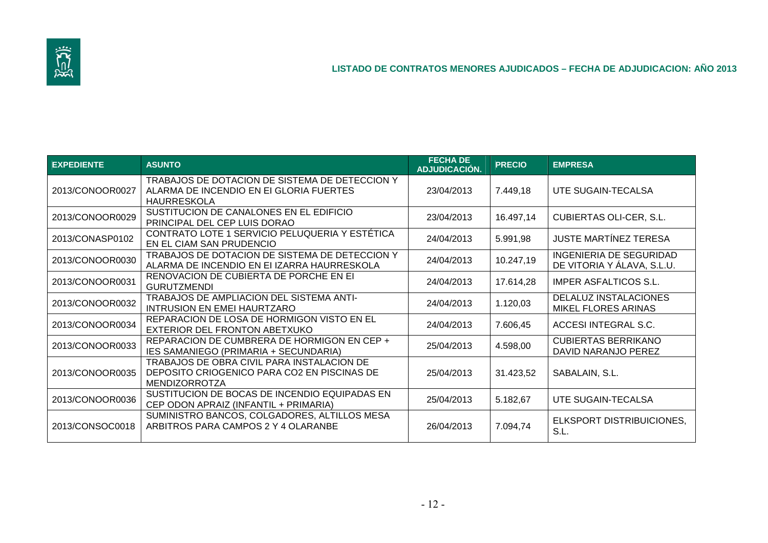## LISTADO DE CONTRATOS MENORES AJUDICADOS – FECHA DE ADJUDICACION: AÑO 2013

| EXPEDIENTE | ASUNTO | FECHA DE ADJUDICACIÓN. | PRECIO | EMPRESA |
|---|---|---|---|---|
| 2013/CONOOR0027 | TRABAJOS DE DOTACION DE SISTEMA DE DETECCION Y ALARMA DE INCENDIO EN EI GLORIA FUERTES HAURRESKOLA | 23/04/2013 | 7.449,18 | UTE SUGAIN-TECALSA |
| 2013/CONOOR0029 | SUSTITUCION DE CANALONES EN EL EDIFICIO PRINCIPAL DEL CEP LUIS DORAO | 23/04/2013 | 16.497,14 | CUBIERTAS OLI-CER, S.L. |
| 2013/CONASP0102 | CONTRATO LOTE 1 SERVICIO PELUQUERIA Y ESTÉTICA EN EL CIAM SAN PRUDENCIO | 24/04/2013 | 5.991,98 | JUSTE MARTÍNEZ TERESA |
| 2013/CONOOR0030 | TRABAJOS DE DOTACION DE SISTEMA DE DETECCION Y ALARMA DE INCENDIO EN EI IZARRA HAURRESKOLA | 24/04/2013 | 10.247,19 | INGENIERIA DE SEGURIDAD DE VITORIA Y ÁLAVA, S.L.U. |
| 2013/CONOOR0031 | RENOVACION DE CUBIERTA DE PORCHE EN EI GURUTZMENDI | 24/04/2013 | 17.614,28 | IMPER ASFALTICOS S.L. |
| 2013/CONOOR0032 | TRABAJOS DE AMPLIACION DEL SISTEMA ANTI-INTRUSION EN EMEI HAURTZARO | 24/04/2013 | 1.120,03 | DELALUZ INSTALACIONES MIKEL FLORES ARINAS |
| 2013/CONOOR0034 | REPARACION DE LOSA DE HORMIGON VISTO EN EL EXTERIOR DEL FRONTON ABETXUKO | 24/04/2013 | 7.606,45 | ACCESI INTEGRAL S.C. |
| 2013/CONOOR0033 | REPARACION DE CUMBRERA DE HORMIGON EN CEP + IES SAMANIEGO (PRIMARIA + SECUNDARIA) | 25/04/2013 | 4.598,00 | CUBIERTAS BERRIKANO DAVID NARANJO PEREZ |
| 2013/CONOOR0035 | TRABAJOS DE OBRA CIVIL PARA INSTALACION DE DEPOSITO CRIOGENICO PARA CO2 EN PISCINAS DE MENDIZORROTZA | 25/04/2013 | 31.423,52 | SABALAIN, S.L. |
| 2013/CONOOR0036 | SUSTITUCION DE BOCAS DE INCENDIO EQUIPADAS EN CEP ODON APRAIZ (INFANTIL + PRIMARIA) | 25/04/2013 | 5.182,67 | UTE SUGAIN-TECALSA |
| 2013/CONSOC0018 | SUMINISTRO BANCOS, COLGADORES, ALTILLOS MESA ARBITROS PARA CAMPOS 2 Y 4 OLARANBE | 26/04/2013 | 7.094,74 | ELKSPORT DISTRIBUICIONES, S.L. |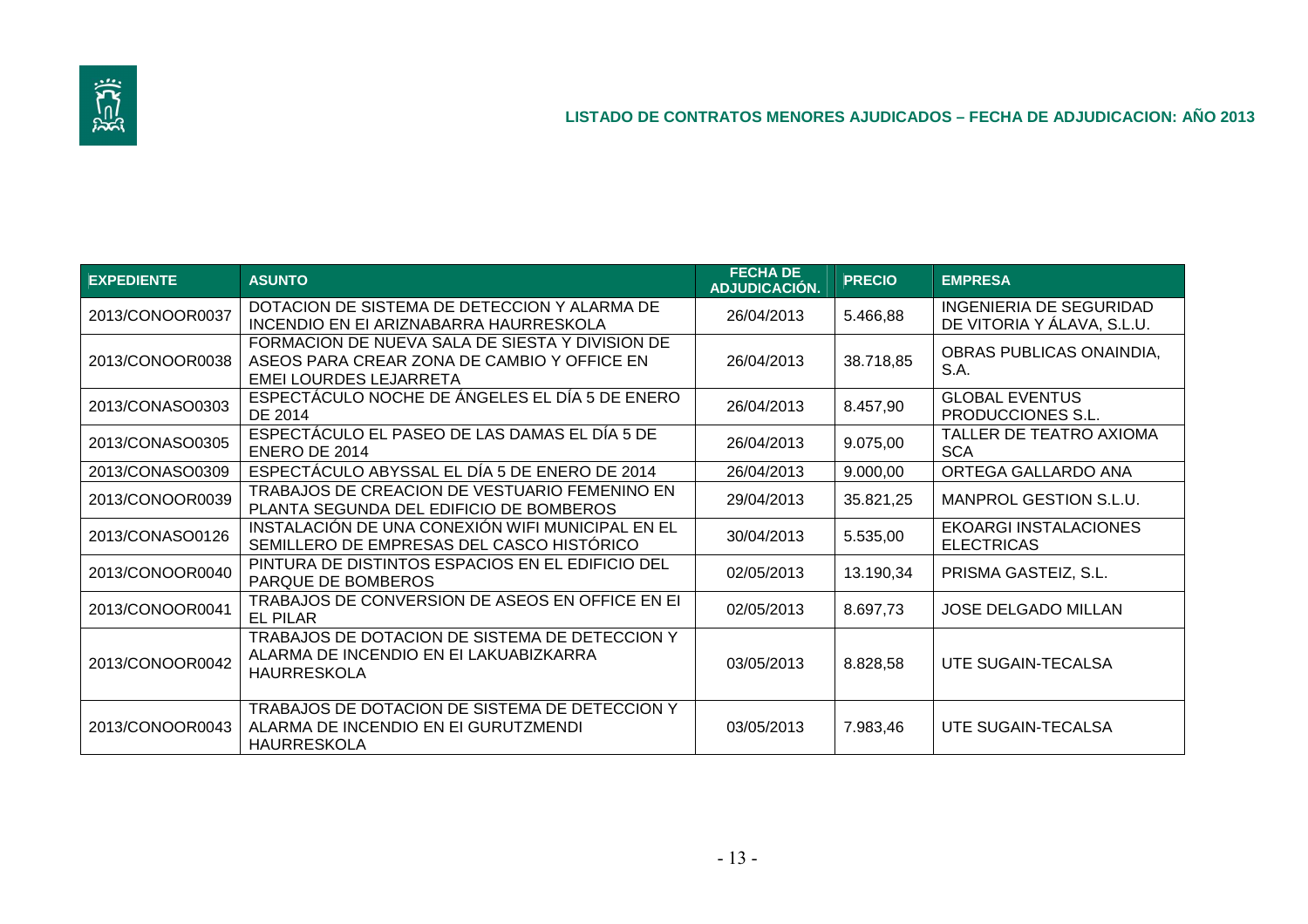## LISTADO DE CONTRATOS MENORES AJUDICADOS – FECHA DE ADJUDICACION: AÑO 2013

| EXPEDIENTE | ASUNTO | FECHA DE ADJUDICACIÓN. | PRECIO | EMPRESA |
|---|---|---|---|---|
| 2013/CONOOR0037 | DOTACION DE SISTEMA DE DETECCION Y ALARMA DE INCENDIO EN EI ARIZNABARRA HAURRESKOLA | 26/04/2013 | 5.466,88 | INGENIERIA DE SEGURIDAD DE VITORIA Y ÁLAVA, S.L.U. |
| 2013/CONOOR0038 | FORMACION DE NUEVA SALA DE SIESTA Y DIVISION DE ASEOS PARA CREAR ZONA DE CAMBIO Y OFFICE EN EMEI LOURDES LEJARRETA | 26/04/2013 | 38.718,85 | OBRAS PUBLICAS ONAINDIA, S.A. |
| 2013/CONASO0303 | ESPECTÁCULO NOCHE DE ÁNGELES EL DÍA 5 DE ENERO DE 2014 | 26/04/2013 | 8.457,90 | GLOBAL EVENTUS PRODUCCIONES S.L. |
| 2013/CONASO0305 | ESPECTÁCULO EL PASEO DE LAS DAMAS EL DÍA 5 DE ENERO DE 2014 | 26/04/2013 | 9.075,00 | TALLER DE TEATRO AXIOMA SCA |
| 2013/CONASO0309 | ESPECTÁCULO ABYSSAL EL DÍA 5 DE ENERO DE 2014 | 26/04/2013 | 9.000,00 | ORTEGA GALLARDO ANA |
| 2013/CONOOR0039 | TRABAJOS DE CREACION DE VESTUARIO FEMENINO EN PLANTA SEGUNDA DEL EDIFICIO DE BOMBEROS | 29/04/2013 | 35.821,25 | MANPROL GESTION S.L.U. |
| 2013/CONASO0126 | INSTALACIÓN DE UNA CONEXIÓN WIFI MUNICIPAL EN EL SEMILLERO DE EMPRESAS DEL CASCO HISTÓRICO | 30/04/2013 | 5.535,00 | EKOARGI INSTALACIONES ELECTRICAS |
| 2013/CONOOR0040 | PINTURA DE DISTINTOS ESPACIOS EN EL EDIFICIO DEL PARQUE DE BOMBEROS | 02/05/2013 | 13.190,34 | PRISMA GASTEIZ, S.L. |
| 2013/CONOOR0041 | TRABAJOS DE CONVERSION DE ASEOS EN OFFICE EN EI EL PILAR | 02/05/2013 | 8.697,73 | JOSE DELGADO MILLAN |
| 2013/CONOOR0042 | TRABAJOS DE DOTACION DE SISTEMA DE DETECCION Y ALARMA DE INCENDIO EN EI LAKUABIZKARRA HAURRESKOLA | 03/05/2013 | 8.828,58 | UTE SUGAIN-TECALSA |
| 2013/CONOOR0043 | TRABAJOS DE DOTACION DE SISTEMA DE DETECCION Y ALARMA DE INCENDIO EN EI GURUTZMENDI HAURRESKOLA | 03/05/2013 | 7.983,46 | UTE SUGAIN-TECALSA |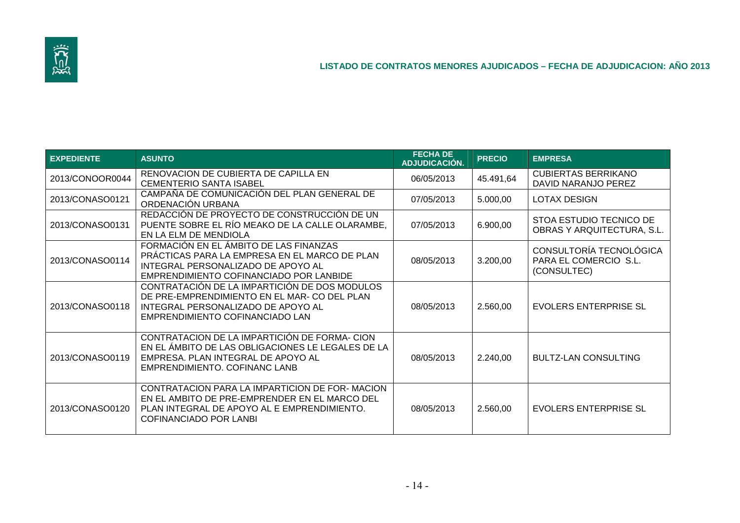## LISTADO DE CONTRATOS MENORES AJUDICADOS – FECHA DE ADJUDICACION: AÑO 2013

| EXPEDIENTE | ASUNTO | FECHA DE ADJUDICACIÓN. | PRECIO | EMPRESA |
|---|---|---|---|---|
| 2013/CONOOR0044 | RENOVACION DE CUBIERTA DE CAPILLA EN CEMENTERIO SANTA ISABEL | 06/05/2013 | 45.491,64 | CUBIERTAS BERRIKANO DAVID NARANJO PEREZ |
| 2013/CONASO0121 | CAMPAÑA DE COMUNICACIÓN DEL PLAN GENERAL DE ORDENACIÓN URBANA | 07/05/2013 | 5.000,00 | LOTAX DESIGN |
| 2013/CONASO0131 | REDACCIÓN DE PROYECTO DE CONSTRUCCIÓN DE UN PUENTE SOBRE EL RÍO MEAKO DE LA CALLE OLARAMBE, EN LA ELM DE MENDIOLA | 07/05/2013 | 6.900,00 | STOA ESTUDIO TECNICO DE OBRAS Y ARQUITECTURA, S.L. |
| 2013/CONASO0114 | FORMACIÓN EN EL ÁMBITO DE LAS FINANZAS PRÁCTICAS PARA LA EMPRESA EN EL MARCO DE PLAN INTEGRAL PERSONALIZADO DE APOYO AL EMPRENDIMIENTO COFINANCIADO POR LANBIDE | 08/05/2013 | 3.200,00 | CONSULTORÍA TECNOLÓGICA PARA EL COMERCIO S.L. (CONSULTEC) |
| 2013/CONASO0118 | CONTRATACIÓN DE LA IMPARTICIÓN DE DOS MODULOS DE PRE-EMPRENDIMIENTO EN EL MAR- CO DEL PLAN INTEGRAL PERSONALIZADO DE APOYO AL EMPRENDIMIENTO COFINANCIADO LAN | 08/05/2013 | 2.560,00 | EVOLERS ENTERPRISE SL |
| 2013/CONASO0119 | CONTRATACION DE LA IMPARTICIÓN DE FORMA- CION EN EL ÁMBITO DE LAS OBLIGACIONES LE LEGALES DE LA EMPRESA. PLAN INTEGRAL DE APOYO AL EMPRENDIMIENTO. COFINANC LANB | 08/05/2013 | 2.240,00 | BULTZ-LAN CONSULTING |
| 2013/CONASO0120 | CONTRATACION PARA LA IMPARTICION DE FOR- MACION EN EL AMBITO DE PRE-EMPRENDER EN EL MARCO DEL PLAN INTEGRAL DE APOYO AL E EMPRENDIMIENTO. COFINANCIADO POR LANBI | 08/05/2013 | 2.560,00 | EVOLERS ENTERPRISE SL |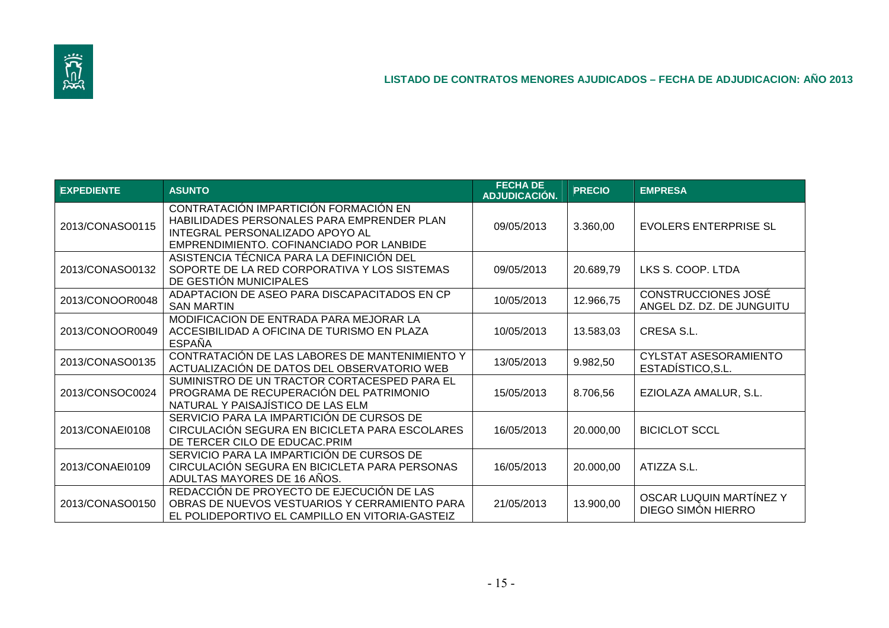## LISTADO DE CONTRATOS MENORES AJUDICADOS – FECHA DE ADJUDICACION: AÑO 2013

| EXPEDIENTE | ASUNTO | FECHA DE ADJUDICACIÓN. | PRECIO | EMPRESA |
|---|---|---|---|---|
| 2013/CONASO0115 | CONTRATACIÓN IMPARTICIÓN FORMACIÓN EN HABILIDADES PERSONALES PARA EMPRENDER PLAN INTEGRAL PERSONALIZADO APOYO AL EMPRENDIMIENTO. COFINANCIADO POR LANBIDE | 09/05/2013 | 3.360,00 | EVOLERS ENTERPRISE SL |
| 2013/CONASO0132 | ASISTENCIA TÉCNICA PARA LA DEFINICIÓN DEL SOPORTE DE LA RED CORPORATIVA Y LOS SISTEMAS DE GESTIÓN MUNICIPALES | 09/05/2013 | 20.689,79 | LKS S. COOP. LTDA |
| 2013/CONOOR0048 | ADAPTACION DE ASEO PARA DISCAPACITADOS EN CP SAN MARTIN | 10/05/2013 | 12.966,75 | CONSTRUCCIONES JOSÉ ANGEL DZ. DZ. DE JUNGUITU |
| 2013/CONOOR0049 | MODIFICACION DE ENTRADA PARA MEJORAR LA ACCESIBILIDAD A OFICINA DE TURISMO EN PLAZA ESPAÑA | 10/05/2013 | 13.583,03 | CRESA S.L. |
| 2013/CONASO0135 | CONTRATACIÓN DE LAS LABORES DE MANTENIMIENTO Y ACTUALIZACIÓN DE DATOS DEL OBSERVATORIO WEB | 13/05/2013 | 9.982,50 | CYLSTAT ASESORAMIENTO ESTADÍSTICO,S.L. |
| 2013/CONSOC0024 | SUMINISTRO DE UN TRACTOR CORTACESPED PARA EL PROGRAMA DE RECUPERACIÓN DEL PATRIMONIO NATURAL Y PAISAJÍSTICO DE LAS ELM | 15/05/2013 | 8.706,56 | EZIOLAZA AMALUR, S.L. |
| 2013/CONAEI0108 | SERVICIO PARA LA IMPARTICIÓN DE CURSOS DE CIRCULACIÓN SEGURA EN BICICLETA PARA ESCOLARES DE TERCER CILO DE EDUCAC.PRIM | 16/05/2013 | 20.000,00 | BICICLOT SCCL |
| 2013/CONAEI0109 | SERVICIO PARA LA IMPARTICIÓN DE CURSOS DE CIRCULACIÓN SEGURA EN BICICLETA PARA PERSONAS ADULTAS MAYORES DE 16 AÑOS. | 16/05/2013 | 20.000,00 | ATIZZA S.L. |
| 2013/CONASO0150 | REDACCIÓN DE PROYECTO DE EJECUCIÓN DE LAS OBRAS DE NUEVOS VESTUARIOS Y CERRAMIENTO PARA EL POLIDEPORTIVO EL CAMPILLO EN VITORIA-GASTEIZ | 21/05/2013 | 13.900,00 | OSCAR LUQUIN MARTÍNEZ Y DIEGO SIMÓN HIERRO |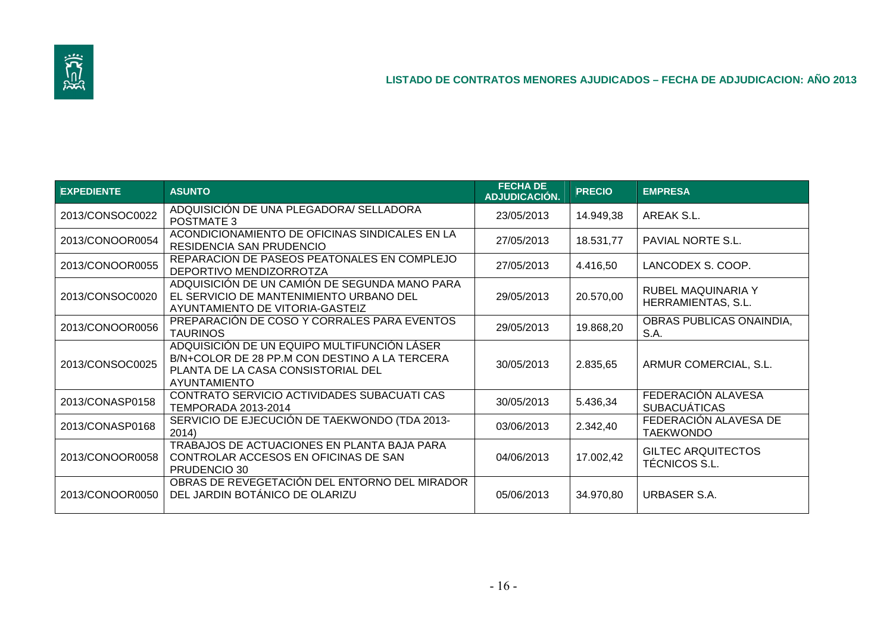## LISTADO DE CONTRATOS MENORES AJUDICADOS – FECHA DE ADJUDICACION: AÑO 2013

| EXPEDIENTE | ASUNTO | FECHA DE ADJUDICACIÓN. | PRECIO | EMPRESA |
|---|---|---|---|---|
| 2013/CONSOC0022 | ADQUISICIÓN DE UNA PLEGADORA/ SELLADORA POSTMATE 3 | 23/05/2013 | 14.949,38 | AREAK S.L. |
| 2013/CONOOR0054 | ACONDICIONAMIENTO DE OFICINAS SINDICALES EN LA RESIDENCIA SAN PRUDENCIO | 27/05/2013 | 18.531,77 | PAVIAL NORTE S.L. |
| 2013/CONOOR0055 | REPARACION DE PASEOS PEATONALES EN COMPLEJO DEPORTIVO MENDIZORROTZA | 27/05/2013 | 4.416,50 | LANCODEX S. COOP. |
| 2013/CONSOC0020 | ADQUISICIÓN DE UN CAMIÓN DE SEGUNDA MANO PARA EL SERVICIO DE MANTENIMIENTO URBANO DEL AYUNTAMIENTO DE VITORIA-GASTEIZ | 29/05/2013 | 20.570,00 | RUBEL MAQUINARIA Y HERRAMIENTAS, S.L. |
| 2013/CONOOR0056 | PREPARACIÓN DE COSO Y CORRALES PARA EVENTOS TAURINOS | 29/05/2013 | 19.868,20 | OBRAS PUBLICAS ONAINDIA, S.A. |
| 2013/CONSOC0025 | ADQUISICIÓN DE UN EQUIPO MULTIFUNCIÓN LÁSER B/N+COLOR DE 28 PP.M CON DESTINO A LA TERCERA PLANTA DE LA CASA CONSISTORIAL DEL AYUNTAMIENTO | 30/05/2013 | 2.835,65 | ARMUR COMERCIAL, S.L. |
| 2013/CONASP0158 | CONTRATO SERVICIO ACTIVIDADES SUBACUATI CAS TEMPORADA 2013-2014 | 30/05/2013 | 5.436,34 | FEDERACIÓN ALAVESA SUBACUÁTICAS |
| 2013/CONASP0168 | SERVICIO DE EJECUCIÓN DE TAEKWONDO (TDA 2013-2014) | 03/06/2013 | 2.342,40 | FEDERACIÓN ALAVESA DE TAEKWONDO |
| 2013/CONOOR0058 | TRABAJOS DE ACTUACIONES EN PLANTA BAJA PARA CONTROLAR ACCESOS EN OFICINAS DE SAN PRUDENCIO 30 | 04/06/2013 | 17.002,42 | GILTEC ARQUITECTOS TÉCNICOS S.L. |
| 2013/CONOOR0050 | OBRAS DE REVEGETACIÓN DEL ENTORNO DEL MIRADOR DEL JARDIN BOTÁNICO DE OLARIZU | 05/06/2013 | 34.970,80 | URBASER S.A. |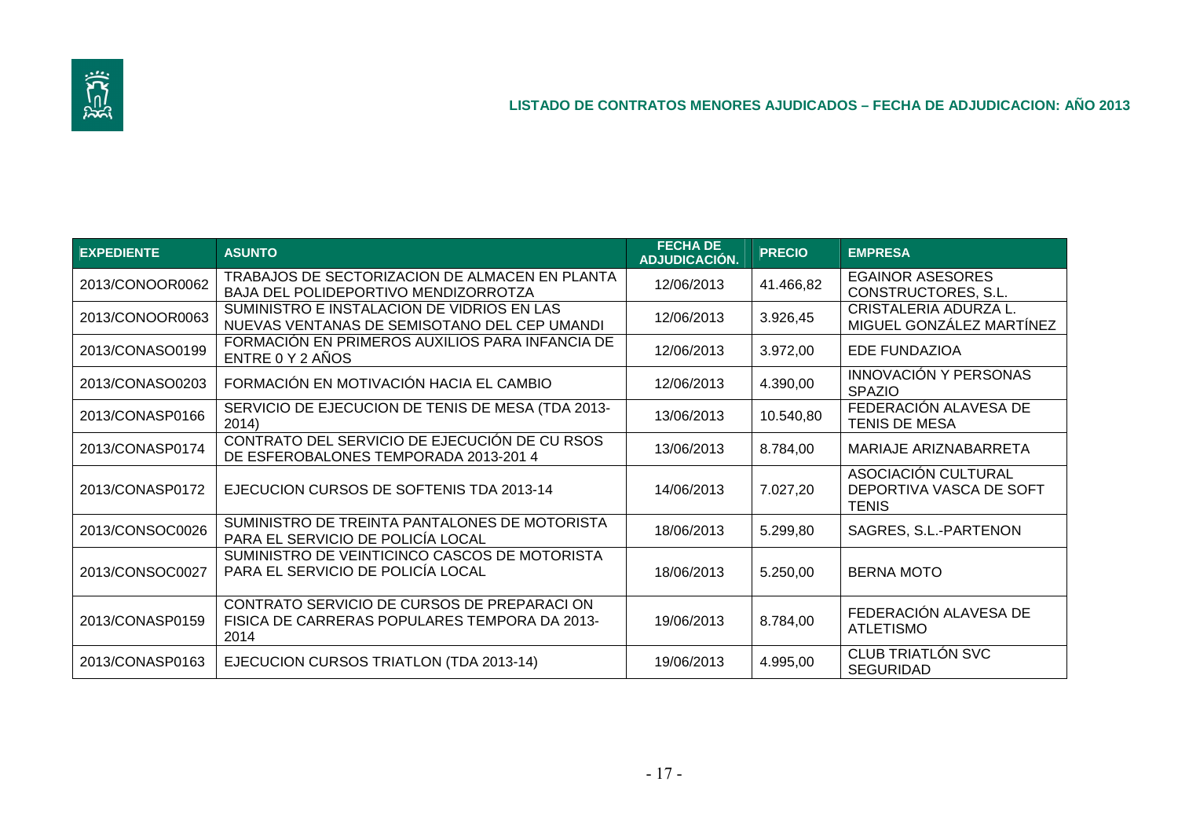## LISTADO DE CONTRATOS MENORES AJUDICADOS – FECHA DE ADJUDICACION: AÑO 2013

| EXPEDIENTE | ASUNTO | FECHA DE ADJUDICACIÓN. | PRECIO | EMPRESA |
|---|---|---|---|---|
| 2013/CONOOR0062 | TRABAJOS DE SECTORIZACION DE ALMACEN EN PLANTA BAJA DEL POLIDEPORTIVO MENDIZORROTZA | 12/06/2013 | 41.466,82 | EGAINOR ASESORES CONSTRUCTORES, S.L. |
| 2013/CONOOR0063 | SUMINISTRO E INSTALACION DE VIDRIOS EN LAS NUEVAS VENTANAS DE SEMISOTANO DEL CEP UMANDI | 12/06/2013 | 3.926,45 | CRISTALERIA ADURZA L. MIGUEL GONZÁLEZ MARTÍNEZ |
| 2013/CONASO0199 | FORMACIÓN EN PRIMEROS AUXILIOS PARA INFANCIA DE ENTRE 0 Y 2 AÑOS | 12/06/2013 | 3.972,00 | EDE FUNDAZIOA |
| 2013/CONASO0203 | FORMACIÓN EN MOTIVACIÓN HACIA EL CAMBIO | 12/06/2013 | 4.390,00 | INNOVACIÓN Y PERSONAS SPAZIO |
| 2013/CONASP0166 | SERVICIO DE EJECUCION DE TENIS DE MESA (TDA 2013-2014) | 13/06/2013 | 10.540,80 | FEDERACIÓN ALAVESA DE TENIS DE MESA |
| 2013/CONASP0174 | CONTRATO DEL SERVICIO DE EJECUCIÓN DE CU RSOS DE ESFEROBALONES TEMPORADA 2013-201 4 | 13/06/2013 | 8.784,00 | MARIAJE ARIZNABARRETA |
| 2013/CONASP0172 | EJECUCION CURSOS DE SOFTENIS TDA 2013-14 | 14/06/2013 | 7.027,20 | ASOCIACIÓN CULTURAL DEPORTIVA VASCA DE SOFT TENIS |
| 2013/CONSOC0026 | SUMINISTRO DE TREINTA PANTALONES DE MOTORISTA PARA EL SERVICIO DE POLICÍA LOCAL | 18/06/2013 | 5.299,80 | SAGRES, S.L.-PARTENON |
| 2013/CONSOC0027 | SUMINISTRO DE VEINTICINCO CASCOS DE MOTORISTA PARA EL SERVICIO DE POLICÍA LOCAL | 18/06/2013 | 5.250,00 | BERNA MOTO |
| 2013/CONASP0159 | CONTRATO SERVICIO DE CURSOS DE PREPARACI ON FISICA DE CARRERAS POPULARES TEMPORA DA 2013-2014 | 19/06/2013 | 8.784,00 | FEDERACIÓN ALAVESA DE ATLETISMO |
| 2013/CONASP0163 | EJECUCION CURSOS TRIATLON (TDA 2013-14) | 19/06/2013 | 4.995,00 | CLUB TRIATLÓN SVC SEGURIDAD |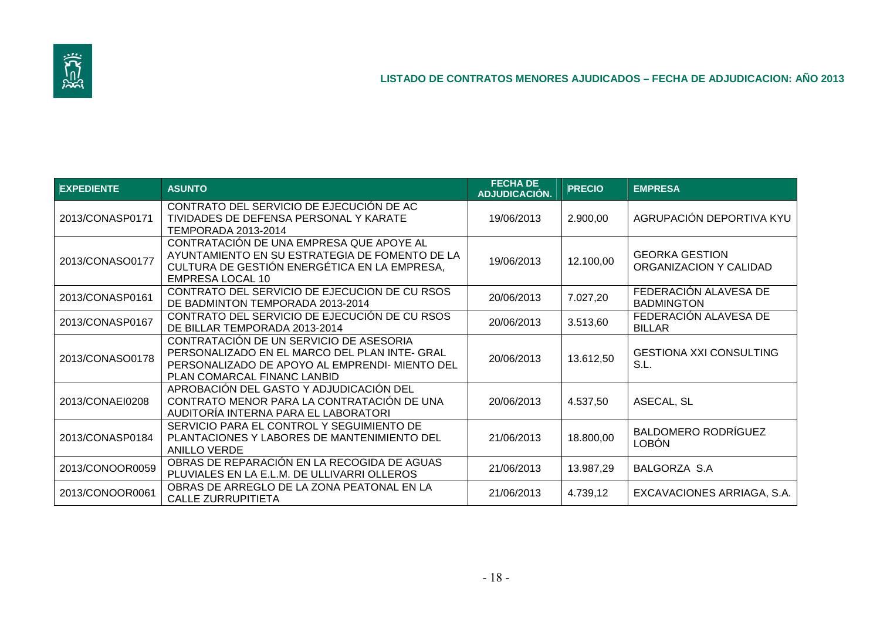## LISTADO DE CONTRATOS MENORES AJUDICADOS – FECHA DE ADJUDICACION: AÑO 2013

| EXPEDIENTE | ASUNTO | FECHA DE ADJUDICACIÓN. | PRECIO | EMPRESA |
|---|---|---|---|---|
| 2013/CONASP0171 | CONTRATO DEL SERVICIO DE EJECUCIÓN DE AC TIVIDADES DE DEFENSA PERSONAL Y KARATE TEMPORADA 2013-2014 | 19/06/2013 | 2.900,00 | AGRUPACIÓN DEPORTIVA KYU |
| 2013/CONASO0177 | CONTRATACIÓN DE UNA EMPRESA QUE APOYE AL AYUNTAMIENTO EN SU ESTRATEGIA DE FOMENTO DE LA CULTURA DE GESTIÓN ENERGÉTICA EN LA EMPRESA, EMPRESA LOCAL 10 | 19/06/2013 | 12.100,00 | GEORKA GESTION ORGANIZACION Y CALIDAD |
| 2013/CONASP0161 | CONTRATO DEL SERVICIO DE EJECUCION DE CU RSOS DE BADMINTON TEMPORADA 2013-2014 | 20/06/2013 | 7.027,20 | FEDERACIÓN ALAVESA DE BADMINGTON |
| 2013/CONASP0167 | CONTRATO DEL SERVICIO DE EJECUCIÓN DE CU RSOS DE BILLAR TEMPORADA 2013-2014 | 20/06/2013 | 3.513,60 | FEDERACIÓN ALAVESA DE BILLAR |
| 2013/CONASO0178 | CONTRATACIÓN DE UN SERVICIO DE ASESORIA PERSONALIZADO EN EL MARCO DEL PLAN INTE- GRAL PERSONALIZADO DE APOYO AL EMPRENDI- MIENTO DEL PLAN COMARCAL FINANC LANBID | 20/06/2013 | 13.612,50 | GESTIONA XXI CONSULTING S.L. |
| 2013/CONAEI0208 | APROBACIÓN DEL GASTO Y ADJUDICACIÓN DEL CONTRATO MENOR PARA LA CONTRATACIÓN DE UNA AUDITORÍA INTERNA PARA EL LABORATORI | 20/06/2013 | 4.537,50 | ASECAL, SL |
| 2013/CONASP0184 | SERVICIO PARA EL CONTROL Y SEGUIMIENTO DE PLANTACIONES Y LABORES DE MANTENIMIENTO DEL ANILLO VERDE | 21/06/2013 | 18.800,00 | BALDOMERO RODRÍGUEZ LOBÓN |
| 2013/CONOOR0059 | OBRAS DE REPARACIÓN EN LA RECOGIDA DE AGUAS PLUVIALES EN LA E.L.M. DE ULLIVARRI OLLEROS | 21/06/2013 | 13.987,29 | BALGORZA S.A |
| 2013/CONOOR0061 | OBRAS DE ARREGLO DE LA ZONA PEATONAL EN LA CALLE ZURRUPITIETA | 21/06/2013 | 4.739,12 | EXCAVACIONES ARRIAGA, S.A. |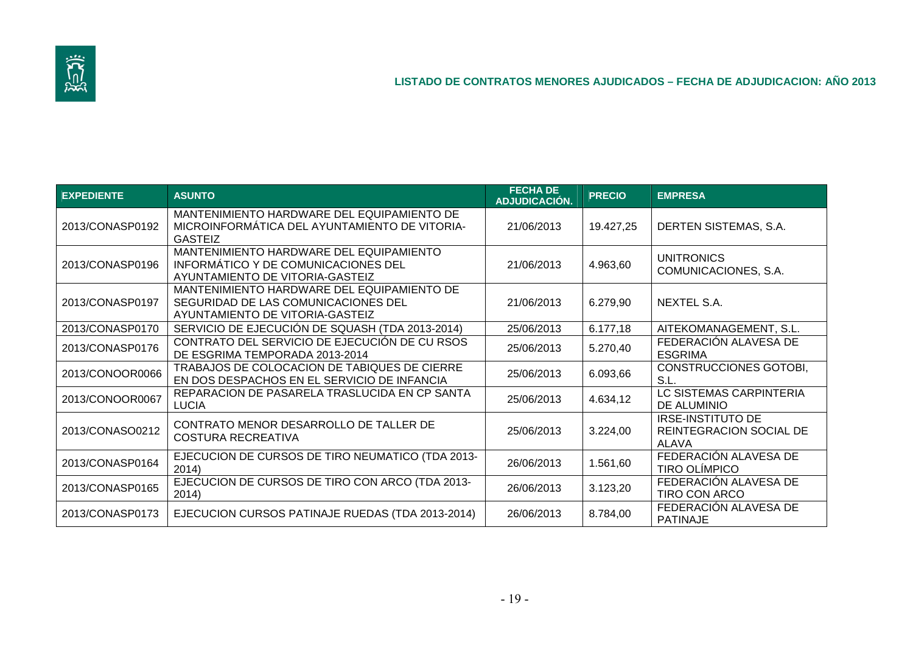## LISTADO DE CONTRATOS MENORES AJUDICADOS – FECHA DE ADJUDICACION: AÑO 2013

| EXPEDIENTE | ASUNTO | FECHA DE ADJUDICACIÓN. | PRECIO | EMPRESA |
|---|---|---|---|---|
| 2013/CONASP0192 | MANTENIMIENTO HARDWARE DEL EQUIPAMIENTO DE MICROINFORMÁTICA DEL AYUNTAMIENTO DE VITORIA-GASTEIZ | 21/06/2013 | 19.427,25 | DERTEN SISTEMAS, S.A. |
| 2013/CONASP0196 | MANTENIMIENTO HARDWARE DEL EQUIPAMIENTO INFORMÁTICO Y DE COMUNICACIONES DEL AYUNTAMIENTO DE VITORIA-GASTEIZ | 21/06/2013 | 4.963,60 | UNITRONICS COMUNICACIONES, S.A. |
| 2013/CONASP0197 | MANTENIMIENTO HARDWARE DEL EQUIPAMIENTO DE SEGURIDAD DE LAS COMUNICACIONES DEL AYUNTAMIENTO DE VITORIA-GASTEIZ | 21/06/2013 | 6.279,90 | NEXTEL S.A. |
| 2013/CONASP0170 | SERVICIO DE EJECUCIÓN DE SQUASH (TDA 2013-2014) | 25/06/2013 | 6.177,18 | AITEKOMANAGEMENT, S.L. |
| 2013/CONASP0176 | CONTRATO DEL SERVICIO DE EJECUCIÓN DE CU RSOS DE ESGRIMA TEMPORADA 2013-2014 | 25/06/2013 | 5.270,40 | FEDERACIÓN ALAVESA DE ESGRIMA |
| 2013/CONOOR0066 | TRABAJOS DE COLOCACION DE TABIQUES DE CIERRE EN DOS DESPACHOS EN EL SERVICIO DE INFANCIA | 25/06/2013 | 6.093,66 | CONSTRUCCIONES GOTOBI, S.L. |
| 2013/CONOOR0067 | REPARACION DE PASARELA TRASLUCIDA EN CP SANTA LUCIA | 25/06/2013 | 4.634,12 | LC SISTEMAS CARPINTERIA DE ALUMINIO |
| 2013/CONASO0212 | CONTRATO MENOR DESARROLLO DE TALLER DE COSTURA RECREATIVA | 25/06/2013 | 3.224,00 | IRSE-INSTITUTO DE REINTEGRACION SOCIAL DE ALAVA |
| 2013/CONASP0164 | EJECUCION DE CURSOS DE TIRO NEUMATICO (TDA 2013-2014) | 26/06/2013 | 1.561,60 | FEDERACIÓN ALAVESA DE TIRO OLÍMPICO |
| 2013/CONASP0165 | EJECUCION DE CURSOS DE TIRO CON ARCO (TDA 2013-2014) | 26/06/2013 | 3.123,20 | FEDERACIÓN ALAVESA DE TIRO CON ARCO |
| 2013/CONASP0173 | EJECUCION CURSOS PATINAJE RUEDAS (TDA 2013-2014) | 26/06/2013 | 8.784,00 | FEDERACIÓN ALAVESA DE PATINAJE |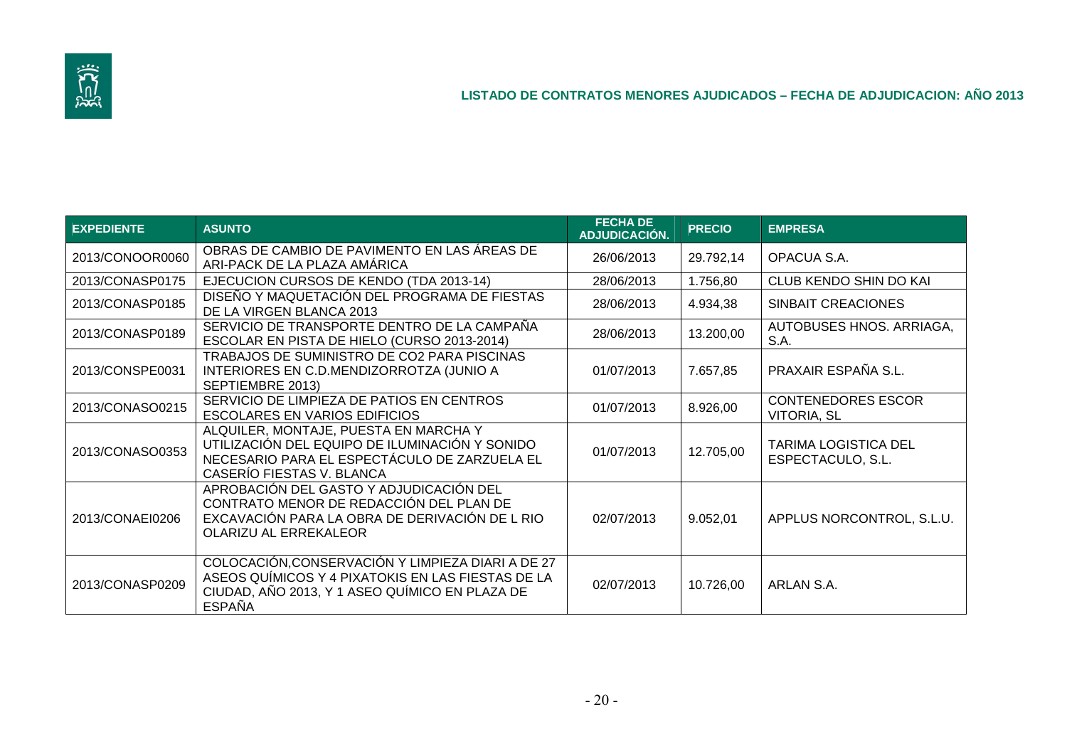## LISTADO DE CONTRATOS MENORES AJUDICADOS – FECHA DE ADJUDICACION: AÑO 2013

| EXPEDIENTE | ASUNTO | FECHA DE ADJUDICACIÓN. | PRECIO | EMPRESA |
|---|---|---|---|---|
| 2013/CONOOR0060 | OBRAS DE CAMBIO DE PAVIMENTO EN LAS ÁREAS DE ARI-PACK DE LA PLAZA AMÁRICA | 26/06/2013 | 29.792,14 | OPACUA S.A. |
| 2013/CONASP0175 | EJECUCION CURSOS DE KENDO (TDA 2013-14) | 28/06/2013 | 1.756,80 | CLUB KENDO SHIN DO KAI |
| 2013/CONASP0185 | DISEÑO Y MAQUETACIÓN DEL PROGRAMA DE FIESTAS DE LA VIRGEN BLANCA 2013 | 28/06/2013 | 4.934,38 | SINBAIT CREACIONES |
| 2013/CONASP0189 | SERVICIO DE TRANSPORTE DENTRO DE LA CAMPAÑA ESCOLAR EN PISTA DE HIELO (CURSO 2013-2014) | 28/06/2013 | 13.200,00 | AUTOBUSES HNOS. ARRIAGA, S.A. |
| 2013/CONSPE0031 | TRABAJOS DE SUMINISTRO DE CO2 PARA PISCINAS INTERIORES EN C.D.MENDIZORROTZA (JUNIO A SEPTIEMBRE 2013) | 01/07/2013 | 7.657,85 | PRAXAIR ESPAÑA S.L. |
| 2013/CONASO0215 | SERVICIO DE LIMPIEZA DE PATIOS EN CENTROS ESCOLARES EN VARIOS EDIFICIOS | 01/07/2013 | 8.926,00 | CONTENEDORES ESCOR VITORIA, SL |
| 2013/CONASO0353 | ALQUILER, MONTAJE, PUESTA EN MARCHA Y UTILIZACIÓN DEL EQUIPO DE ILUMINACIÓN Y SONIDO NECESARIO PARA EL ESPECTÁCULO DE ZARZUELA EL CASERÍO FIESTAS V. BLANCA | 01/07/2013 | 12.705,00 | TARIMA LOGISTICA DEL ESPECTACULO, S.L. |
| 2013/CONAEI0206 | APROBACIÓN DEL GASTO Y ADJUDICACIÓN DEL CONTRATO MENOR DE REDACCIÓN DEL PLAN DE EXCAVACIÓN PARA LA OBRA DE DERIVACIÓN DE L RIO OLARIZU AL ERREKALEOR | 02/07/2013 | 9.052,01 | APPLUS NORCONTROL, S.L.U. |
| 2013/CONASP0209 | COLOCACIÓN,CONSERVACIÓN Y LIMPIEZA DIARI A DE 27 ASEOS QUÍMICOS Y 4 PIXATOKIS EN LAS FIESTAS DE LA CIUDAD, AÑO 2013, Y 1 ASEO QUÍMICO EN PLAZA DE ESPAÑA | 02/07/2013 | 10.726,00 | ARLAN S.A. |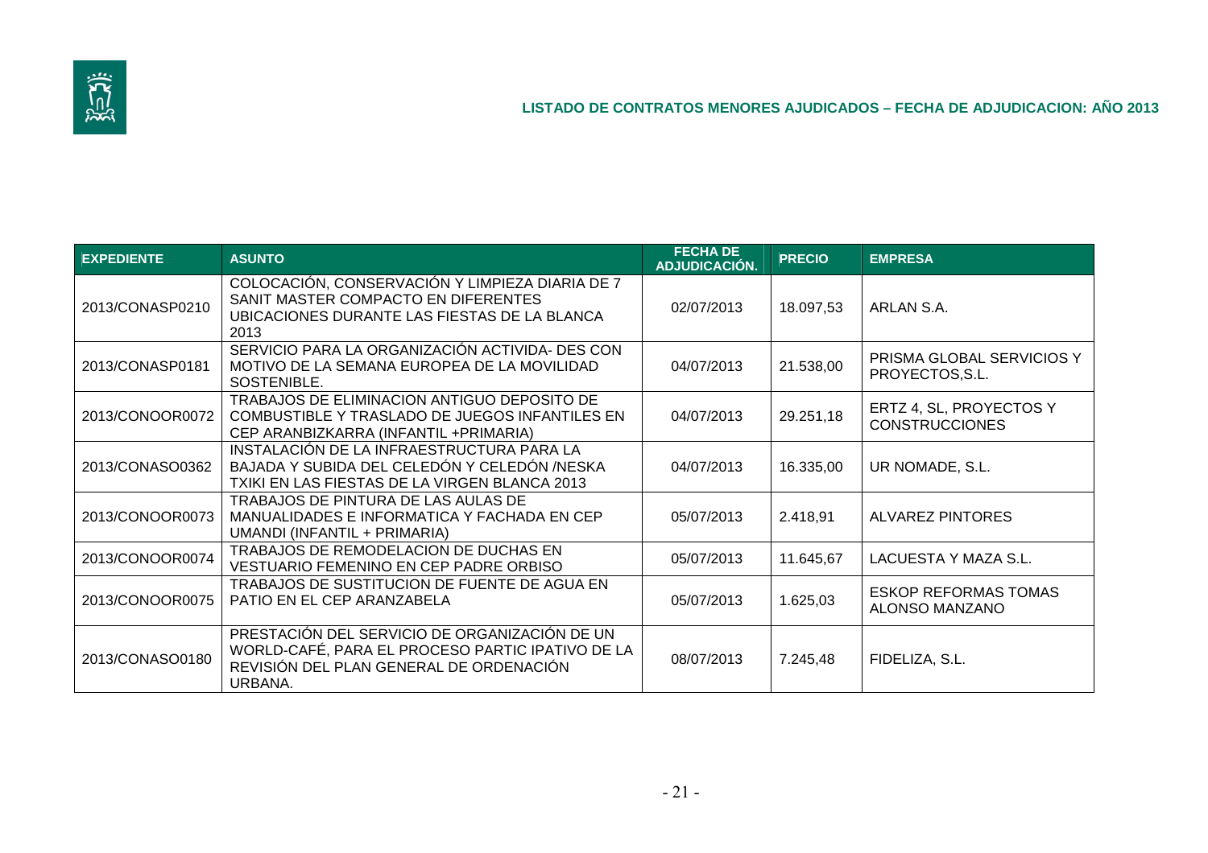## LISTADO DE CONTRATOS MENORES AJUDICADOS – FECHA DE ADJUDICACION: AÑO 2013

| EXPEDIENTE | ASUNTO | FECHA DE ADJUDICACIÓN. | PRECIO | EMPRESA |
|---|---|---|---|---|
| 2013/CONASP0210 | COLOCACIÓN, CONSERVACIÓN Y LIMPIEZA DIARIA DE 7 SANIT MASTER COMPACTO EN DIFERENTES UBICACIONES DURANTE LAS FIESTAS DE LA BLANCA 2013 | 02/07/2013 | 18.097,53 | ARLAN S.A. |
| 2013/CONASP0181 | SERVICIO PARA LA ORGANIZACIÓN ACTIVIDA- DES CON MOTIVO DE LA SEMANA EUROPEA DE LA MOVILIDAD SOSTENIBLE. | 04/07/2013 | 21.538,00 | PRISMA GLOBAL SERVICIOS Y PROYECTOS,S.L. |
| 2013/CONOOR0072 | TRABAJOS DE ELIMINACION ANTIGUO DEPOSITO DE COMBUSTIBLE Y TRASLADO DE JUEGOS INFANTILES EN CEP ARANBIZKARRA (INFANTIL +PRIMARIA) | 04/07/2013 | 29.251,18 | ERTZ 4, SL, PROYECTOS Y CONSTRUCCIONES |
| 2013/CONASO0362 | INSTALACIÓN DE LA INFRAESTRUCTURA PARA LA BAJADA Y SUBIDA DEL CELEDÓN Y CELEDÓN /NESKA TXIKI EN LAS FIESTAS DE LA VIRGEN BLANCA 2013 | 04/07/2013 | 16.335,00 | UR NOMADE, S.L. |
| 2013/CONOOR0073 | TRABAJOS DE PINTURA DE LAS AULAS DE MANUALIDADES E INFORMATICA Y FACHADA EN CEP UMANDI (INFANTIL + PRIMARIA) | 05/07/2013 | 2.418,91 | ALVAREZ PINTORES |
| 2013/CONOOR0074 | TRABAJOS DE REMODELACION DE DUCHAS EN VESTUARIO FEMENINO EN CEP PADRE ORBISO | 05/07/2013 | 11.645,67 | LACUESTA Y MAZA S.L. |
| 2013/CONOOR0075 | TRABAJOS DE SUSTITUCION DE FUENTE DE AGUA EN PATIO EN EL CEP ARANZABELA | 05/07/2013 | 1.625,03 | ESKOP REFORMAS TOMAS ALONSO MANZANO |
| 2013/CONASO0180 | PRESTACIÓN DEL SERVICIO DE ORGANIZACIÓN DE UN WORLD-CAFÉ, PARA EL PROCESO PARTIC IPATIVO DE LA REVISIÓN DEL PLAN GENERAL DE ORDENACIÓN URBANA. | 08/07/2013 | 7.245,48 | FIDELIZA, S.L. |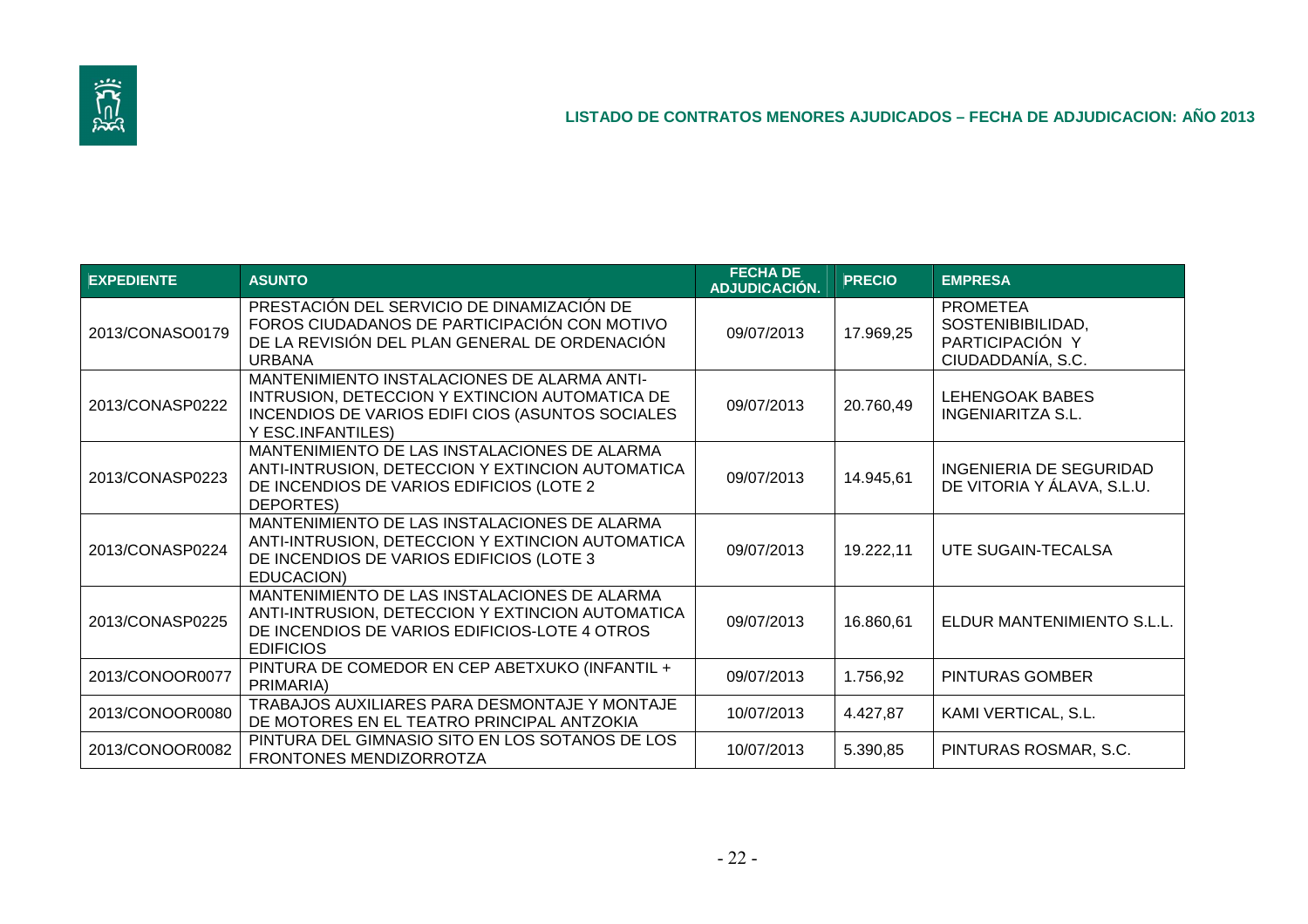## LISTADO DE CONTRATOS MENORES AJUDICADOS – FECHA DE ADJUDICACION: AÑO 2013

| EXPEDIENTE | ASUNTO | FECHA DE ADJUDICACIÓN. | PRECIO | EMPRESA |
|---|---|---|---|---|
| 2013/CONASO0179 | PRESTACIÓN DEL SERVICIO DE DINAMIZACIÓN DE FOROS CIUDADANOS DE PARTICIPACIÓN CON MOTIVO DE LA REVISIÓN DEL PLAN GENERAL DE ORDENACIÓN URBANA | 09/07/2013 | 17.969,25 | PROMETEA SOSTENIBIBILIDAD, PARTICIPACIÓN Y CIUDADDANÍA, S.C. |
| 2013/CONASP0222 | MANTENIMIENTO INSTALACIONES DE ALARMA ANTI-INTRUSION, DETECCION Y EXTINCION AUTOMATICA DE INCENDIOS DE VARIOS EDIFI CIOS (ASUNTOS SOCIALES Y ESC.INFANTILES) | 09/07/2013 | 20.760,49 | LEHENGOAK BABES INGENIARITZA S.L. |
| 2013/CONASP0223 | MANTENIMIENTO DE LAS INSTALACIONES DE ALARMA ANTI-INTRUSION, DETECCION Y EXTINCION AUTOMATICA DE INCENDIOS DE VARIOS EDIFICIOS (LOTE 2 DEPORTES) | 09/07/2013 | 14.945,61 | INGENIERIA DE SEGURIDAD DE VITORIA Y ÁLAVA, S.L.U. |
| 2013/CONASP0224 | MANTENIMIENTO DE LAS INSTALACIONES DE ALARMA ANTI-INTRUSION, DETECCION Y EXTINCION AUTOMATICA DE INCENDIOS DE VARIOS EDIFICIOS (LOTE 3 EDUCACION) | 09/07/2013 | 19.222,11 | UTE SUGAIN-TECALSA |
| 2013/CONASP0225 | MANTENIMIENTO DE LAS INSTALACIONES DE ALARMA ANTI-INTRUSION, DETECCION Y EXTINCION AUTOMATICA DE INCENDIOS DE VARIOS EDIFICIOS-LOTE 4 OTROS EDIFICIOS | 09/07/2013 | 16.860,61 | ELDUR MANTENIMIENTO S.L.L. |
| 2013/CONOOR0077 | PINTURA DE COMEDOR EN CEP ABETXUKO (INFANTIL + PRIMARIA) | 09/07/2013 | 1.756,92 | PINTURAS GOMBER |
| 2013/CONOOR0080 | TRABAJOS AUXILIARES PARA DESMONTAJE Y MONTAJE DE MOTORES EN EL TEATRO PRINCIPAL ANTZOKIA | 10/07/2013 | 4.427,87 | KAMI VERTICAL, S.L. |
| 2013/CONOOR0082 | PINTURA DEL GIMNASIO SITO EN LOS SOTANOS DE LOS FRONTONES MENDIZORROTZA | 10/07/2013 | 5.390,85 | PINTURAS ROSMAR, S.C. |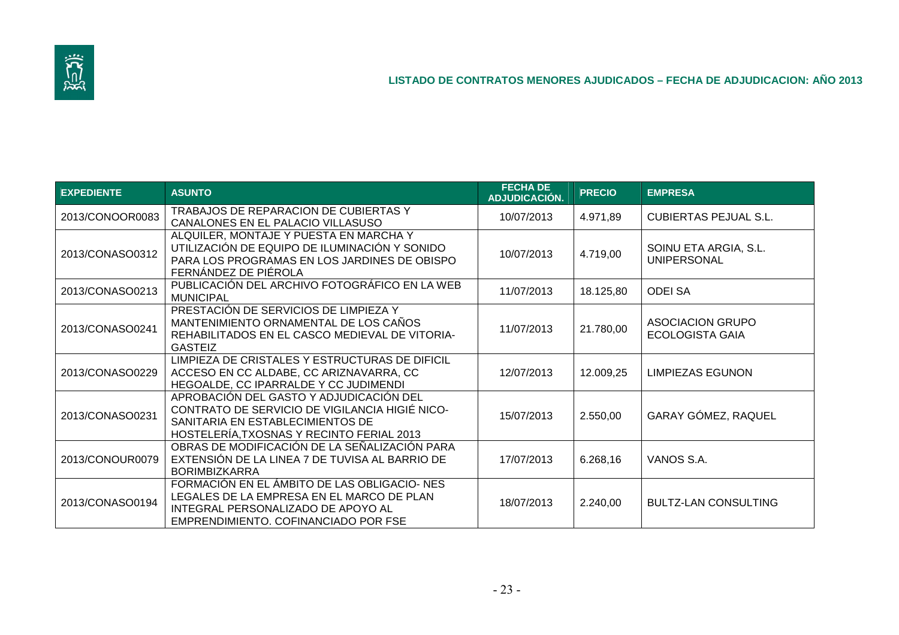## LISTADO DE CONTRATOS MENORES AJUDICADOS – FECHA DE ADJUDICACION: AÑO 2013

| EXPEDIENTE | ASUNTO | FECHA DE ADJUDICACIÓN. | PRECIO | EMPRESA |
|---|---|---|---|---|
| 2013/CONOOR0083 | TRABAJOS DE REPARACION DE CUBIERTAS Y CANALONES EN EL PALACIO VILLASUSO | 10/07/2013 | 4.971,89 | CUBIERTAS PEJUAL S.L. |
| 2013/CONASO0312 | ALQUILER, MONTAJE Y PUESTA EN MARCHA Y UTILIZACIÓN DE EQUIPO DE ILUMINACIÓN Y SONIDO PARA LOS PROGRAMAS EN LOS JARDINES DE OBISPO FERNÁNDEZ DE PIÉROLA | 10/07/2013 | 4.719,00 | SOINU ETA ARGIA, S.L. UNIPERSONAL |
| 2013/CONASO0213 | PUBLICACIÓN DEL ARCHIVO FOTOGRÁFICO EN LA WEB MUNICIPAL | 11/07/2013 | 18.125,80 | ODEI SA |
| 2013/CONASO0241 | PRESTACIÓN DE SERVICIOS DE LIMPIEZA Y MANTENIMIENTO ORNAMENTAL DE LOS CAÑOS REHABILITADOS EN EL CASCO MEDIEVAL DE VITORIA-GASTEIZ | 11/07/2013 | 21.780,00 | ASOCIACION GRUPO ECOLOGISTA GAIA |
| 2013/CONASO0229 | LIMPIEZA DE CRISTALES Y ESTRUCTURAS DE DIFICIL ACCESO EN CC ALDABE, CC ARIZNAVARRA, CC HEGOALDE, CC IPARRALDE Y CC JUDIMENDI | 12/07/2013 | 12.009,25 | LIMPIEZAS EGUNON |
| 2013/CONASO0231 | APROBACIÓN DEL GASTO Y ADJUDICACIÓN DEL CONTRATO DE SERVICIO DE VIGILANCIA HIGIÉ NICO-SANITARIA EN ESTABLECIMIENTOS DE HOSTELERÍA,TXOSNAS Y RECINTO FERIAL 2013 | 15/07/2013 | 2.550,00 | GARAY GÓMEZ, RAQUEL |
| 2013/CONOUR0079 | OBRAS DE MODIFICACIÓN DE LA SEÑALIZACIÓN PARA EXTENSIÓN DE LA LINEA 7 DE TUVISA AL BARRIO DE BORIMBIZKARRA | 17/07/2013 | 6.268,16 | VANOS S.A. |
| 2013/CONASO0194 | FORMACIÓN EN EL ÁMBITO DE LAS OBLIGACIO- NES LEGALES DE LA EMPRESA EN EL MARCO DE PLAN INTEGRAL PERSONALIZADO DE APOYO AL EMPRENDIMIENTO. COFINANCIADO POR FSE | 18/07/2013 | 2.240,00 | BULTZ-LAN CONSULTING |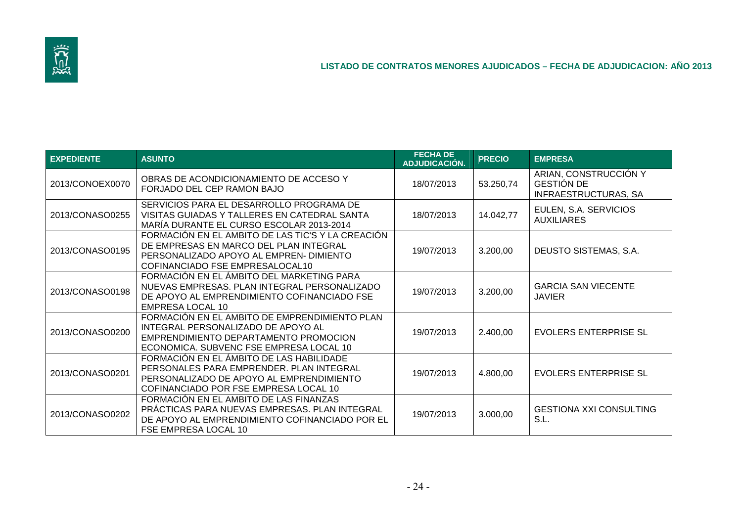## LISTADO DE CONTRATOS MENORES AJUDICADOS – FECHA DE ADJUDICACION: AÑO 2013

| EXPEDIENTE | ASUNTO | FECHA DE ADJUDICACIÓN. | PRECIO | EMPRESA |
|---|---|---|---|---|
| 2013/CONOEX0070 | OBRAS DE ACONDICIONAMIENTO DE ACCESO Y FORJADO DEL CEP RAMON BAJO | 18/07/2013 | 53.250,74 | ARIAN, CONSTRUCCIÓN Y GESTIÓN DE INFRAESTRUCTURAS, SA |
| 2013/CONASO0255 | SERVICIOS PARA EL DESARROLLO PROGRAMA DE VISITAS GUIADAS Y TALLERES EN CATEDRAL SANTA MARÍA DURANTE EL CURSO ESCOLAR 2013-2014 | 18/07/2013 | 14.042,77 | EULEN, S.A. SERVICIOS AUXILIARES |
| 2013/CONASO0195 | FORMACIÓN EN EL AMBITO DE LAS TIC'S Y LA CREACIÓN DE EMPRESAS EN MARCO DEL PLAN INTEGRAL PERSONALIZADO APOYO AL EMPREN- DIMIENTO COFINANCIADO FSE EMPRESALOCAL10 | 19/07/2013 | 3.200,00 | DEUSTO SISTEMAS, S.A. |
| 2013/CONASO0198 | FORMACIÓN EN EL ÁMBITO DEL MARKETING PARA NUEVAS EMPRESAS. PLAN INTEGRAL PERSONALIZADO DE APOYO AL EMPRENDIMIENTO COFINANCIADO FSE EMPRESA LOCAL 10 | 19/07/2013 | 3.200,00 | GARCIA SAN VIECENTE JAVIER |
| 2013/CONASO0200 | FORMACIÓN EN EL AMBITO DE EMPRENDIMIENTO PLAN INTEGRAL PERSONALIZADO DE APOYO AL EMPRENDIMIENTO DEPARTAMENTO PROMOCION ECONOMICA. SUBVENC FSE EMPRESA LOCAL 10 | 19/07/2013 | 2.400,00 | EVOLERS ENTERPRISE SL |
| 2013/CONASO0201 | FORMACIÓN EN EL ÁMBITO DE LAS HABILIDADE PERSONALES PARA EMPRENDER. PLAN INTEGRAL PERSONALIZADO DE APOYO AL EMPRENDIMIENTO COFINANCIADO POR FSE EMPRESA LOCAL 10 | 19/07/2013 | 4.800,00 | EVOLERS ENTERPRISE SL |
| 2013/CONASO0202 | FORMACIÓN EN EL AMBITO DE LAS FINANZAS PRÁCTICAS PARA NUEVAS EMPRESAS. PLAN INTEGRAL DE APOYO AL EMPRENDIMIENTO COFINANCIADO POR EL FSE EMPRESA LOCAL 10 | 19/07/2013 | 3.000,00 | GESTIONA XXI CONSULTING S.L. |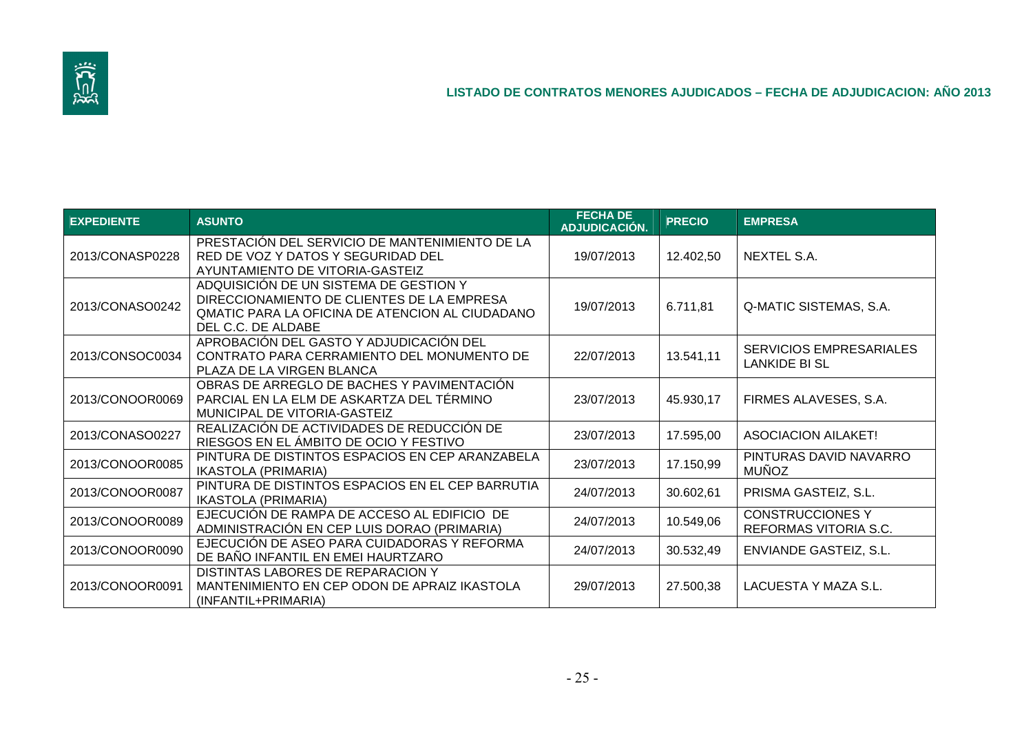## LISTADO DE CONTRATOS MENORES AJUDICADOS – FECHA DE ADJUDICACION: AÑO 2013

| EXPEDIENTE | ASUNTO | FECHA DE ADJUDICACIÓN. | PRECIO | EMPRESA |
|---|---|---|---|---|
| 2013/CONASP0228 | PRESTACIÓN DEL SERVICIO DE MANTENIMIENTO DE LA RED DE VOZ Y DATOS Y SEGURIDAD DEL AYUNTAMIENTO DE VITORIA-GASTEIZ | 19/07/2013 | 12.402,50 | NEXTEL S.A. |
| 2013/CONASO0242 | ADQUISICIÓN DE UN SISTEMA DE GESTION Y DIRECCIONAMIENTO DE CLIENTES DE LA EMPRESA QMATIC PARA LA OFICINA DE ATENCION AL CIUDADANO DEL C.C. DE ALDABE | 19/07/2013 | 6.711,81 | Q-MATIC SISTEMAS, S.A. |
| 2013/CONSOC0034 | APROBACIÓN DEL GASTO Y ADJUDICACIÓN DEL CONTRATO PARA CERRAMIENTO DEL MONUMENTO DE PLAZA DE LA VIRGEN BLANCA | 22/07/2013 | 13.541,11 | SERVICIOS EMPRESARIALES LANKIDE BI SL |
| 2013/CONOOR0069 | OBRAS DE ARREGLO DE BACHES Y PAVIMENTACIÓN PARCIAL EN LA ELM DE ASKARTZA DEL TÉRMINO MUNICIPAL DE VITORIA-GASTEIZ | 23/07/2013 | 45.930,17 | FIRMES ALAVESES, S.A. |
| 2013/CONASO0227 | REALIZACIÓN DE ACTIVIDADES DE REDUCCIÓN DE RIESGOS EN EL ÁMBITO DE OCIO Y FESTIVO | 23/07/2013 | 17.595,00 | ASOCIACION AILAKET! |
| 2013/CONOOR0085 | PINTURA DE DISTINTOS ESPACIOS EN CEP ARANZABELA IKASTOLA (PRIMARIA) | 23/07/2013 | 17.150,99 | PINTURAS DAVID NAVARRO MUÑOZ |
| 2013/CONOOR0087 | PINTURA DE DISTINTOS ESPACIOS EN EL CEP BARRUTIA IKASTOLA (PRIMARIA) | 24/07/2013 | 30.602,61 | PRISMA GASTEIZ, S.L. |
| 2013/CONOOR0089 | EJECUCIÓN DE RAMPA DE ACCESO AL EDIFICIO DE ADMINISTRACIÓN EN CEP LUIS DORAO (PRIMARIA) | 24/07/2013 | 10.549,06 | CONSTRUCCIONES Y REFORMAS VITORIA S.C. |
| 2013/CONOOR0090 | EJECUCIÓN DE ASEO PARA CUIDADORAS Y REFORMA DE BAÑO INFANTIL EN EMEI HAURTZARO | 24/07/2013 | 30.532,49 | ENVIANDE GASTEIZ, S.L. |
| 2013/CONOOR0091 | DISTINTAS LABORES DE REPARACION Y MANTENIMIENTO EN CEP ODON DE APRAIZ IKASTOLA (INFANTIL+PRIMARIA) | 29/07/2013 | 27.500,38 | LACUESTA Y MAZA S.L. |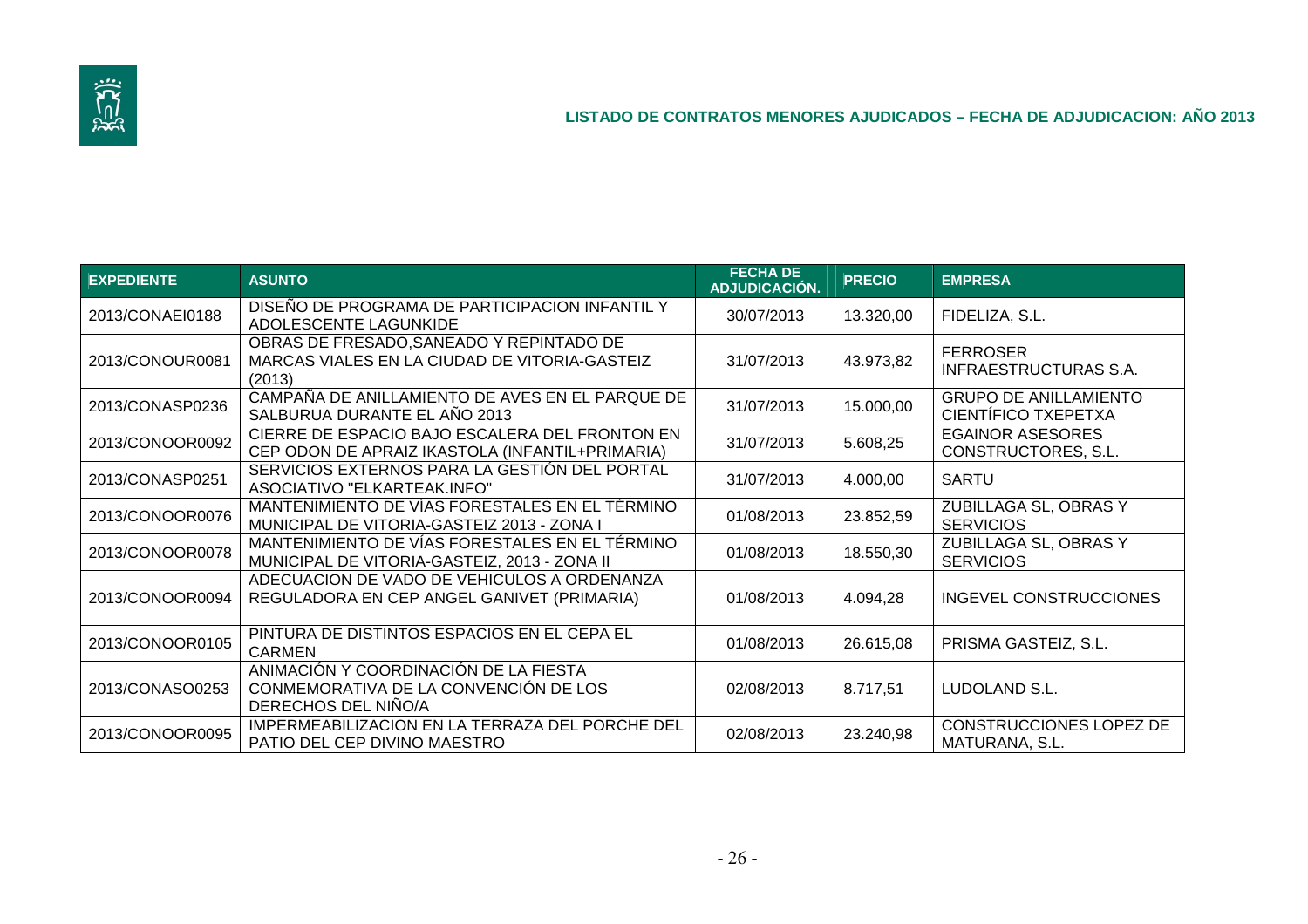## LISTADO DE CONTRATOS MENORES AJUDICADOS – FECHA DE ADJUDICACION: AÑO 2013

| EXPEDIENTE | ASUNTO | FECHA DE ADJUDICACIÓN. | PRECIO | EMPRESA |
|---|---|---|---|---|
| 2013/CONAEI0188 | DISEÑO DE PROGRAMA DE PARTICIPACION INFANTIL Y ADOLESCENTE LAGUNKIDE | 30/07/2013 | 13.320,00 | FIDELIZA, S.L. |
| 2013/CONOUR0081 | OBRAS DE FRESADO,SANEADO Y REPINTADO DE MARCAS VIALES EN LA CIUDAD DE VITORIA-GASTEIZ (2013) | 31/07/2013 | 43.973,82 | FERROSER INFRAESTRUCTURAS S.A. |
| 2013/CONASP0236 | CAMPAÑA DE ANILLAMIENTO DE AVES EN EL PARQUE DE SALBURUA DURANTE EL AÑO 2013 | 31/07/2013 | 15.000,00 | GRUPO DE ANILLAMIENTO CIENTÍFICO TXEPETXA |
| 2013/CONOOR0092 | CIERRE DE ESPACIO BAJO ESCALERA DEL FRONTON EN CEP ODON DE APRAIZ IKASTOLA (INFANTIL+PRIMARIA) | 31/07/2013 | 5.608,25 | EGAINOR ASESORES CONSTRUCTORES, S.L. |
| 2013/CONASP0251 | SERVICIOS EXTERNOS PARA LA GESTIÓN DEL PORTAL ASOCIATIVO "ELKARTEAK.INFO" | 31/07/2013 | 4.000,00 | SARTU |
| 2013/CONOOR0076 | MANTENIMIENTO DE VÍAS FORESTALES EN EL TÉRMINO MUNICIPAL DE VITORIA-GASTEIZ 2013 - ZONA I | 01/08/2013 | 23.852,59 | ZUBILLAGA SL, OBRAS Y SERVICIOS |
| 2013/CONOOR0078 | MANTENIMIENTO DE VÍAS FORESTALES EN EL TÉRMINO MUNICIPAL DE VITORIA-GASTEIZ, 2013 - ZONA II | 01/08/2013 | 18.550,30 | ZUBILLAGA SL, OBRAS Y SERVICIOS |
| 2013/CONOOR0094 | ADECUACION DE VADO DE VEHICULOS A ORDENANZA REGULADORA EN CEP ANGEL GANIVET (PRIMARIA) | 01/08/2013 | 4.094,28 | INGEVEL CONSTRUCCIONES |
| 2013/CONOOR0105 | PINTURA DE DISTINTOS ESPACIOS EN EL CEPA EL CARMEN | 01/08/2013 | 26.615,08 | PRISMA GASTEIZ, S.L. |
| 2013/CONASO0253 | ANIMACIÓN Y COORDINACIÓN DE LA FIESTA CONMEMORATIVA DE LA CONVENCIÓN DE LOS DERECHOS DEL NIÑO/A | 02/08/2013 | 8.717,51 | LUDOLAND S.L. |
| 2013/CONOOR0095 | IMPERMEABILIZACION EN LA TERRAZA DEL PORCHE DEL PATIO DEL CEP DIVINO MAESTRO | 02/08/2013 | 23.240,98 | CONSTRUCCIONES LOPEZ DE MATURANA, S.L. |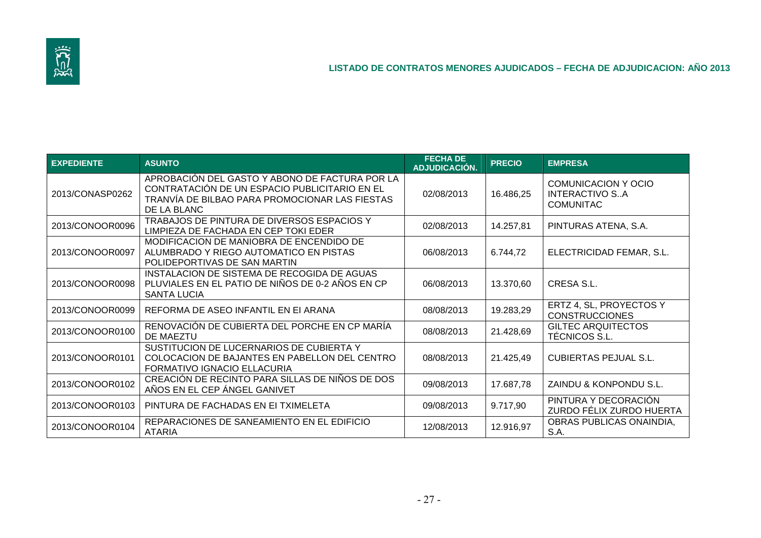## LISTADO DE CONTRATOS MENORES AJUDICADOS – FECHA DE ADJUDICACION: AÑO 2013

| EXPEDIENTE | ASUNTO | FECHA DE ADJUDICACIÓN. | PRECIO | EMPRESA |
|---|---|---|---|---|
| 2013/CONASP0262 | APROBACIÓN DEL GASTO Y ABONO DE FACTURA POR LA CONTRATACIÓN DE UN ESPACIO PUBLICITARIO EN EL TRANVÍA DE BILBAO PARA PROMOCIONAR LAS FIESTAS DE LA BLANC | 02/08/2013 | 16.486,25 | COMUNICACION Y OCIO INTERACTIVO S..A COMUNITAC |
| 2013/CONOOR0096 | TRABAJOS DE PINTURA DE DIVERSOS ESPACIOS Y LIMPIEZA DE FACHADA EN CEP TOKI EDER | 02/08/2013 | 14.257,81 | PINTURAS ATENA, S.A. |
| 2013/CONOOR0097 | MODIFICACION DE MANIOBRA DE ENCENDIDO DE ALUMBRADO Y RIEGO AUTOMATICO EN PISTAS POLIDEPORTIVAS DE SAN MARTIN | 06/08/2013 | 6.744,72 | ELECTRICIDAD FEMAR, S.L. |
| 2013/CONOOR0098 | INSTALACION DE SISTEMA DE RECOGIDA DE AGUAS PLUVIALES EN EL PATIO DE NIÑOS DE 0-2 AÑOS EN CP SANTA LUCIA | 06/08/2013 | 13.370,60 | CRESA S.L. |
| 2013/CONOOR0099 | REFORMA DE ASEO INFANTIL EN EI ARANA | 08/08/2013 | 19.283,29 | ERTZ 4, SL, PROYECTOS Y CONSTRUCCIONES |
| 2013/CONOOR0100 | RENOVACIÓN DE CUBIERTA DEL PORCHE EN CP MARÍA DE MAEZTU | 08/08/2013 | 21.428,69 | GILTEC ARQUITECTOS TÉCNICOS S.L. |
| 2013/CONOOR0101 | SUSTITUCION DE LUCERNARIOS DE CUBIERTA Y COLOCACION DE BAJANTES EN PABELLON DEL CENTRO FORMATIVO IGNACIO ELLACURIA | 08/08/2013 | 21.425,49 | CUBIERTAS PEJUAL S.L. |
| 2013/CONOOR0102 | CREACIÓN DE RECINTO PARA SILLAS DE NIÑOS DE DOS AÑOS EN EL CEP ÁNGEL GANIVET | 09/08/2013 | 17.687,78 | ZAINDU & KONPONDU S.L. |
| 2013/CONOOR0103 | PINTURA DE FACHADAS EN EI TXIMELETA | 09/08/2013 | 9.717,90 | PINTURA Y DECORACIÓN ZURDO FÉLIX ZURDO HUERTA |
| 2013/CONOOR0104 | REPARACIONES DE SANEAMIENTO EN EL EDIFICIO ATARIA | 12/08/2013 | 12.916,97 | OBRAS PUBLICAS ONAINDIA, S.A. |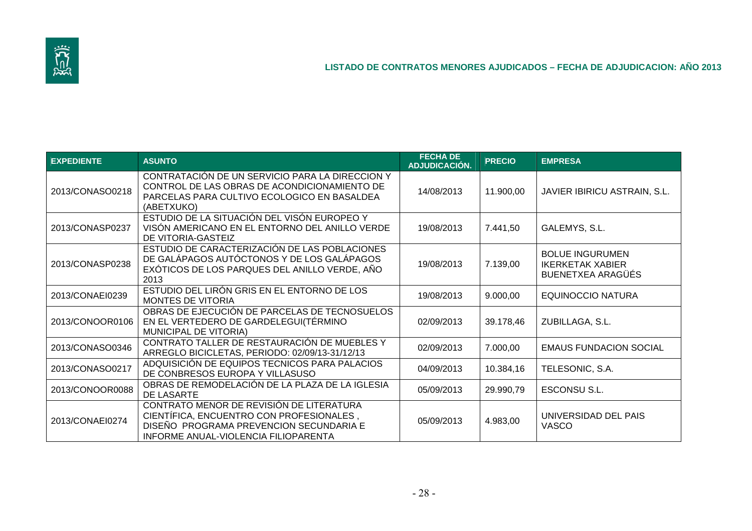## LISTADO DE CONTRATOS MENORES AJUDICADOS – FECHA DE ADJUDICACION: AÑO 2013

| EXPEDIENTE | ASUNTO | FECHA DE ADJUDICACIÓN. | PRECIO | EMPRESA |
|---|---|---|---|---|
| 2013/CONASO0218 | CONTRATACIÓN DE UN SERVICIO PARA LA DIRECCION Y CONTROL DE LAS OBRAS DE ACONDICIONAMIENTO DE PARCELAS PARA CULTIVO ECOLOGICO EN BASALDEA (ABETXUKO) | 14/08/2013 | 11.900,00 | JAVIER IBIRICU ASTRAIN, S.L. |
| 2013/CONASP0237 | ESTUDIO DE LA SITUACIÓN DEL VISÓN EUROPEO Y VISÓN AMERICANO EN EL ENTORNO DEL ANILLO VERDE DE VITORIA-GASTEIZ | 19/08/2013 | 7.441,50 | GALEMYS, S.L. |
| 2013/CONASP0238 | ESTUDIO DE CARACTERIZACIÓN DE LAS POBLACIONES DE GALÁPAGOS AUTÓCTONOS Y DE LOS GALÁPAGOS EXÓTICOS DE LOS PARQUES DEL ANILLO VERDE, AÑO 2013 | 19/08/2013 | 7.139,00 | BOLUE INGURUMEN IKERKETAK XABIER BUENETXEA ARAGÜÉS |
| 2013/CONAEI0239 | ESTUDIO DEL LIRÓN GRIS EN EL ENTORNO DE LOS MONTES DE VITORIA | 19/08/2013 | 9.000,00 | EQUINOCCIO NATURA |
| 2013/CONOOR0106 | OBRAS DE EJECUCIÓN DE PARCELAS DE TECNOSUELOS EN EL VERTEDERO DE GARDELEGUI(TÉRMINO MUNICIPAL DE VITORIA) | 02/09/2013 | 39.178,46 | ZUBILLAGA, S.L. |
| 2013/CONASO0346 | CONTRATO TALLER DE RESTAURACIÓN DE MUEBLES Y ARREGLO BICICLETAS, PERIODO: 02/09/13-31/12/13 | 02/09/2013 | 7.000,00 | EMAUS FUNDACION SOCIAL |
| 2013/CONASO0217 | ADQUISICIÓN DE EQUIPOS TECNICOS PARA PALACIOS DE CONBRESOS EUROPA Y VILLASUSO | 04/09/2013 | 10.384,16 | TELESONIC, S.A. |
| 2013/CONOOR0088 | OBRAS DE REMODELACIÓN DE LA PLAZA DE LA IGLESIA DE LASARTE | 05/09/2013 | 29.990,79 | ESCONSU S.L. |
| 2013/CONAEI0274 | CONTRATO MENOR DE REVISIÓN DE LITERATURA CIENTÍFICA, ENCUENTRO CON PROFESIONALES , DISEÑO PROGRAMA PREVENCION SECUNDARIA E INFORME ANUAL-VIOLENCIA FILIOPARENTA | 05/09/2013 | 4.983,00 | UNIVERSIDAD DEL PAIS VASCO |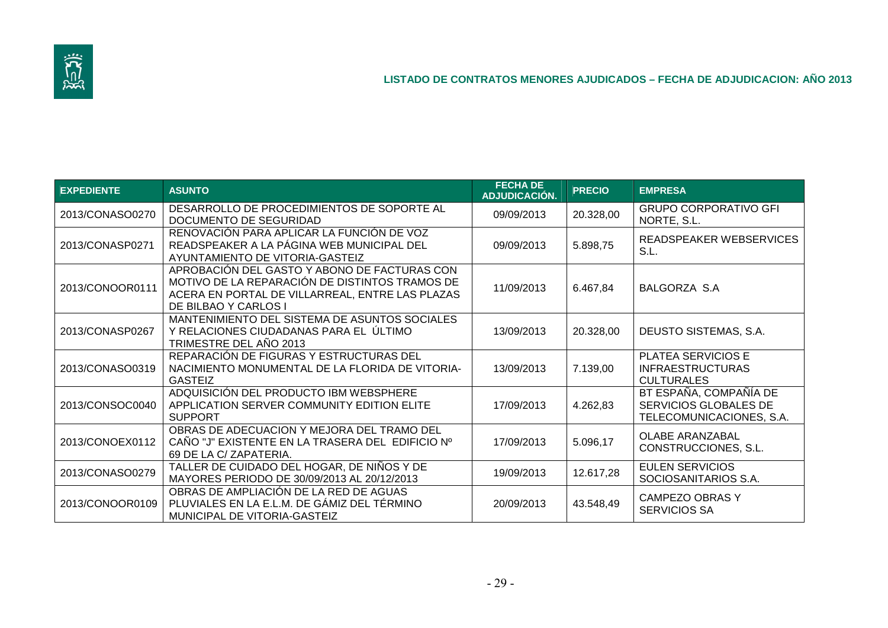## LISTADO DE CONTRATOS MENORES AJUDICADOS – FECHA DE ADJUDICACION: AÑO 2013

| EXPEDIENTE | ASUNTO | FECHA DE ADJUDICACIÓN. | PRECIO | EMPRESA |
|---|---|---|---|---|
| 2013/CONASO0270 | DESARROLLO DE PROCEDIMIENTOS DE SOPORTE AL DOCUMENTO DE SEGURIDAD | 09/09/2013 | 20.328,00 | GRUPO CORPORATIVO GFI NORTE, S.L. |
| 2013/CONASP0271 | RENOVACIÓN PARA APLICAR LA FUNCIÓN DE VOZ READSPEAKER A LA PÁGINA WEB MUNICIPAL DEL AYUNTAMIENTO DE VITORIA-GASTEIZ | 09/09/2013 | 5.898,75 | READSPEAKER WEBSERVICES S.L. |
| 2013/CONOOR0111 | APROBACIÓN DEL GASTO Y ABONO DE FACTURAS CON MOTIVO DE LA REPARACIÓN DE DISTINTOS TRAMOS DE ACERA EN PORTAL DE VILLARREAL, ENTRE LAS PLAZAS DE BILBAO Y CARLOS I | 11/09/2013 | 6.467,84 | BALGORZA S.A |
| 2013/CONASP0267 | MANTENIMIENTO DEL SISTEMA DE ASUNTOS SOCIALES Y RELACIONES CIUDADANAS PARA EL ÚLTIMO TRIMESTRE DEL AÑO 2013 | 13/09/2013 | 20.328,00 | DEUSTO SISTEMAS, S.A. |
| 2013/CONASO0319 | REPARACIÓN DE FIGURAS Y ESTRUCTURAS DEL NACIMIENTO MONUMENTAL DE LA FLORIDA DE VITORIA-GASTEIZ | 13/09/2013 | 7.139,00 | PLATEA SERVICIOS E INFRAESTRUCTURAS CULTURALES |
| 2013/CONSOC0040 | ADQUISICIÓN DEL PRODUCTO IBM WEBSPHERE APPLICATION SERVER COMMUNITY EDITION ELITE SUPPORT | 17/09/2013 | 4.262,83 | BT ESPAÑA, COMPAÑÍA DE SERVICIOS GLOBALES DE TELECOMUNICACIONES, S.A. |
| 2013/CONOEX0112 | OBRAS DE ADECUACION Y MEJORA DEL TRAMO DEL CAÑO "J" EXISTENTE EN LA TRASERA DEL EDIFICIO Nº 69 DE LA C/ ZAPATERIA. | 17/09/2013 | 5.096,17 | OLABE ARANZABAL CONSTRUCCIONES, S.L. |
| 2013/CONASO0279 | TALLER DE CUIDADO DEL HOGAR, DE NIÑOS Y DE MAYORES PERIODO DE 30/09/2013 AL 20/12/2013 | 19/09/2013 | 12.617,28 | EULEN SERVICIOS SOCIOSANITARIOS S.A. |
| 2013/CONOOR0109 | OBRAS DE AMPLIACIÓN DE LA RED DE AGUAS PLUVIALES EN LA E.L.M. DE GÁMIZ DEL TÉRMINO MUNICIPAL DE VITORIA-GASTEIZ | 20/09/2013 | 43.548,49 | CAMPEZO OBRAS Y SERVICIOS SA |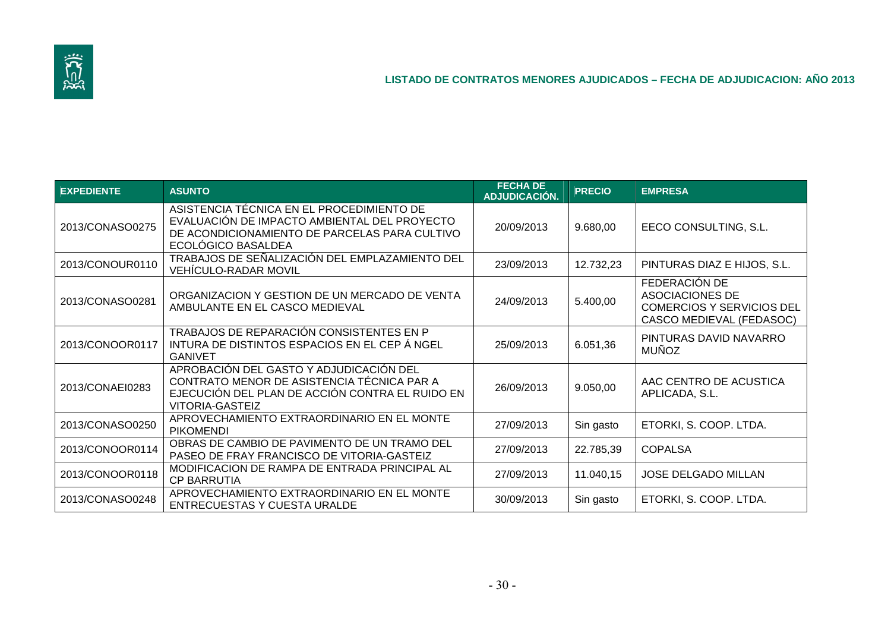## LISTADO DE CONTRATOS MENORES AJUDICADOS – FECHA DE ADJUDICACION: AÑO 2013

| EXPEDIENTE | ASUNTO | FECHA DE ADJUDICACIÓN. | PRECIO | EMPRESA |
|---|---|---|---|---|
| 2013/CONASO0275 | ASISTENCIA TÉCNICA EN EL PROCEDIMIENTO DE EVALUACIÓN DE IMPACTO AMBIENTAL DEL PROYECTO DE ACONDICIONAMIENTO DE PARCELAS PARA CULTIVO ECOLÓGICO BASALDEA | 20/09/2013 | 9.680,00 | EECO CONSULTING, S.L. |
| 2013/CONOUR0110 | TRABAJOS DE SEÑALIZACIÓN DEL EMPLAZAMIENTO DEL VEHÍCULO-RADAR MOVIL | 23/09/2013 | 12.732,23 | PINTURAS DIAZ E HIJOS, S.L. |
| 2013/CONASO0281 | ORGANIZACION Y GESTION DE UN MERCADO DE VENTA AMBULANTE EN EL CASCO MEDIEVAL | 24/09/2013 | 5.400,00 | FEDERACIÓN DE ASOCIACIONES DE COMERCIOS Y SERVICIOS DEL CASCO MEDIEVAL (FEDASOC) |
| 2013/CONOOR0117 | TRABAJOS DE REPARACIÓN CONSISTENTES EN P INTURA DE DISTINTOS ESPACIOS EN EL CEP Á NGEL GANIVET | 25/09/2013 | 6.051,36 | PINTURAS DAVID NAVARRO MUÑOZ |
| 2013/CONAEI0283 | APROBACIÓN DEL GASTO Y ADJUDICACIÓN DEL CONTRATO MENOR DE ASISTENCIA TÉCNICA PAR A EJECUCIÓN DEL PLAN DE ACCIÓN CONTRA EL RUIDO EN VITORIA-GASTEIZ | 26/09/2013 | 9.050,00 | AAC CENTRO DE ACUSTICA APLICADA, S.L. |
| 2013/CONASO0250 | APROVECHAMIENTO EXTRAORDINARIO EN EL MONTE PIKOMENDI | 27/09/2013 | Sin gasto | ETORKI, S. COOP. LTDA. |
| 2013/CONOOR0114 | OBRAS DE CAMBIO DE PAVIMENTO DE UN TRAMO DEL PASEO DE FRAY FRANCISCO DE VITORIA-GASTEIZ | 27/09/2013 | 22.785,39 | COPALSA |
| 2013/CONOOR0118 | MODIFICACION DE RAMPA DE ENTRADA PRINCIPAL AL CP BARRUTIA | 27/09/2013 | 11.040,15 | JOSE DELGADO MILLAN |
| 2013/CONASO0248 | APROVECHAMIENTO EXTRAORDINARIO EN EL MONTE ENTRECUESTAS Y CUESTA URALDE | 30/09/2013 | Sin gasto | ETORKI, S. COOP. LTDA. |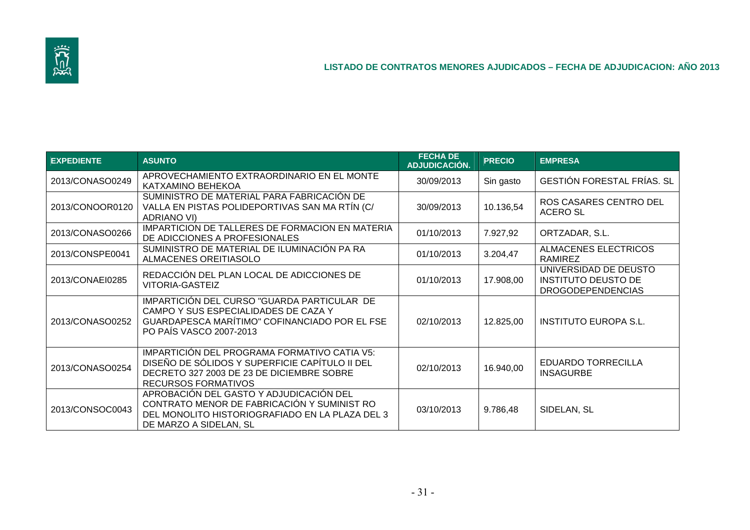## LISTADO DE CONTRATOS MENORES AJUDICADOS – FECHA DE ADJUDICACION: AÑO 2013

| EXPEDIENTE | ASUNTO | FECHA DE ADJUDICACIÓN. | PRECIO | EMPRESA |
|---|---|---|---|---|
| 2013/CONASO0249 | APROVECHAMIENTO EXTRAORDINARIO EN EL MONTE KATXAMINO BEHEKOA | 30/09/2013 | Sin gasto | GESTIÓN FORESTAL FRÍAS. SL |
| 2013/CONOOR0120 | SUMINISTRO DE MATERIAL PARA FABRICACIÓN DE VALLA EN PISTAS POLIDEPORTIVAS SAN MA RTÍN (C/ ADRIANO VI) | 30/09/2013 | 10.136,54 | ROS CASARES CENTRO DEL ACERO SL |
| 2013/CONASO0266 | IMPARTICION DE TALLERES DE FORMACION EN MATERIA DE ADICCIONES A PROFESIONALES | 01/10/2013 | 7.927,92 | ORTZADAR, S.L. |
| 2013/CONSPE0041 | SUMINISTRO DE MATERIAL DE ILUMINACIÓN PA RA ALMACENES OREITIASOLO | 01/10/2013 | 3.204,47 | ALMACENES ELECTRICOS RAMIREZ |
| 2013/CONAEI0285 | REDACCIÓN DEL PLAN LOCAL DE ADICCIONES DE VITORIA-GASTEIZ | 01/10/2013 | 17.908,00 | UNIVERSIDAD DE DEUSTO INSTITUTO DEUSTO DE DROGODEPENDENCIAS |
| 2013/CONASO0252 | IMPARTICIÓN DEL CURSO "GUARDA PARTICULAR DE CAMPO Y SUS ESPECIALIDADES DE CAZA Y GUARDAPESCA MARÍTIMO" COFINANCIADO POR EL FSE PO PAÍS VASCO 2007-2013 | 02/10/2013 | 12.825,00 | INSTITUTO EUROPA S.L. |
| 2013/CONASO0254 | IMPARTICIÓN DEL PROGRAMA FORMATIVO CATIA V5: DISEÑO DE SÓLIDOS Y SUPERFICIE CAPÍTULO II DEL DECRETO 327 2003 DE 23 DE DICIEMBRE SOBRE RECURSOS FORMATIVOS | 02/10/2013 | 16.940,00 | EDUARDO TORRECILLA INSAGURBE |
| 2013/CONSOC0043 | APROBACIÓN DEL GASTO Y ADJUDICACIÓN DEL CONTRATO MENOR DE FABRICACIÓN Y SUMINIST RO DEL MONOLITO HISTORIOGRAFIADO EN LA PLAZA DEL 3 DE MARZO A SIDELAN, SL | 03/10/2013 | 9.786,48 | SIDELAN, SL |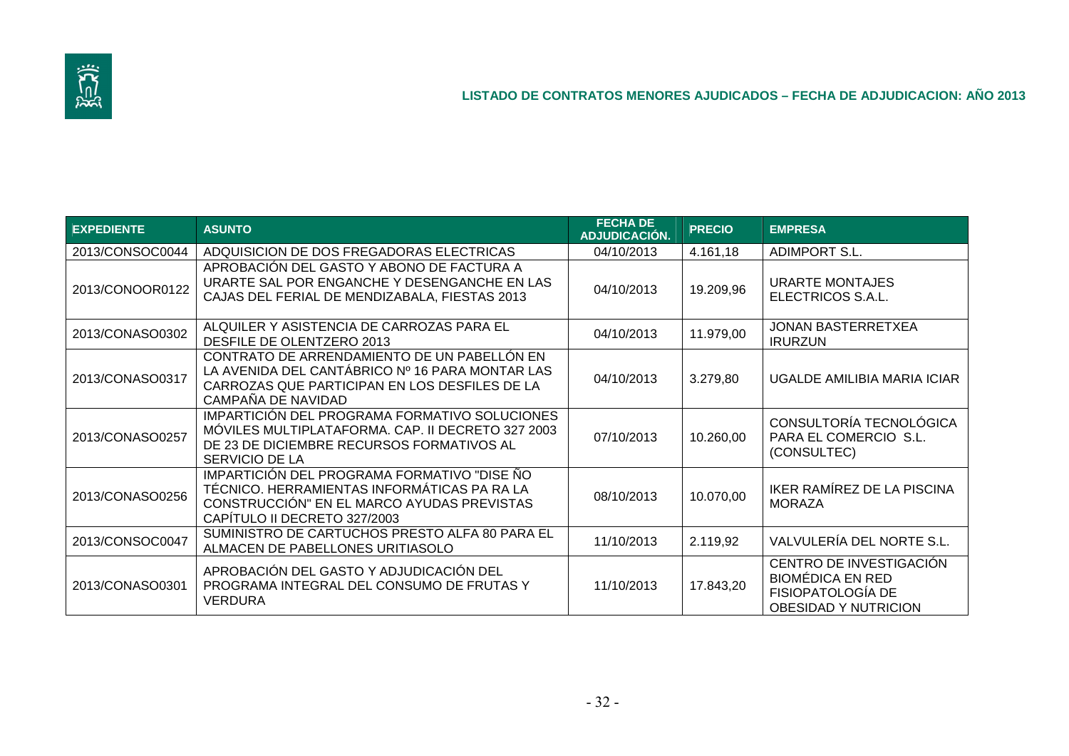## LISTADO DE CONTRATOS MENORES AJUDICADOS – FECHA DE ADJUDICACION: AÑO 2013

| EXPEDIENTE | ASUNTO | FECHA DE ADJUDICACIÓN. | PRECIO | EMPRESA |
|---|---|---|---|---|
| 2013/CONSOC0044 | ADQUISICION DE DOS FREGADORAS ELECTRICAS | 04/10/2013 | 4.161,18 | ADIMPORT S.L. |
| 2013/CONOOR0122 | APROBACIÓN DEL GASTO Y ABONO DE FACTURA A URARTE SAL POR ENGANCHE Y DESENGANCHE EN LAS CAJAS DEL FERIAL DE MENDIZABALA, FIESTAS 2013 | 04/10/2013 | 19.209,96 | URARTE MONTAJES ELECTRICOS S.A.L. |
| 2013/CONASO0302 | ALQUILER Y ASISTENCIA DE CARROZAS PARA EL DESFILE DE OLENTZERO 2013 | 04/10/2013 | 11.979,00 | JONAN BASTERRETXEA IRURZUN |
| 2013/CONASO0317 | CONTRATO DE ARRENDAMIENTO DE UN PABELLÓN EN LA AVENIDA DEL CANTÁBRICO Nº 16 PARA MONTAR LAS CARROZAS QUE PARTICIPAN EN LOS DESFILES DE LA CAMPAÑA DE NAVIDAD | 04/10/2013 | 3.279,80 | UGALDE AMILIBIA MARIA ICIAR |
| 2013/CONASO0257 | IMPARTICIÓN DEL PROGRAMA FORMATIVO SOLUCIONES MÓVILES MULTIPLATAFORMA. CAP. II DECRETO 327 2003 DE 23 DE DICIEMBRE RECURSOS FORMATIVOS AL SERVICIO DE LA | 07/10/2013 | 10.260,00 | CONSULTORÍA TECNOLÓGICA PARA EL COMERCIO S.L. (CONSULTEC) |
| 2013/CONASO0256 | IMPARTICIÓN DEL PROGRAMA FORMATIVO "DISE ÑO TÉCNICO. HERRAMIENTAS INFORMÁTICAS PA RA LA CONSTRUCCIÓN" EN EL MARCO AYUDAS PREVISTAS CAPÍTULO II DECRETO 327/2003 | 08/10/2013 | 10.070,00 | IKER RAMÍREZ DE LA PISCINA MORAZA |
| 2013/CONSOC0047 | SUMINISTRO DE CARTUCHOS PRESTO ALFA 80 PARA EL ALMACEN DE PABELLONES URITIASOLO | 11/10/2013 | 2.119,92 | VALVULERÍA DEL NORTE S.L. |
| 2013/CONASO0301 | APROBACIÓN DEL GASTO Y ADJUDICACIÓN DEL PROGRAMA INTEGRAL DEL CONSUMO DE FRUTAS Y VERDURA | 11/10/2013 | 17.843,20 | CENTRO DE INVESTIGACIÓN BIOMÉDICA EN RED FISIOPATOLOGÍA DE OBESIDAD Y NUTRICION |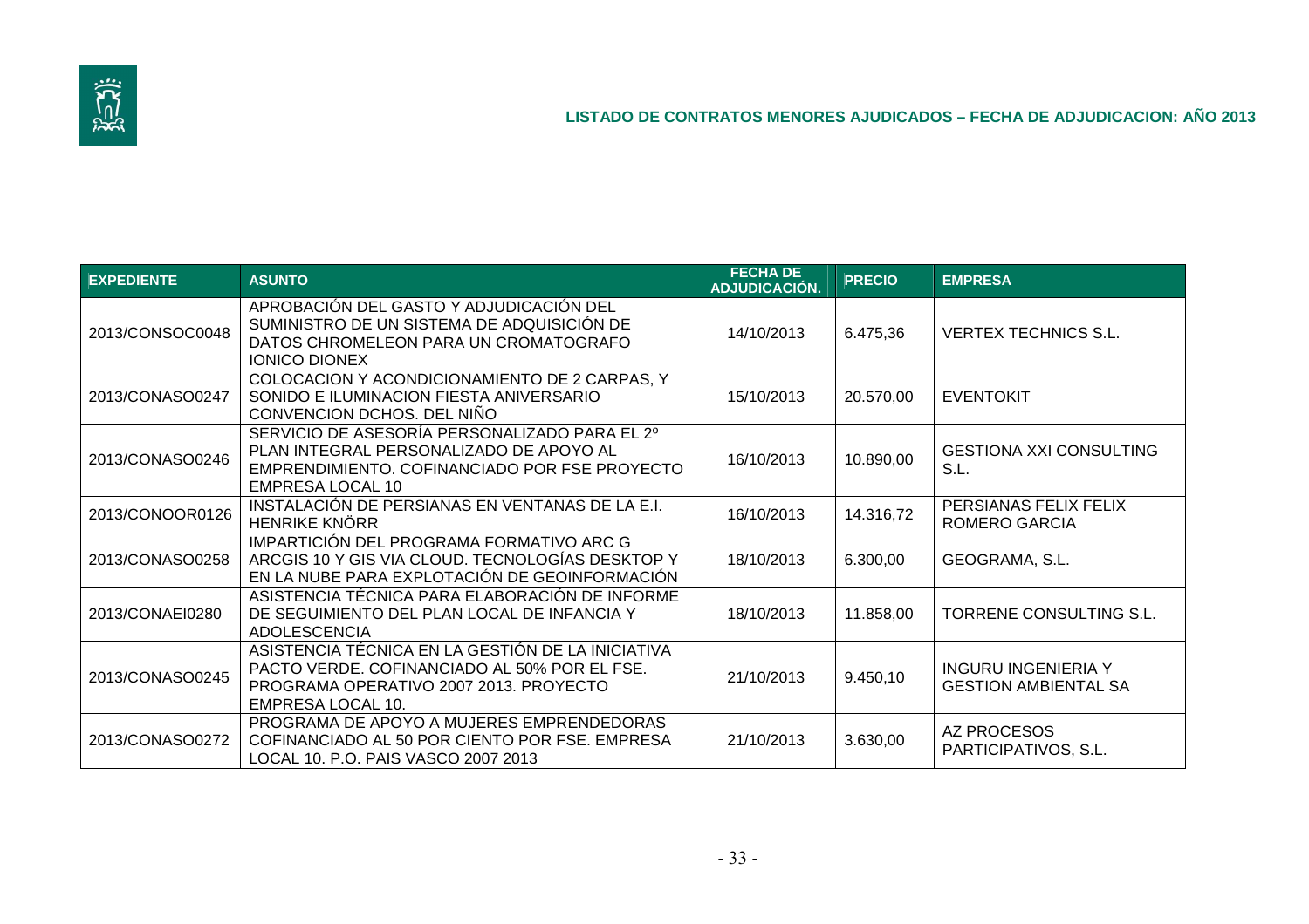## LISTADO DE CONTRATOS MENORES AJUDICADOS – FECHA DE ADJUDICACION: AÑO 2013

| EXPEDIENTE | ASUNTO | FECHA DE ADJUDICACIÓN. | PRECIO | EMPRESA |
|---|---|---|---|---|
| 2013/CONSOC0048 | APROBACIÓN DEL GASTO Y ADJUDICACIÓN DEL SUMINISTRO DE UN SISTEMA DE ADQUISICIÓN DE DATOS CHROMELEON PARA UN CROMATOGRAFO IONICO DIONEX | 14/10/2013 | 6.475,36 | VERTEX TECHNICS S.L. |
| 2013/CONASO0247 | COLOCACION Y ACONDICIONAMIENTO DE 2 CARPAS, Y SONIDO E ILUMINACION FIESTA ANIVERSARIO CONVENCION DCHOS. DEL NIÑO | 15/10/2013 | 20.570,00 | EVENTOKIT |
| 2013/CONASO0246 | SERVICIO DE ASESORÍA PERSONALIZADO PARA EL 2º PLAN INTEGRAL PERSONALIZADO DE APOYO AL EMPRENDIMIENTO. COFINANCIADO POR FSE PROYECTO EMPRESA LOCAL 10 | 16/10/2013 | 10.890,00 | GESTIONA XXI CONSULTING S.L. |
| 2013/CONOOR0126 | INSTALACIÓN DE PERSIANAS EN VENTANAS DE LA E.I. HENRIKE KNÖRR | 16/10/2013 | 14.316,72 | PERSIANAS FELIX FELIX ROMERO GARCIA |
| 2013/CONASO0258 | IMPARTICIÓN DEL PROGRAMA FORMATIVO ARC G ARCGIS 10 Y GIS VIA CLOUD. TECNOLOGÍAS DESKTOP Y EN LA NUBE PARA EXPLOTACIÓN DE GEOINFORMACIÓN | 18/10/2013 | 6.300,00 | GEOGRAMA, S.L. |
| 2013/CONAEI0280 | ASISTENCIA TÉCNICA PARA ELABORACIÓN DE INFORME DE SEGUIMIENTO DEL PLAN LOCAL DE INFANCIA Y ADOLESCENCIA | 18/10/2013 | 11.858,00 | TORRENE CONSULTING S.L. |
| 2013/CONASO0245 | ASISTENCIA TÉCNICA EN LA GESTIÓN DE LA INICIATIVA PACTO VERDE. COFINANCIADO AL 50% POR EL FSE. PROGRAMA OPERATIVO 2007 2013. PROYECTO EMPRESA LOCAL 10. | 21/10/2013 | 9.450,10 | INGURU INGENIERIA Y GESTION AMBIENTAL SA |
| 2013/CONASO0272 | PROGRAMA DE APOYO A MUJERES EMPRENDEDORAS COFINANCIADO AL 50 POR CIENTO POR FSE. EMPRESA LOCAL 10. P.O. PAIS VASCO 2007 2013 | 21/10/2013 | 3.630,00 | AZ PROCESOS PARTICIPATIVOS, S.L. |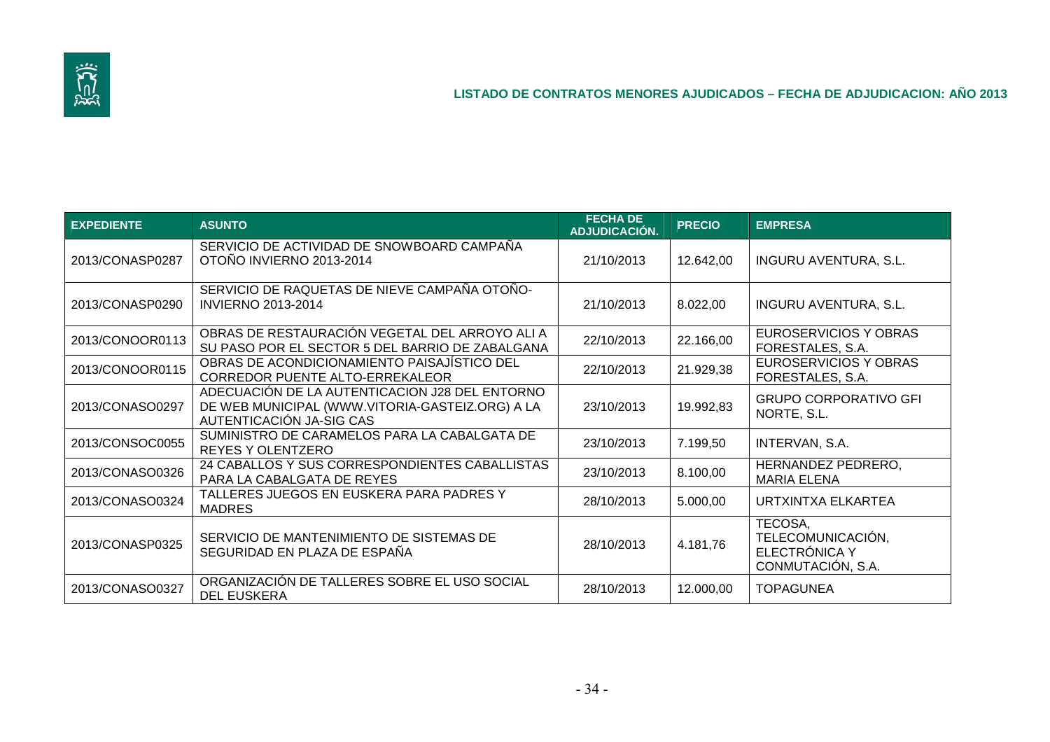## LISTADO DE CONTRATOS MENORES AJUDICADOS – FECHA DE ADJUDICACION: AÑO 2013

| EXPEDIENTE | ASUNTO | FECHA DE ADJUDICACIÓN. | PRECIO | EMPRESA |
|---|---|---|---|---|
| 2013/CONASP0287 | SERVICIO DE ACTIVIDAD DE SNOWBOARD CAMPAÑA OTOÑO INVIERNO 2013-2014 | 21/10/2013 | 12.642,00 | INGURU AVENTURA, S.L. |
| 2013/CONASP0290 | SERVICIO DE RAQUETAS DE NIEVE CAMPAÑA OTOÑO-INVIERNO 2013-2014 | 21/10/2013 | 8.022,00 | INGURU AVENTURA, S.L. |
| 2013/CONOOR0113 | OBRAS DE RESTAURACIÓN VEGETAL DEL ARROYO ALI A SU PASO POR EL SECTOR 5 DEL BARRIO DE ZABALGANA | 22/10/2013 | 22.166,00 | EUROSERVICIOS Y OBRAS FORESTALES, S.A. |
| 2013/CONOOR0115 | OBRAS DE ACONDICIONAMIENTO PAISAJÍSTICO DEL CORREDOR PUENTE ALTO-ERREKALEOR | 22/10/2013 | 21.929,38 | EUROSERVICIOS Y OBRAS FORESTALES, S.A. |
| 2013/CONASO0297 | ADECUACIÓN DE LA AUTENTICACION J28 DEL ENTORNO DE WEB MUNICIPAL (WWW.VITORIA-GASTEIZ.ORG) A LA AUTENTICACIÓN JA-SIG CAS | 23/10/2013 | 19.992,83 | GRUPO CORPORATIVO GFI NORTE, S.L. |
| 2013/CONSOC0055 | SUMINISTRO DE CARAMELOS PARA LA CABALGATA DE REYES Y OLENTZERO | 23/10/2013 | 7.199,50 | INTERVAN, S.A. |
| 2013/CONASO0326 | 24 CABALLOS Y SUS CORRESPONDIENTES CABALLISTAS PARA LA CABALGATA DE REYES | 23/10/2013 | 8.100,00 | HERNANDEZ PEDRERO, MARIA ELENA |
| 2013/CONASO0324 | TALLERES JUEGOS EN EUSKERA PARA PADRES Y MADRES | 28/10/2013 | 5.000,00 | URTXINTXA ELKARTEA |
| 2013/CONASP0325 | SERVICIO DE MANTENIMIENTO DE SISTEMAS DE SEGURIDAD EN PLAZA DE ESPAÑA | 28/10/2013 | 4.181,76 | TECOSA, TELECOMUNICACIÓN, ELECTRÓNICA Y CONMUTACIÓN, S.A. |
| 2013/CONASO0327 | ORGANIZACIÓN DE TALLERES SOBRE EL USO SOCIAL DEL EUSKERA | 28/10/2013 | 12.000,00 | TOPAGUNEA |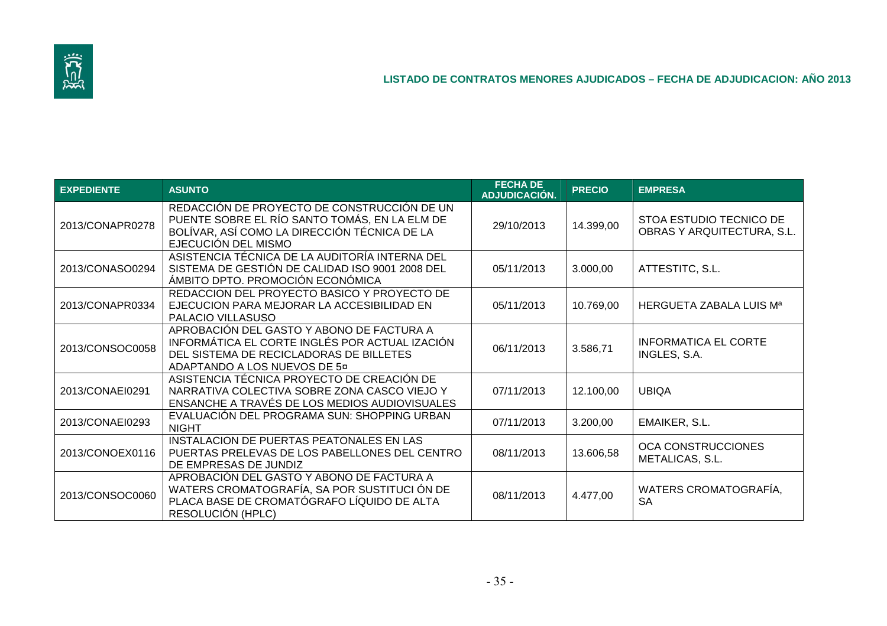## LISTADO DE CONTRATOS MENORES AJUDICADOS – FECHA DE ADJUDICACION: AÑO 2013

| EXPEDIENTE | ASUNTO | FECHA DE ADJUDICACIÓN. | PRECIO | EMPRESA |
|---|---|---|---|---|
| 2013/CONAPR0278 | REDACCIÓN DE PROYECTO DE CONSTRUCCIÓN DE UN PUENTE SOBRE EL RÍO SANTO TOMÁS, EN LA ELM DE BOLÍVAR, ASÍ COMO LA DIRECCIÓN TÉCNICA DE LA EJECUCIÓN DEL MISMO | 29/10/2013 | 14.399,00 | STOA ESTUDIO TECNICO DE OBRAS Y ARQUITECTURA, S.L. |
| 2013/CONASO0294 | ASISTENCIA TÉCNICA DE LA AUDITORÍA INTERNA DEL SISTEMA DE GESTIÓN DE CALIDAD ISO 9001 2008 DEL ÁMBITO DPTO. PROMOCIÓN ECONÓMICA | 05/11/2013 | 3.000,00 | ATTESTITC, S.L. |
| 2013/CONAPR0334 | REDACCION DEL PROYECTO BASICO Y PROYECTO DE EJECUCION PARA MEJORAR LA ACCESIBILIDAD EN PALACIO VILLASUSO | 05/11/2013 | 10.769,00 | HERGUETA ZABALA LUIS Mª |
| 2013/CONSOC0058 | APROBACIÓN DEL GASTO Y ABONO DE FACTURA A INFORMÁTICA EL CORTE INGLÉS POR ACTUAL IZACIÓN DEL SISTEMA DE RECICLADORAS DE BILLETES ADAPTANDO A LOS NUEVOS DE 5¤ | 06/11/2013 | 3.586,71 | INFORMATICA EL CORTE INGLES, S.A. |
| 2013/CONAEI0291 | ASISTENCIA TÉCNICA PROYECTO DE CREACIÓN DE NARRATIVA COLECTIVA SOBRE ZONA CASCO VIEJO Y ENSANCHE A TRAVÉS DE LOS MEDIOS AUDIOVISUALES | 07/11/2013 | 12.100,00 | UBIQA |
| 2013/CONAEI0293 | EVALUACIÓN DEL PROGRAMA SUN: SHOPPING URBAN NIGHT | 07/11/2013 | 3.200,00 | EMAIKER, S.L. |
| 2013/CONOEX0116 | INSTALACION DE PUERTAS PEATONALES EN LAS PUERTAS PRELEVAS DE LOS PABELLONES DEL CENTRO DE EMPRESAS DE JUNDIZ | 08/11/2013 | 13.606,58 | OCA CONSTRUCCIONES METALICAS, S.L. |
| 2013/CONSOC0060 | APROBACIÓN DEL GASTO Y ABONO DE FACTURA A WATERS CROMATOGRAFÍA, SA POR SUSTITUCI ÓN DE PLACA BASE DE CROMATÓGRAFO LÍQUIDO DE ALTA RESOLUCIÓN (HPLC) | 08/11/2013 | 4.477,00 | WATERS CROMATOGRAFÍA, SA |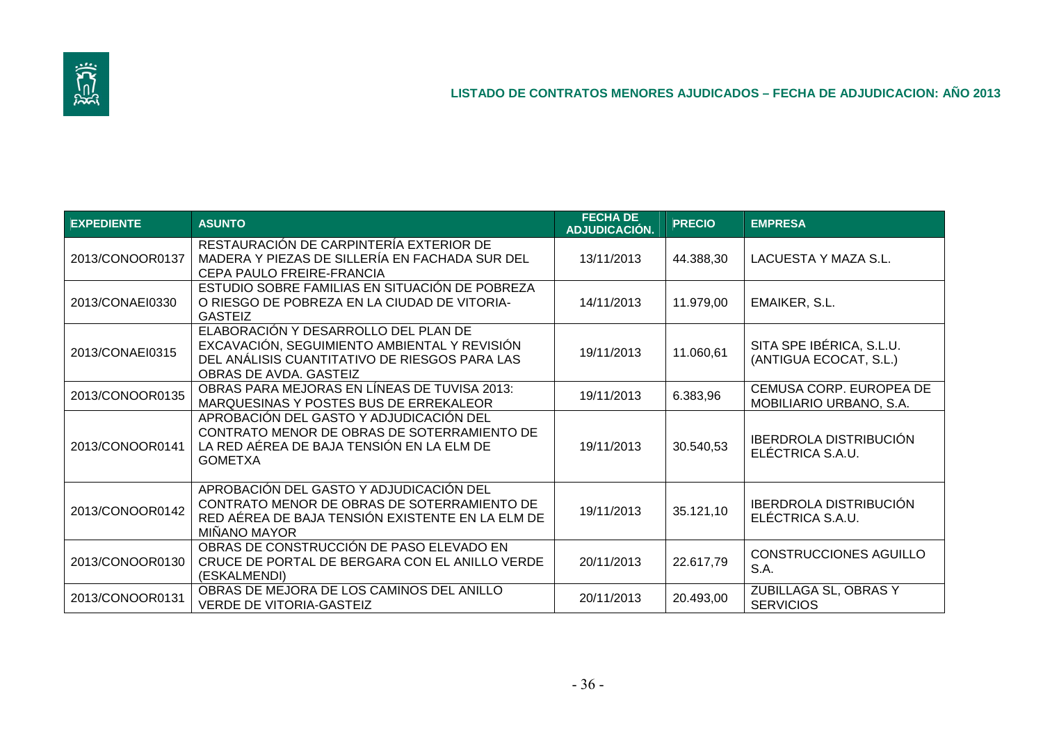**LISTADO DE CONTRATOS MENORES AJUDICADOS – FECHA DE ADJUDICACION: AÑO 2013**

| EXPEDIENTE | ASUNTO | FECHA DE ADJUDICACIÓN. | PRECIO | EMPRESA |
|---|---|---|---|---|
| 2013/CONOOR0137 | RESTAURACIÓN DE CARPINTERÍA EXTERIOR DE MADERA Y PIEZAS DE SILLERÍA EN FACHADA SUR DEL CEPA PAULO FREIRE-FRANCIA | 13/11/2013 | 44.388,30 | LACUESTA Y MAZA S.L. |
| 2013/CONAEI0330 | ESTUDIO SOBRE FAMILIAS EN SITUACIÓN DE POBREZA O RIESGO DE POBREZA EN LA CIUDAD DE VITORIA-GASTEIZ | 14/11/2013 | 11.979,00 | EMAIKER, S.L. |
| 2013/CONAEI0315 | ELABORACIÓN Y DESARROLLO DEL PLAN DE EXCAVACIÓN, SEGUIMIENTO AMBIENTAL Y REVISIÓN DEL ANÁLISIS CUANTITATIVO DE RIESGOS PARA LAS OBRAS DE AVDA. GASTEIZ | 19/11/2013 | 11.060,61 | SITA SPE IBÉRICA, S.L.U. (ANTIGUA ECOCAT, S.L.) |
| 2013/CONOOR0135 | OBRAS PARA MEJORAS EN LÍNEAS DE TUVISA 2013: MARQUESINAS Y POSTES BUS DE ERREKALEOR | 19/11/2013 | 6.383,96 | CEMUSA CORP. EUROPEA DE MOBILIARIO URBANO, S.A. |
| 2013/CONOOR0141 | APROBACIÓN DEL GASTO Y ADJUDICACIÓN DEL CONTRATO MENOR DE OBRAS DE SOTERRAMIENTO DE LA RED AÉREA DE BAJA TENSIÓN EN LA ELM DE GOMETXA | 19/11/2013 | 30.540,53 | IBERDROLA DISTRIBUCIÓN ELÉCTRICA S.A.U. |
| 2013/CONOOR0142 | APROBACIÓN DEL GASTO Y ADJUDICACIÓN DEL CONTRATO MENOR DE OBRAS DE SOTERRAMIENTO DE RED AÉREA DE BAJA TENSIÓN EXISTENTE EN LA ELM DE MIÑANO MAYOR | 19/11/2013 | 35.121,10 | IBERDROLA DISTRIBUCIÓN ELÉCTRICA S.A.U. |
| 2013/CONOOR0130 | OBRAS DE CONSTRUCCIÓN DE PASO ELEVADO EN CRUCE DE PORTAL DE BERGARA CON EL ANILLO VERDE (ESKALMENDI) | 20/11/2013 | 22.617,79 | CONSTRUCCIONES AGUILLO S.A. |
| 2013/CONOOR0131 | OBRAS DE MEJORA DE LOS CAMINOS DEL ANILLO VERDE DE VITORIA-GASTEIZ | 20/11/2013 | 20.493,00 | ZUBILLAGA SL, OBRAS Y SERVICIOS |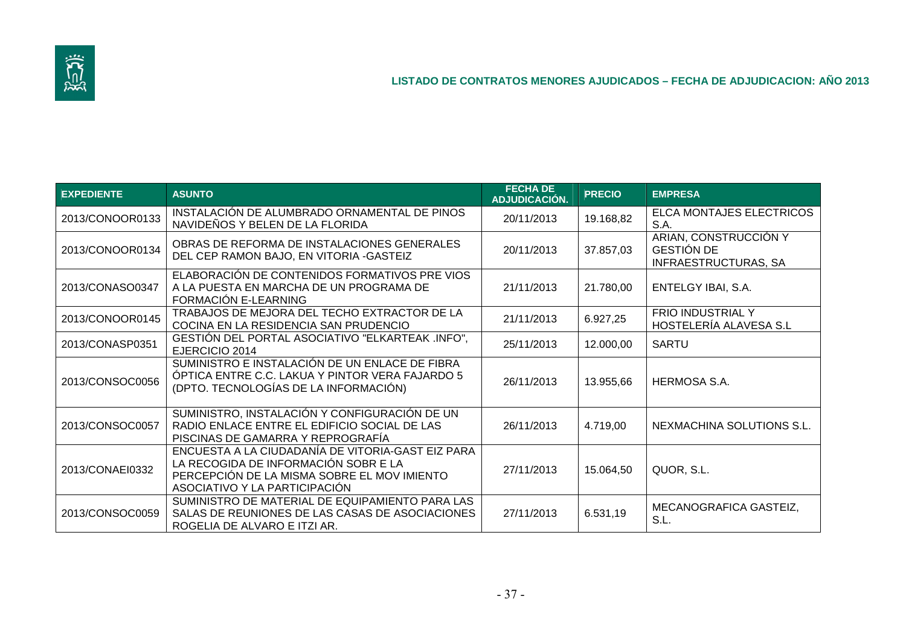## LISTADO DE CONTRATOS MENORES AJUDICADOS – FECHA DE ADJUDICACION: AÑO 2013

| EXPEDIENTE | ASUNTO | FECHA DE ADJUDICACIÓN. | PRECIO | EMPRESA |
|---|---|---|---|---|
| 2013/CONOOR0133 | INSTALACIÓN DE ALUMBRADO ORNAMENTAL DE PINOS NAVIDEÑOS Y BELEN DE LA FLORIDA | 20/11/2013 | 19.168,82 | ELCA MONTAJES ELECTRICOS S.A. |
| 2013/CONOOR0134 | OBRAS DE REFORMA DE INSTALACIONES GENERALES DEL CEP RAMON BAJO, EN VITORIA -GASTEIZ | 20/11/2013 | 37.857,03 | ARIAN, CONSTRUCCIÓN Y GESTIÓN DE INFRAESTRUCTURAS, SA |
| 2013/CONASO0347 | ELABORACIÓN DE CONTENIDOS FORMATIVOS PRE VIOS A LA PUESTA EN MARCHA DE UN PROGRAMA DE FORMACIÓN E-LEARNING | 21/11/2013 | 21.780,00 | ENTELGY IBAI, S.A. |
| 2013/CONOOR0145 | TRABAJOS DE MEJORA DEL TECHO EXTRACTOR DE LA COCINA EN LA RESIDENCIA SAN PRUDENCIO | 21/11/2013 | 6.927,25 | FRIO INDUSTRIAL Y HOSTELERÍA ALAVESA S.L |
| 2013/CONASP0351 | GESTIÓN DEL PORTAL ASOCIATIVO "ELKARTEAK .INFO", EJERCICIO 2014 | 25/11/2013 | 12.000,00 | SARTU |
| 2013/CONSOC0056 | SUMINISTRO E INSTALACIÓN DE UN ENLACE DE FIBRA ÓPTICA ENTRE C.C. LAKUA Y PINTOR VERA FAJARDO 5 (DPTO. TECNOLOGÍAS DE LA INFORMACIÓN) | 26/11/2013 | 13.955,66 | HERMOSA S.A. |
| 2013/CONSOC0057 | SUMINISTRO, INSTALACIÓN Y CONFIGURACIÓN DE UN RADIO ENLACE ENTRE EL EDIFICIO SOCIAL DE LAS PISCINAS DE GAMARRA Y REPROGRAFÍA | 26/11/2013 | 4.719,00 | NEXMACHINA SOLUTIONS S.L. |
| 2013/CONAEI0332 | ENCUESTA A LA CIUDADANÍA DE VITORIA-GAST EIZ PARA LA RECOGIDA DE INFORMACIÓN SOBR E LA PERCEPCIÓN DE LA MISMA SOBRE EL MOV IMIENTO ASOCIATIVO Y LA PARTICIPACIÓN | 27/11/2013 | 15.064,50 | QUOR, S.L. |
| 2013/CONSOC0059 | SUMINISTRO DE MATERIAL DE EQUIPAMIENTO PARA LAS SALAS DE REUNIONES DE LAS CASAS DE ASOCIACIONES ROGELIA DE ALVARO E ITZI AR. | 27/11/2013 | 6.531,19 | MECANOGRAFICA GASTEIZ, S.L. |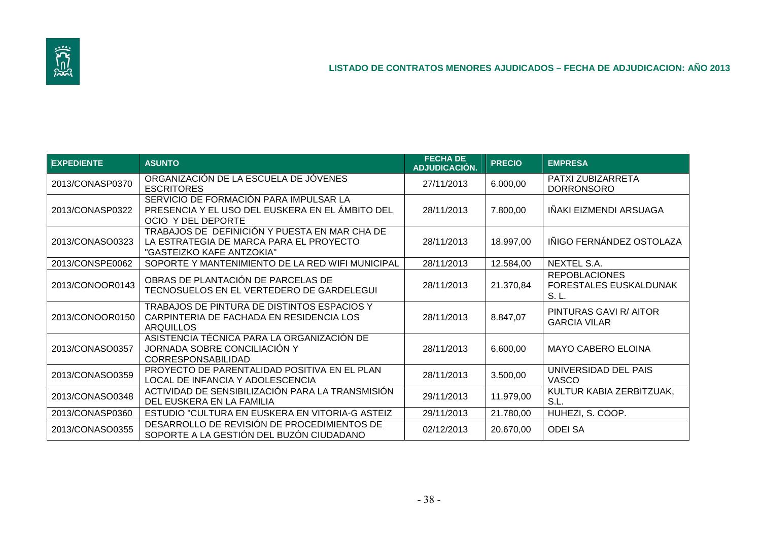## LISTADO DE CONTRATOS MENORES AJUDICADOS – FECHA DE ADJUDICACION: AÑO 2013

| EXPEDIENTE | ASUNTO | FECHA DE ADJUDICACIÓN. | PRECIO | EMPRESA |
|---|---|---|---|---|
| 2013/CONASP0370 | ORGANIZACIÓN DE LA ESCUELA DE JÓVENES ESCRITORES | 27/11/2013 | 6.000,00 | PATXI ZUBIZARRETA DORRONSORO |
| 2013/CONASP0322 | SERVICIO DE FORMACIÓN PARA IMPULSAR LA PRESENCIA Y EL USO DEL EUSKERA EN EL ÁMBITO DEL OCIO Y DEL DEPORTE | 28/11/2013 | 7.800,00 | IÑAKI EIZMENDI ARSUAGA |
| 2013/CONASO0323 | TRABAJOS DE DEFINICIÓN Y PUESTA EN MAR CHA DE LA ESTRATEGIA DE MARCA PARA EL PROYECTO "GASTEIZKO KAFE ANTZOKIA" | 28/11/2013 | 18.997,00 | IÑIGO FERNÁNDEZ OSTOLAZA |
| 2013/CONSPE0062 | SOPORTE Y MANTENIMIENTO DE LA RED WIFI MUNICIPAL | 28/11/2013 | 12.584,00 | NEXTEL S.A. |
| 2013/CONOOR0143 | OBRAS DE PLANTACIÓN DE PARCELAS DE TECNOSUELOS EN EL VERTEDERO DE GARDELEGUI | 28/11/2013 | 21.370,84 | REPOBLACIONES FORESTALES EUSKALDUNAK S. L. |
| 2013/CONOOR0150 | TRABAJOS DE PINTURA DE DISTINTOS ESPACIOS Y CARPINTERIA DE FACHADA EN RESIDENCIA LOS ARQUILLOS | 28/11/2013 | 8.847,07 | PINTURAS GAVI R/ AITOR GARCIA VILAR |
| 2013/CONASO0357 | ASISTENCIA TÉCNICA PARA LA ORGANIZACIÓN DE JORNADA SOBRE CONCILIACIÓN Y CORRESPONSABILIDAD | 28/11/2013 | 6.600,00 | MAYO CABERO ELOINA |
| 2013/CONASO0359 | PROYECTO DE PARENTALIDAD POSITIVA EN EL PLAN LOCAL DE INFANCIA Y ADOLESCENCIA | 28/11/2013 | 3.500,00 | UNIVERSIDAD DEL PAIS VASCO |
| 2013/CONASO0348 | ACTIVIDAD DE SENSIBILIZACIÓN PARA LA TRANSMISIÓN DEL EUSKERA EN LA FAMILIA | 29/11/2013 | 11.979,00 | KULTUR KABIA ZERBITZUAK, S.L. |
| 2013/CONASP0360 | ESTUDIO "CULTURA EN EUSKERA EN VITORIA-G ASTEIZ | 29/11/2013 | 21.780,00 | HUHEZI, S. COOP. |
| 2013/CONASO0355 | DESARROLLO DE REVISIÓN DE PROCEDIMIENTOS DE SOPORTE A LA GESTIÓN DEL BUZÓN CIUDADANO | 02/12/2013 | 20.670,00 | ODEI SA |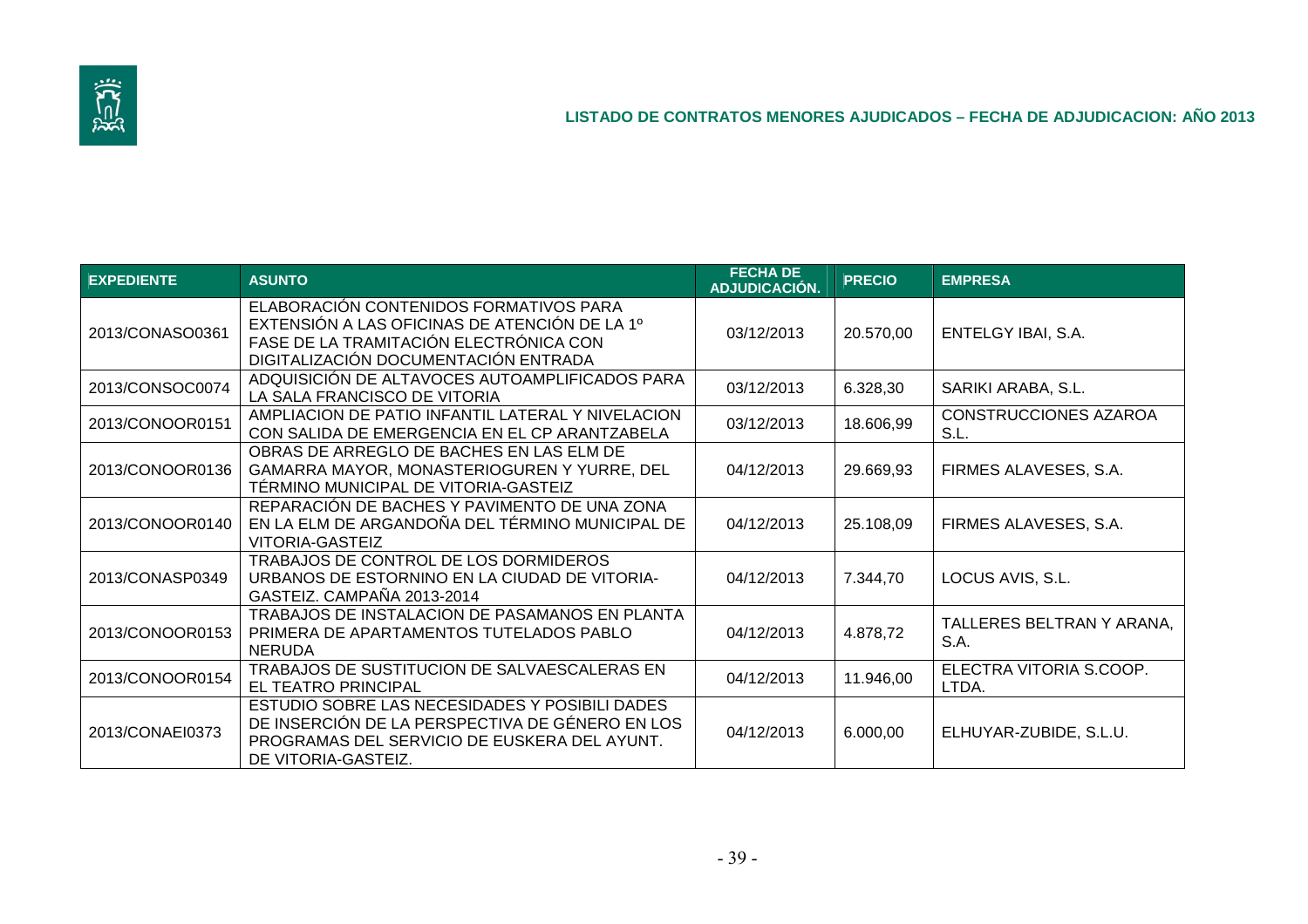## LISTADO DE CONTRATOS MENORES AJUDICADOS – FECHA DE ADJUDICACION: AÑO 2013

| EXPEDIENTE | ASUNTO | FECHA DE ADJUDICACIÓN. | PRECIO | EMPRESA |
|---|---|---|---|---|
| 2013/CONASO0361 | ELABORACIÓN CONTENIDOS FORMATIVOS PARA EXTENSIÓN A LAS OFICINAS DE ATENCIÓN DE LA 1º FASE DE LA TRAMITACIÓN ELECTRÓNICA CON DIGITALIZACIÓN DOCUMENTACIÓN ENTRADA | 03/12/2013 | 20.570,00 | ENTELGY IBAI, S.A. |
| 2013/CONSOC0074 | ADQUISICIÓN DE ALTAVOCES AUTOAMPLIFICADOS PARA LA SALA FRANCISCO DE VITORIA | 03/12/2013 | 6.328,30 | SARIKI ARABA, S.L. |
| 2013/CONOOR0151 | AMPLIACION DE PATIO INFANTIL LATERAL Y NIVELACION CON SALIDA DE EMERGENCIA EN EL CP ARANTZABELA | 03/12/2013 | 18.606,99 | CONSTRUCCIONES AZAROA S.L. |
| 2013/CONOOR0136 | OBRAS DE ARREGLO DE BACHES EN LAS ELM DE GAMARRA MAYOR, MONASTERIOGUREN Y YURRE, DEL TÉRMINO MUNICIPAL DE VITORIA-GASTEIZ | 04/12/2013 | 29.669,93 | FIRMES ALAVESES, S.A. |
| 2013/CONOOR0140 | REPARACIÓN DE BACHES Y PAVIMENTO DE UNA ZONA EN LA ELM DE ARGANDOÑA DEL TÉRMINO MUNICIPAL DE VITORIA-GASTEIZ | 04/12/2013 | 25.108,09 | FIRMES ALAVESES, S.A. |
| 2013/CONASP0349 | TRABAJOS DE CONTROL DE LOS DORMIDEROS URBANOS DE ESTORNINO EN LA CIUDAD DE VITORIA-GASTEIZ. CAMPAÑA 2013-2014 | 04/12/2013 | 7.344,70 | LOCUS AVIS, S.L. |
| 2013/CONOOR0153 | TRABAJOS DE INSTALACION DE PASAMANOS EN PLANTA PRIMERA DE APARTAMENTOS TUTELADOS PABLO NERUDA | 04/12/2013 | 4.878,72 | TALLERES BELTRAN Y ARANA, S.A. |
| 2013/CONOOR0154 | TRABAJOS DE SUSTITUCION DE SALVAESCALERAS EN EL TEATRO PRINCIPAL | 04/12/2013 | 11.946,00 | ELECTRA VITORIA S.COOP. LTDA. |
| 2013/CONAEI0373 | ESTUDIO SOBRE LAS NECESIDADES Y POSIBILI DADES DE INSERCIÓN DE LA PERSPECTIVA DE GÉNERO EN LOS PROGRAMAS DEL SERVICIO DE EUSKERA DEL AYUNT. DE VITORIA-GASTEIZ. | 04/12/2013 | 6.000,00 | ELHUYAR-ZUBIDE, S.L.U. |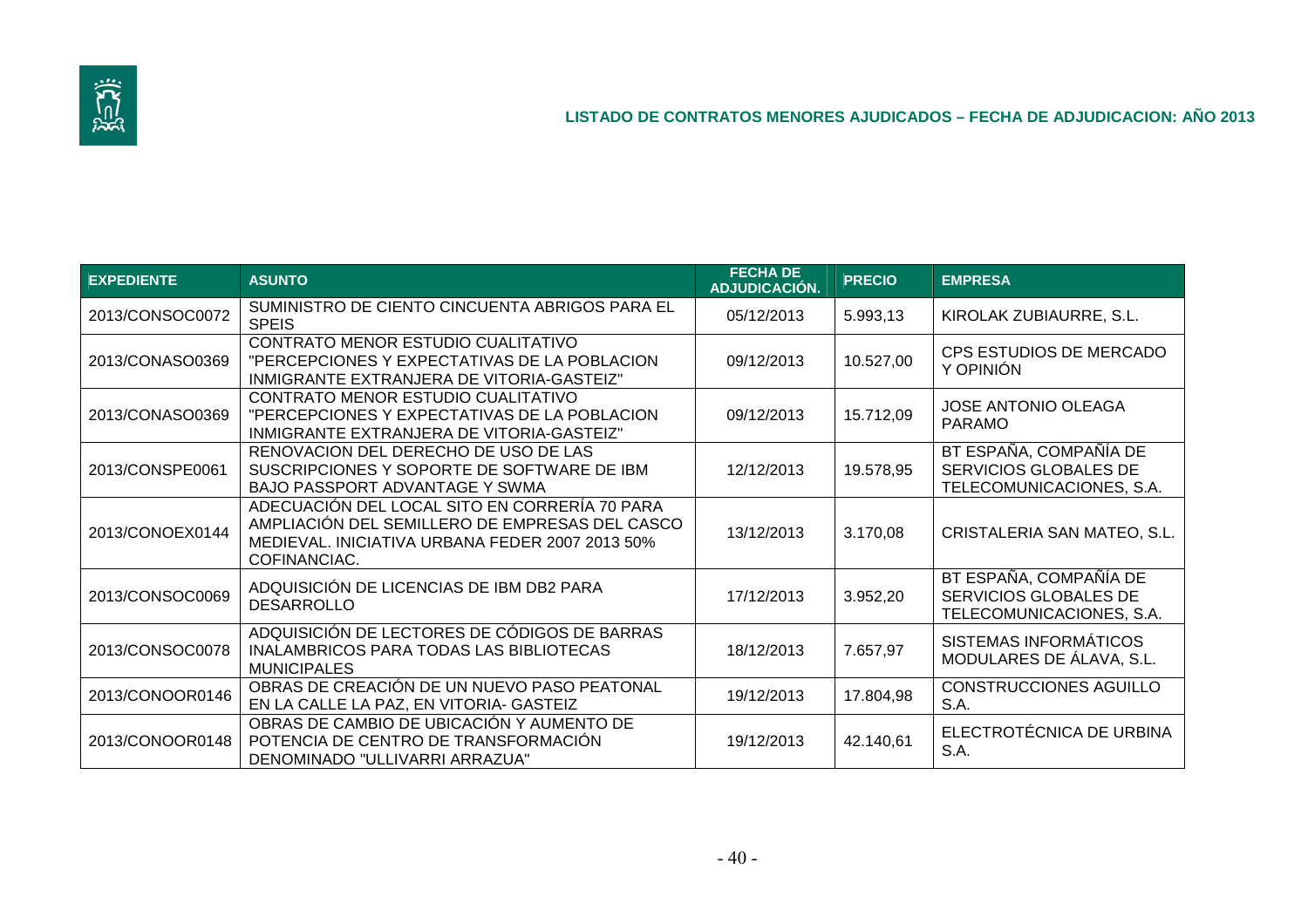## LISTADO DE CONTRATOS MENORES AJUDICADOS – FECHA DE ADJUDICACION: AÑO 2013

| EXPEDIENTE | ASUNTO | FECHA DE ADJUDICACIÓN. | PRECIO | EMPRESA |
|---|---|---|---|---|
| 2013/CONSOC0072 | SUMINISTRO DE CIENTO CINCUENTA ABRIGOS PARA EL SPEIS | 05/12/2013 | 5.993,13 | KIROLAK ZUBIAURRE, S.L. |
| 2013/CONASO0369 | CONTRATO MENOR ESTUDIO CUALITATIVO "PERCEPCIONES Y EXPECTATIVAS DE LA POBLACION INMIGRANTE EXTRANJERA DE VITORIA-GASTEIZ" | 09/12/2013 | 10.527,00 | CPS ESTUDIOS DE MERCADO Y OPINIÓN |
| 2013/CONASO0369 | CONTRATO MENOR ESTUDIO CUALITATIVO "PERCEPCIONES Y EXPECTATIVAS DE LA POBLACION INMIGRANTE EXTRANJERA DE VITORIA-GASTEIZ" | 09/12/2013 | 15.712,09 | JOSE ANTONIO OLEAGA PARAMO |
| 2013/CONSPE0061 | RENOVACION DEL DERECHO DE USO DE LAS SUSCRIPCIONES Y SOPORTE DE SOFTWARE DE IBM BAJO PASSPORT ADVANTAGE Y SWMA | 12/12/2013 | 19.578,95 | BT ESPAÑA, COMPAÑÍA DE SERVICIOS GLOBALES DE TELECOMUNICACIONES, S.A. |
| 2013/CONOEX0144 | ADECUACIÓN DEL LOCAL SITO EN CORRERÍA 70 PARA AMPLIACIÓN DEL SEMILLERO DE EMPRESAS DEL CASCO MEDIEVAL. INICIATIVA URBANA FEDER 2007 2013 50% COFINANCIAC. | 13/12/2013 | 3.170,08 | CRISTALERIA SAN MATEO, S.L. |
| 2013/CONSOC0069 | ADQUISICIÓN DE LICENCIAS DE IBM DB2 PARA DESARROLLO | 17/12/2013 | 3.952,20 | BT ESPAÑA, COMPAÑÍA DE SERVICIOS GLOBALES DE TELECOMUNICACIONES, S.A. |
| 2013/CONSOC0078 | ADQUISICIÓN DE LECTORES DE CÓDIGOS DE BARRAS INALAMBRICOS PARA TODAS LAS BIBLIOTECAS MUNICIPALES | 18/12/2013 | 7.657,97 | SISTEMAS INFORMÁTICOS MODULARES DE ÁLAVA, S.L. |
| 2013/CONOOR0146 | OBRAS DE CREACIÓN DE UN NUEVO PASO PEATONAL EN LA CALLE LA PAZ, EN VITORIA- GASTEIZ | 19/12/2013 | 17.804,98 | CONSTRUCCIONES AGUILLO S.A. |
| 2013/CONOOR0148 | OBRAS DE CAMBIO DE UBICACIÓN Y AUMENTO DE POTENCIA DE CENTRO DE TRANSFORMACIÓN DENOMINADO "ULLIVARRI ARRAZUA" | 19/12/2013 | 42.140,61 | ELECTROTÉCNICA DE URBINA S.A. |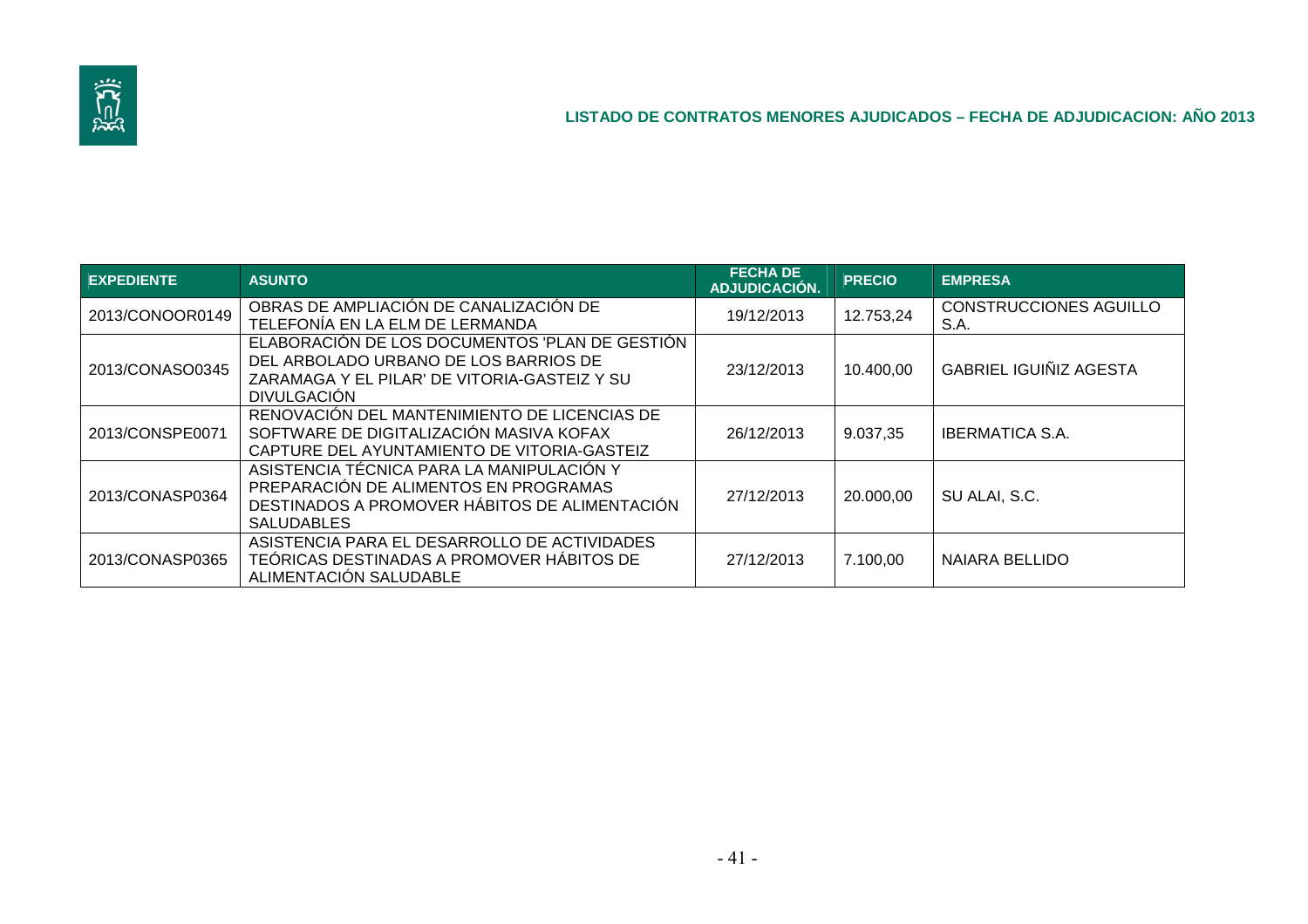**LISTADO DE CONTRATOS MENORES AJUDICADOS – FECHA DE ADJUDICACION: AÑO 2013**

| EXPEDIENTE | ASUNTO | FECHA DE ADJUDICACIÓN. | PRECIO | EMPRESA |
|---|---|---|---|---|
| 2013/CONOOR0149 | OBRAS DE AMPLIACIÓN DE CANALIZACIÓN DE TELEFONÍA EN LA ELM DE LERMANDA | 19/12/2013 | 12.753,24 | CONSTRUCCIONES AGUILLO S.A. |
| 2013/CONASO0345 | ELABORACIÓN DE LOS DOCUMENTOS 'PLAN DE GESTIÓN DEL ARBOLADO URBANO DE LOS BARRIOS DE ZARAMAGA Y EL PILAR' DE VITORIA-GASTEIZ Y SU DIVULGACIÓN | 23/12/2013 | 10.400,00 | GABRIEL IGUIÑIZ AGESTA |
| 2013/CONSPE0071 | RENOVACIÓN DEL MANTENIMIENTO DE LICENCIAS DE SOFTWARE DE DIGITALIZACIÓN MASIVA KOFAX CAPTURE DEL AYUNTAMIENTO DE VITORIA-GASTEIZ | 26/12/2013 | 9.037,35 | IBERMATICA S.A. |
| 2013/CONASP0364 | ASISTENCIA TÉCNICA PARA LA MANIPULACIÓN Y PREPARACIÓN DE ALIMENTOS EN PROGRAMAS DESTINADOS A PROMOVER HÁBITOS DE ALIMENTACIÓN SALUDABLES | 27/12/2013 | 20.000,00 | SU ALAI, S.C. |
| 2013/CONASP0365 | ASISTENCIA PARA EL DESARROLLO DE ACTIVIDADES TEÓRICAS DESTINADAS A PROMOVER HÁBITOS DE ALIMENTACIÓN SALUDABLE | 27/12/2013 | 7.100,00 | NAIARA BELLIDO |